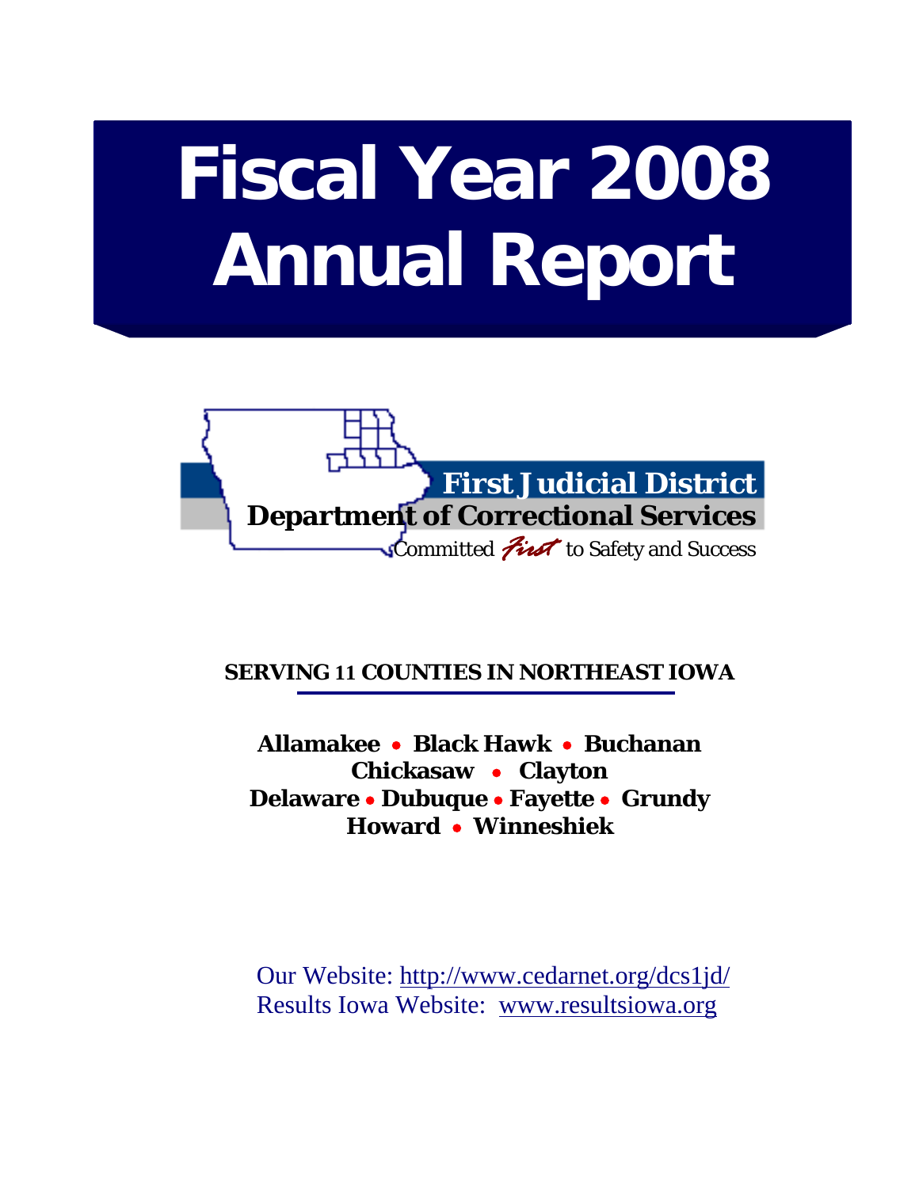# Fiscal Year 2008 Annual Report

**First Judicial District**
**Department of Correctional Services**
Committed *First* to Safety and Success

**SERVING 11 COUNTIES IN NORTHEAST IOWA**

**Allamakee • Black Hawk • Buchanan**
**Chickasaw • Clayton**
**Delaware • Dubuque • Fayette • Grundy**
**Howard • Winneshiek**

Our Website: http://www.cedarnet.org/dcs1jd/
Results Iowa Website: www.resultsiowa.org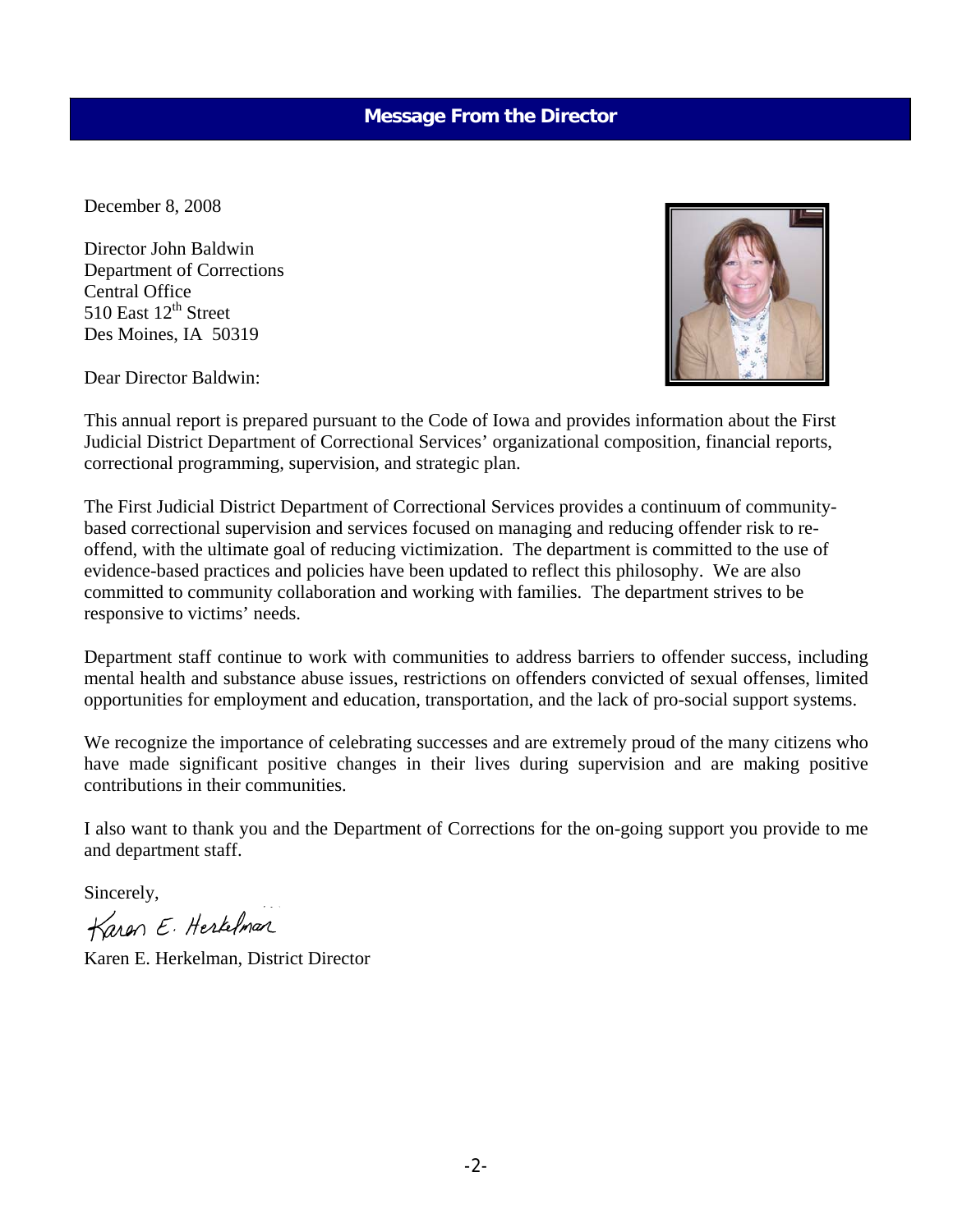## Message From the Director

December 8, 2008

Director John Baldwin
Department of Corrections
Central Office
510 East 12th Street
Des Moines, IA 50319

Dear Director Baldwin:

This annual report is prepared pursuant to the Code of Iowa and provides information about the First Judicial District Department of Correctional Services' organizational composition, financial reports, correctional programming, supervision, and strategic plan.

The First Judicial District Department of Correctional Services provides a continuum of community-based correctional supervision and services focused on managing and reducing offender risk to re-offend, with the ultimate goal of reducing victimization. The department is committed to the use of evidence-based practices and policies have been updated to reflect this philosophy. We are also committed to community collaboration and working with families. The department strives to be responsive to victims' needs.

Department staff continue to work with communities to address barriers to offender success, including mental health and substance abuse issues, restrictions on offenders convicted of sexual offenses, limited opportunities for employment and education, transportation, and the lack of pro-social support systems.

We recognize the importance of celebrating successes and are extremely proud of the many citizens who have made significant positive changes in their lives during supervision and are making positive contributions in their communities.

I also want to thank you and the Department of Corrections for the on-going support you provide to me and department staff.

Sincerely,

Karen E. Herkelman

Karen E. Herkelman, District Director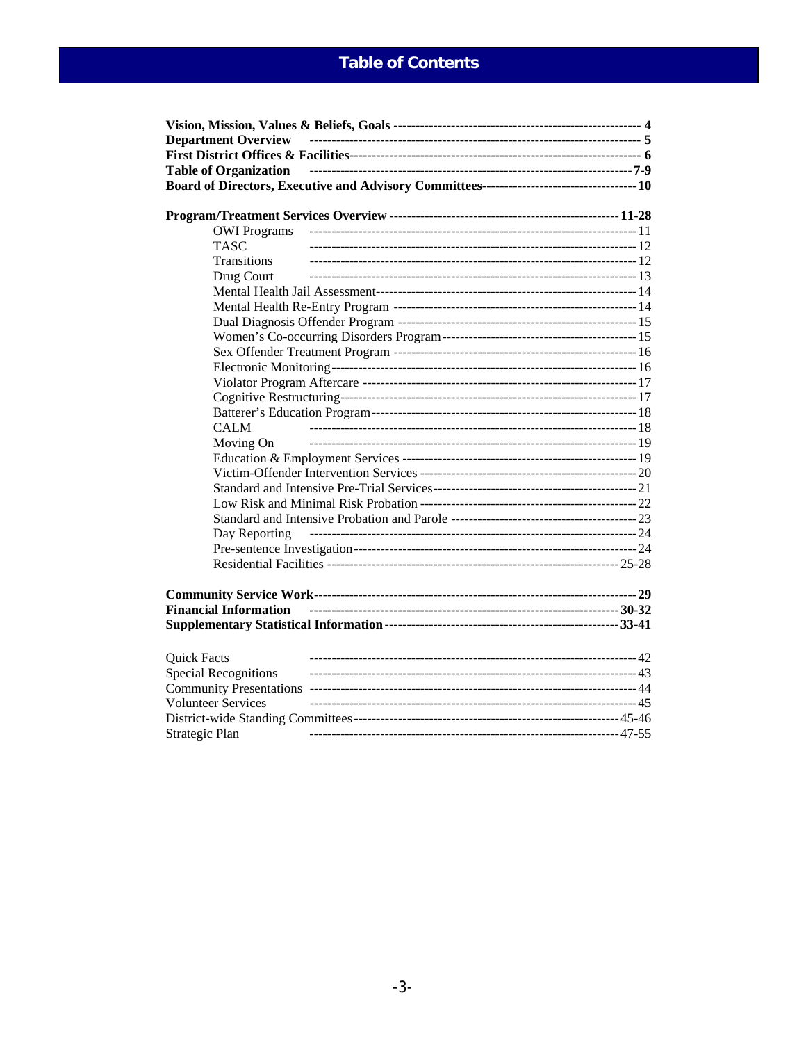# Table of Contents

**Vision, Mission, Values & Beliefs, Goals** ---------- **4**
**Department Overview** ---------- **5**
**First District Offices & Facilities** ---------- **6**
**Table of Organization** ---------- **7-9**
**Board of Directors, Executive and Advisory Committees** ---------- **10**

**Program/Treatment Services Overview** ---------- **11-28**

- OWI Programs ---------- 11
- TASC ---------- 12
- Transitions ---------- 12
- Drug Court ---------- 13
- Mental Health Jail Assessment ---------- 14
- Mental Health Re-Entry Program ---------- 14
- Dual Diagnosis Offender Program ---------- 15
- Women's Co-occurring Disorders Program ---------- 15
- Sex Offender Treatment Program ---------- 16
- Electronic Monitoring ---------- 16
- Violator Program Aftercare ---------- 17
- Cognitive Restructuring ---------- 17
- Batterer's Education Program ---------- 18
- CALM ---------- 18
- Moving On ---------- 19
- Education & Employment Services ---------- 19
- Victim-Offender Intervention Services ---------- 20
- Standard and Intensive Pre-Trial Services ---------- 21
- Low Risk and Minimal Risk Probation ---------- 22
- Standard and Intensive Probation and Parole ---------- 23
- Day Reporting ---------- 24
- Pre-sentence Investigation ---------- 24
- Residential Facilities ---------- 25-28

**Community Service Work** ---------- **29**
**Financial Information** ---------- **30-32**
**Supplementary Statistical Information** ---------- **33-41**

Quick Facts ---------- 42
Special Recognitions ---------- 43
Community Presentations ---------- 44
Volunteer Services ---------- 45
District-wide Standing Committees ---------- 45-46
Strategic Plan ---------- 47-55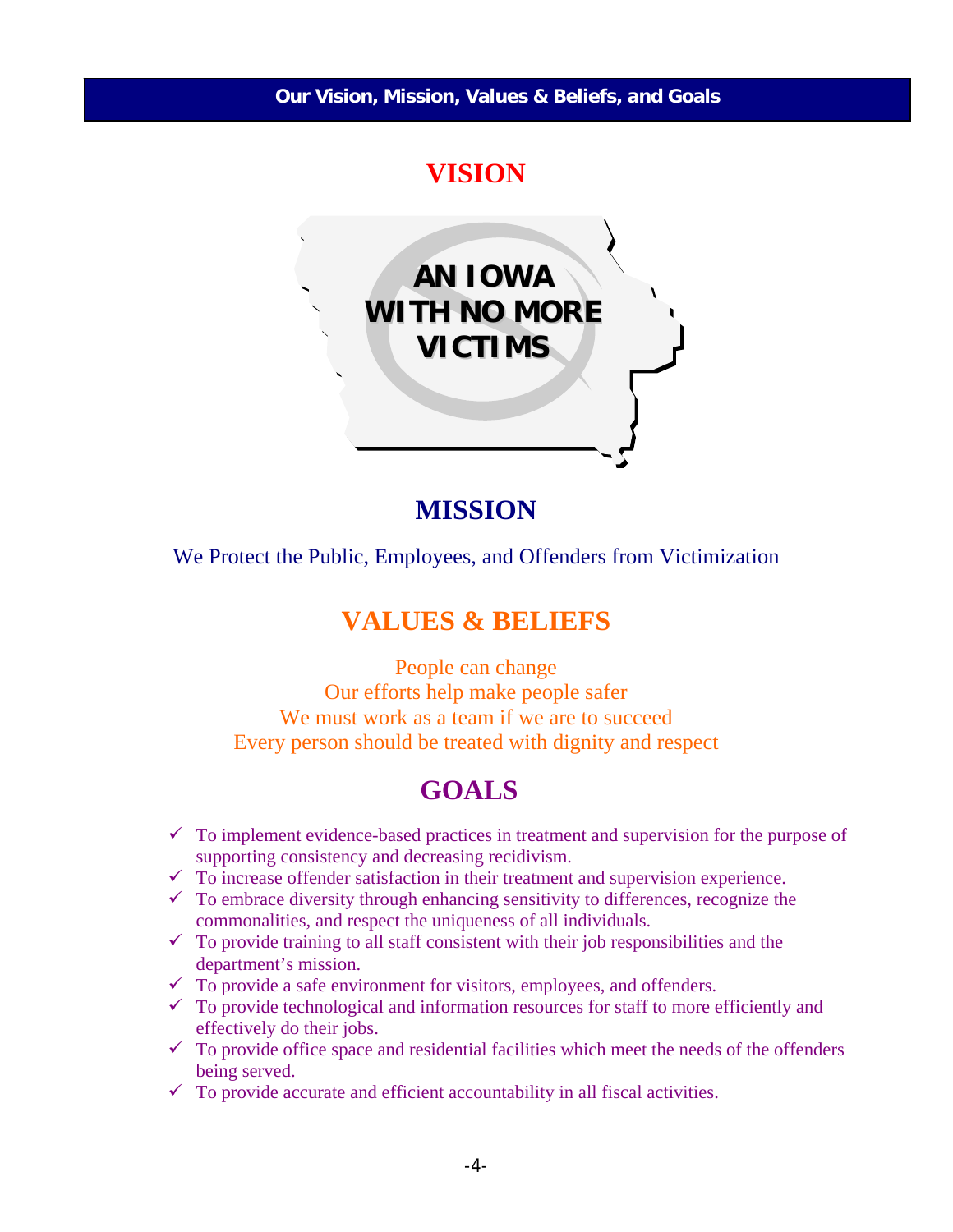## Our Vision, Mission, Values & Beliefs, and Goals

# VISION

**AN IOWA WITH NO MORE VICTIMS**

# MISSION

We Protect the Public, Employees, and Offenders from Victimization

# VALUES & BELIEFS

People can change
Our efforts help make people safer
We must work as a team if we are to succeed
Every person should be treated with dignity and respect

# GOALS

- ✓ To implement evidence-based practices in treatment and supervision for the purpose of supporting consistency and decreasing recidivism.
- ✓ To increase offender satisfaction in their treatment and supervision experience.
- ✓ To embrace diversity through enhancing sensitivity to differences, recognize the commonalities, and respect the uniqueness of all individuals.
- ✓ To provide training to all staff consistent with their job responsibilities and the department's mission.
- ✓ To provide a safe environment for visitors, employees, and offenders.
- ✓ To provide technological and information resources for staff to more efficiently and effectively do their jobs.
- ✓ To provide office space and residential facilities which meet the needs of the offenders being served.
- ✓ To provide accurate and efficient accountability in all fiscal activities.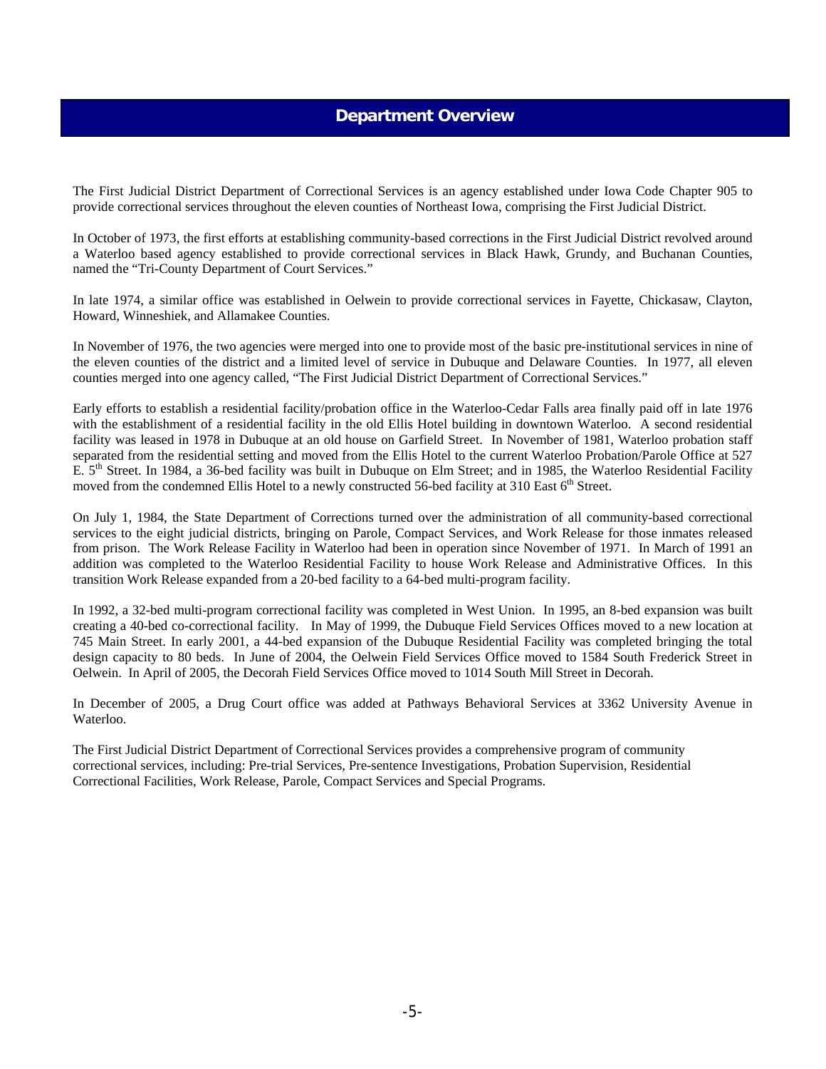# Department Overview

The First Judicial District Department of Correctional Services is an agency established under Iowa Code Chapter 905 to provide correctional services throughout the eleven counties of Northeast Iowa, comprising the First Judicial District.

In October of 1973, the first efforts at establishing community-based corrections in the First Judicial District revolved around a Waterloo based agency established to provide correctional services in Black Hawk, Grundy, and Buchanan Counties, named the "Tri-County Department of Court Services."

In late 1974, a similar office was established in Oelwein to provide correctional services in Fayette, Chickasaw, Clayton, Howard, Winneshiek, and Allamakee Counties.

In November of 1976, the two agencies were merged into one to provide most of the basic pre-institutional services in nine of the eleven counties of the district and a limited level of service in Dubuque and Delaware Counties. In 1977, all eleven counties merged into one agency called, "The First Judicial District Department of Correctional Services."

Early efforts to establish a residential facility/probation office in the Waterloo-Cedar Falls area finally paid off in late 1976 with the establishment of a residential facility in the old Ellis Hotel building in downtown Waterloo. A second residential facility was leased in 1978 in Dubuque at an old house on Garfield Street. In November of 1981, Waterloo probation staff separated from the residential setting and moved from the Ellis Hotel to the current Waterloo Probation/Parole Office at 527 E. 5th Street. In 1984, a 36-bed facility was built in Dubuque on Elm Street; and in 1985, the Waterloo Residential Facility moved from the condemned Ellis Hotel to a newly constructed 56-bed facility at 310 East 6th Street.

On July 1, 1984, the State Department of Corrections turned over the administration of all community-based correctional services to the eight judicial districts, bringing on Parole, Compact Services, and Work Release for those inmates released from prison. The Work Release Facility in Waterloo had been in operation since November of 1971. In March of 1991 an addition was completed to the Waterloo Residential Facility to house Work Release and Administrative Offices. In this transition Work Release expanded from a 20-bed facility to a 64-bed multi-program facility.

In 1992, a 32-bed multi-program correctional facility was completed in West Union. In 1995, an 8-bed expansion was built creating a 40-bed co-correctional facility. In May of 1999, the Dubuque Field Services Offices moved to a new location at 745 Main Street. In early 2001, a 44-bed expansion of the Dubuque Residential Facility was completed bringing the total design capacity to 80 beds. In June of 2004, the Oelwein Field Services Office moved to 1584 South Frederick Street in Oelwein. In April of 2005, the Decorah Field Services Office moved to 1014 South Mill Street in Decorah.

In December of 2005, a Drug Court office was added at Pathways Behavioral Services at 3362 University Avenue in Waterloo.

The First Judicial District Department of Correctional Services provides a comprehensive program of community correctional services, including: Pre-trial Services, Pre-sentence Investigations, Probation Supervision, Residential Correctional Facilities, Work Release, Parole, Compact Services and Special Programs.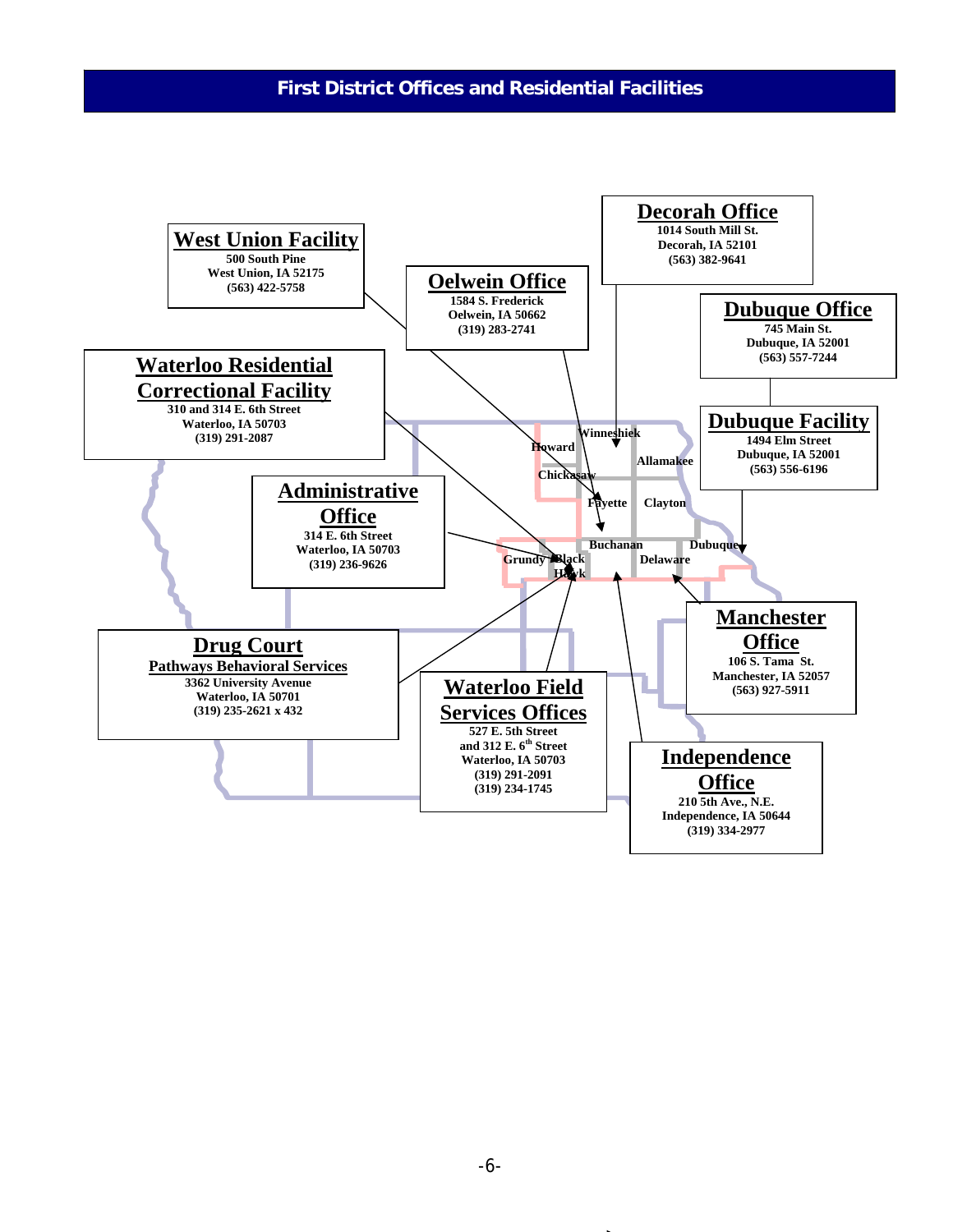## First District Offices and Residential Facilities

**West Union Facility**
500 South Pine
West Union, IA 52175
(563) 422-5758

**Oelwein Office**
1584 S. Frederick
Oelwein, IA 50662
(319) 283-2741

**Decorah Office**
1014 South Mill St.
Decorah, IA 52101
(563) 382-9641

**Dubuque Office**
745 Main St.
Dubuque, IA 52001
(563) 557-7244

**Waterloo Residential Correctional Facility**
310 and 314 E. 6th Street
Waterloo, IA 50703
(319) 291-2087

**Dubuque Facility**
1494 Elm Street
Dubuque, IA 52001
(563) 556-6196

**Administrative Office**
314 E. 6th Street
Waterloo, IA 50703
(319) 236-9626

**Manchester Office**
106 S. Tama St.
Manchester, IA 52057
(563) 927-5911

**Drug Court**
Pathways Behavioral Services
3362 University Avenue
Waterloo, IA 50701
(319) 235-2621 x 432

**Waterloo Field Services Offices**
527 E. 5th Street
and 312 E. 6th Street
Waterloo, IA 50703
(319) 291-2091
(319) 234-1745

**Independence Office**
210 5th Ave., N.E.
Independence, IA 50644
(319) 334-2977

Counties: Howard, Winneshiek, Allamakee, Chickasaw, Fayette, Clayton, Buchanan, Dubuque, Grundy, Black Hawk, Delaware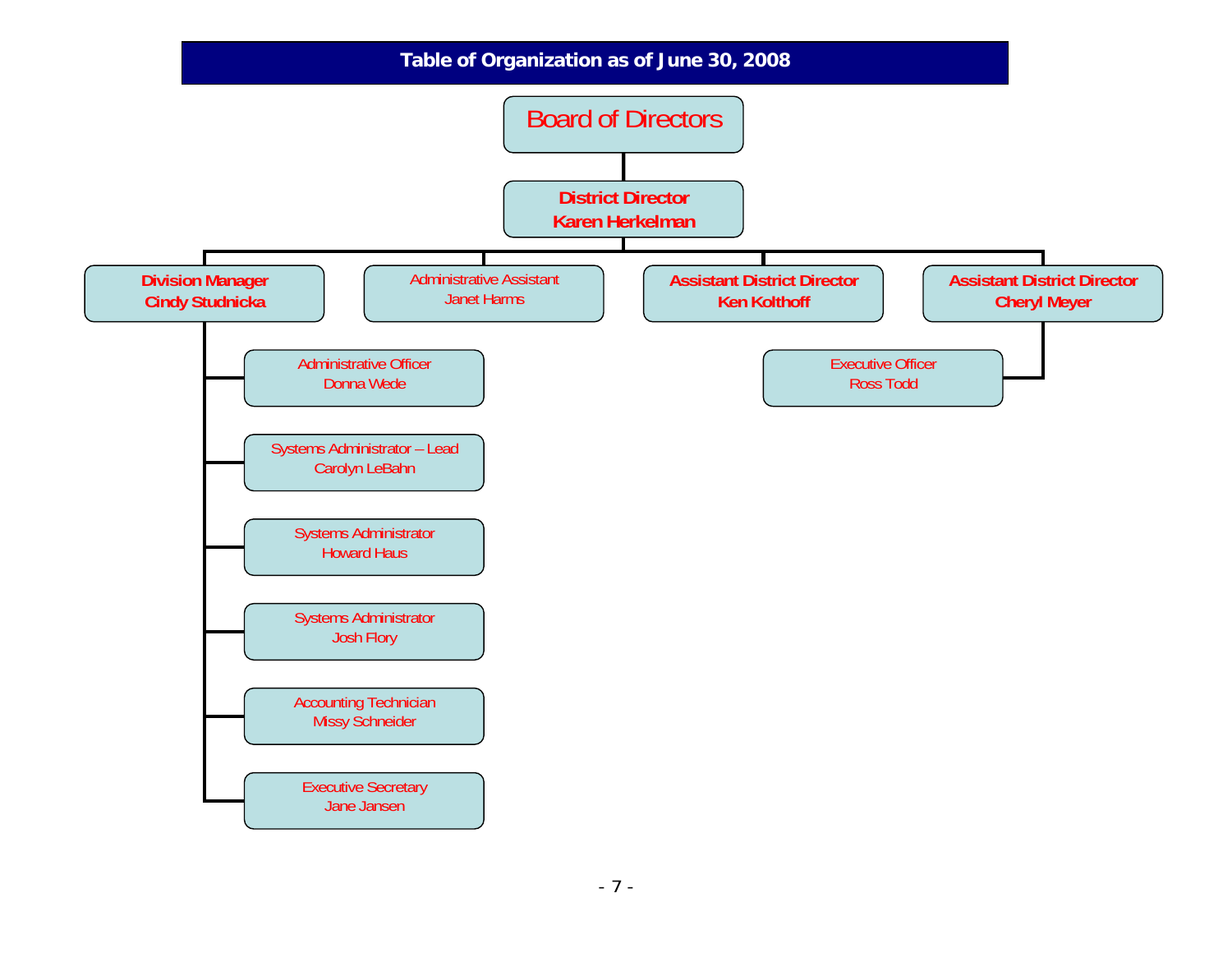# Table of Organization as of June 30, 2008

- **Board of Directors**
  - **District Director** – **Karen Herkelman**
    - **Division Manager** – **Cindy Studnicka**
      - Administrative Officer – Donna Wede
      - Systems Administrator – Lead – Carolyn LeBahn
      - Systems Administrator – Howard Haus
      - Systems Administrator – Josh Flory
      - Accounting Technician – Missy Schneider
      - Executive Secretary – Jane Jansen
    - Administrative Assistant – Janet Harms
    - **Assistant District Director** – **Ken Kolthoff**
    - **Assistant District Director** – **Cheryl Meyer**
      - Executive Officer – Ross Todd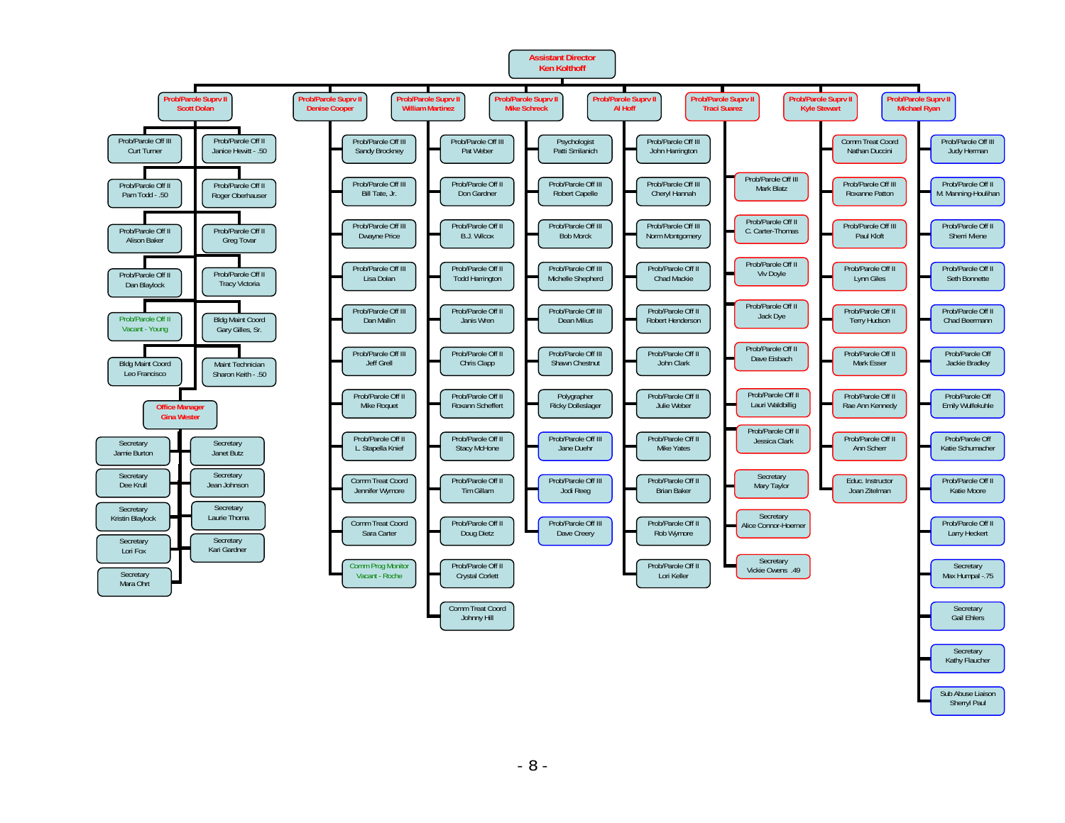# Assistant Director
**Ken Kolthoff**

## Prob/Parole Suprv II — Scott Dolan

- Prob/Parole Off III — Curt Turner
- Prob/Parole Off II — Janice Hewitt - .50
- Prob/Parole Off II — Pam Todd - .50
- Prob/Parole Off II — Roger Oberhauser
- Prob/Parole Off II — Alison Baker
- Prob/Parole Off II — Greg Tovar
- Prob/Parole Off II — Dan Blaylock
- Prob/Parole Off II — Tracy Victoria
- Prob/Parole Off II — Vacant - Young
- Bldg Maint Coord — Gary Gilles, Sr.
- Bldg Maint Coord — Leo Francisco
- Maint Technician — Sharon Keith - .50
- **Office Manager — Gina Wester**
  - Secretary — Jamie Burton
  - Secretary — Janet Butz
  - Secretary — Dee Krull
  - Secretary — Jean Johnson
  - Secretary — Kristin Blaylock
  - Secretary — Laurie Thoma
  - Secretary — Lori Fox
  - Secretary — Kari Gardner
  - Secretary — Mara Ohrt

## Prob/Parole Suprv II — Denise Cooper

- Prob/Parole Off III — Sandy Brockney
- Prob/Parole Off III — Bill Tate, Jr.
- Prob/Parole Off III — Dwayne Price
- Prob/Parole Off III — Lisa Dolan
- Prob/Parole Off III — Dan Mallin
- Prob/Parole Off III — Jeff Grell
- Prob/Parole Off II — Mike Roquet
- Prob/Parole Off II — L. Stapella Knief
- Comm Treat Coord — Jennifer Wymore
- Comm Treat Coord — Sara Carter
- Comm Prog Monitor — Vacant - Roche

## Prob/Parole Suprv II — William Martinez

- Prob/Parole Off III — Pat Weber
- Prob/Parole Off II — Don Gardner
- Prob/Parole Off II — B.J. Wilcox
- Prob/Parole Off II — Todd Harrington
- Prob/Parole Off II — Janis Wren
- Prob/Parole Off II — Chris Clapp
- Prob/Parole Off II — Roxann Scheffert
- Prob/Parole Off II — Stacy McHone
- Prob/Parole Off II — Tim Gillam
- Prob/Parole Off II — Doug Dietz
- Prob/Parole Off II — Crystal Corlett
- Comm Treat Coord — Johnny Hill

## Prob/Parole Suprv II — Mike Schreck

- Psychologist — Patti Smilanich
- Prob/Parole Off III — Robert Capelle
- Prob/Parole Off III — Bob Morck
- Prob/Parole Off III — Michelle Shepherd
- Prob/Parole Off III — Dean Milius
- Prob/Parole Off III — Shawn Chestnut
- Polygrapher — Ricky Dolleslager
- Prob/Parole Off III — Jane Duehr
- Prob/Parole Off III — Jodi Reeg
- Prob/Parole Off III — Dave Creery

## Prob/Parole Suprv II — Al Hoff

- Prob/Parole Off III — John Harrington
- Prob/Parole Off III — Cheryl Hannah
- Prob/Parole Off III — Norm Montgomery
- Prob/Parole Off II — Chad Mackie
- Prob/Parole Off II — Robert Henderson
- Prob/Parole Off II — John Clark
- Prob/Parole Off II — Julie Weber
- Prob/Parole Off II — Mike Yates
- Prob/Parole Off II — Brian Baker
- Prob/Parole Off II — Rob Wymore
- Prob/Parole Off II — Lori Keller

## Prob/Parole Suprv II — Traci Suarez

- Prob/Parole Off III — Mark Blatz
- Prob/Parole Off II — C. Carter-Thomas
- Prob/Parole Off II — Viv Doyle
- Prob/Parole Off II — Jack Dye
- Prob/Parole Off II — Dave Eisbach
- Prob/Parole Off II — Lauri Waldbillig
- Prob/Parole Off II — Jessica Clark
- Secretary — Mary Taylor
- Secretary — Alice Connor-Hoerner
- Secretary — Vickie Owens .49

## Prob/Parole Suprv II — Kyle Stewart

- Comm Treat Coord — Nathan Duccini
- Prob/Parole Off III — Roxanne Patton
- Prob/Parole Off III — Paul Kloft
- Prob/Parole Off II — Lynn Giles
- Prob/Parole Off II — Terry Hudson
- Prob/Parole Off II — Mark Esser
- Prob/Parole Off II — Rae Ann Kennedy
- Prob/Parole Off II — Ann Scherr
- Educ. Instructor — Joan Zitelman

## Prob/Parole Suprv II — Michael Ryan

- Prob/Parole Off III — Judy Herman
- Prob/Parole Off II — M. Manning-Houlihan
- Prob/Parole Off II — Sherri Mene
- Prob/Parole Off II — Seth Bonnette
- Prob/Parole Off II — Chad Beermann
- Prob/Parole Off — Jackie Bradley
- Prob/Parole Off — Emily Wulfekuhle
- Prob/Parole Off — Katie Schumacher
- Prob/Parole Off II — Katie Moore
- Prob/Parole Off II — Larry Heckert
- Secretary — Max Humpal - .75
- Secretary — Gail Ehlers
- Secretary — Kathy Flaucher
- Sub Abuse Liaison — Sherryl Paul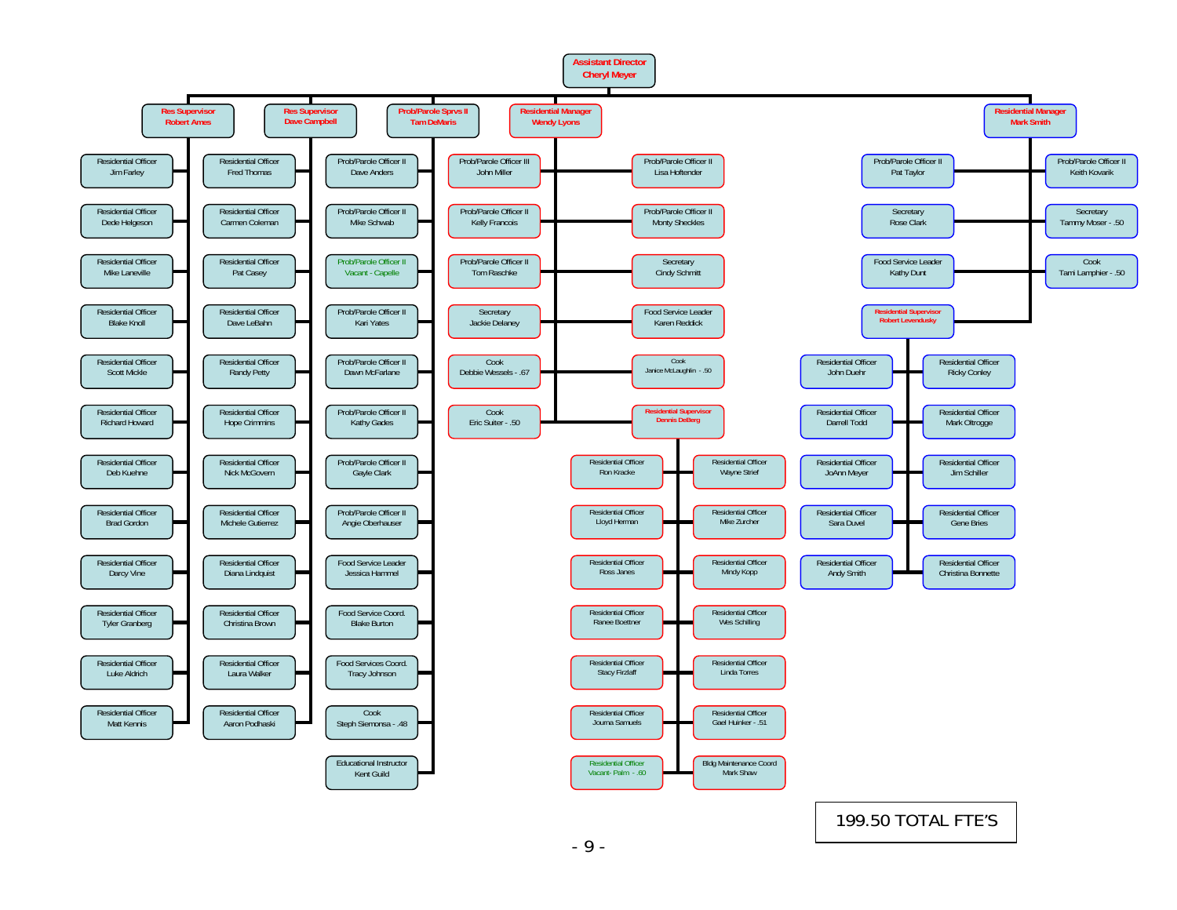# Assistant Director — Cheryl Meyer

## Res Supervisor — Robert Ames

- Residential Officer — Jim Farley
- Residential Officer — Dede Helgeson
- Residential Officer — Mike Laneville
- Residential Officer — Blake Knoll
- Residential Officer — Scott Mickle
- Residential Officer — Richard Howard
- Residential Officer — Deb Kuehne
- Residential Officer — Brad Gordon
- Residential Officer — Darcy Vine
- Residential Officer — Tyler Granberg
- Residential Officer — Luke Aldrich
- Residential Officer — Matt Kennis

## Res Supervisor — Dave Campbell

- Residential Officer — Fred Thomas
- Residential Officer — Carmen Coleman
- Residential Officer — Pat Casey
- Residential Officer — Dave LeBahn
- Residential Officer — Randy Petty
- Residential Officer — Hope Crimmins
- Residential Officer — Nick McGovern
- Residential Officer — Michele Gutierrez
- Residential Officer — Diana Lindquist
- Residential Officer — Christina Brown
- Residential Officer — Laura Walker
- Residential Officer — Aaron Podhaski

## Prob/Parole Sprvs II — Tam DeMaris

- Prob/Parole Officer II — Dave Anders
- Prob/Parole Officer II — Mike Schwab
- Prob/Parole Officer II — Vacant - Capelle
- Prob/Parole Officer II — Kari Yates
- Prob/Parole Officer II — Dawn McFarlane
- Prob/Parole Officer II — Kathy Gades
- Prob/Parole Officer II — Gayle Clark
- Prob/Parole Officer II — Angie Oberhauser
- Food Service Leader — Jessica Hammel
- Food Service Coord. — Blake Burton
- Food Services Coord. — Tracy Johnson
- Cook — Steph Siemonsa - .48
- Educational Instructor — Kent Guild

## Residential Manager — Wendy Lyons

- Prob/Parole Officer III — John Miller
- Prob/Parole Officer II — Kelly Francois
- Prob/Parole Officer II — Tom Raschke
- Secretary — Jackie Delaney
- Cook — Debbie Wessels - .67
- Cook — Eric Suiter - .50
- Prob/Parole Officer II — Lisa Hoftender
- Prob/Parole Officer II — Monty Sheckles
- Secretary — Cindy Schmitt
- Food Service Leader — Karen Reddick
- Cook — Janice McLaughlin - .50
- Residential Supervisor — Dennis DeBerg
  - Residential Officer — Ron Kracke
  - Residential Officer — Lloyd Herman
  - Residential Officer — Ross Janes
  - Residential Officer — Ranee Boettner
  - Residential Officer — Stacy Firzlaff
  - Residential Officer — Journa Samuels
  - Residential Officer — Vacant- Palm - .60
  - Residential Officer — Wayne Strief
  - Residential Officer — Mike Zurcher
  - Residential Officer — Mindy Kopp
  - Residential Officer — Wes Schilling
  - Residential Officer — Linda Torres
  - Residential Officer — Gael Huinker - .51
  - Bldg Maintenance Coord — Mark Shaw

## Residential Manager — Mark Smith

- Prob/Parole Officer II — Pat Taylor
- Secretary — Rose Clark
- Food Service Leader — Kathy Dunt
- Prob/Parole Officer II — Keith Kovarik
- Secretary — Tammy Moser - .50
- Cook — Tami Lamphier - .50
- Residential Supervisor — Robert Levendusky
  - Residential Officer — John Duehr
  - Residential Officer — Darrell Todd
  - Residential Officer — JoAnn Meyer
  - Residential Officer — Sara Duvel
  - Residential Officer — Andy Smith
  - Residential Officer — Ricky Conley
  - Residential Officer — Mark Oltrogge
  - Residential Officer — Jim Schiller
  - Residential Officer — Gene Bries
  - Residential Officer — Christina Bonnette

**199.50 TOTAL FTE'S**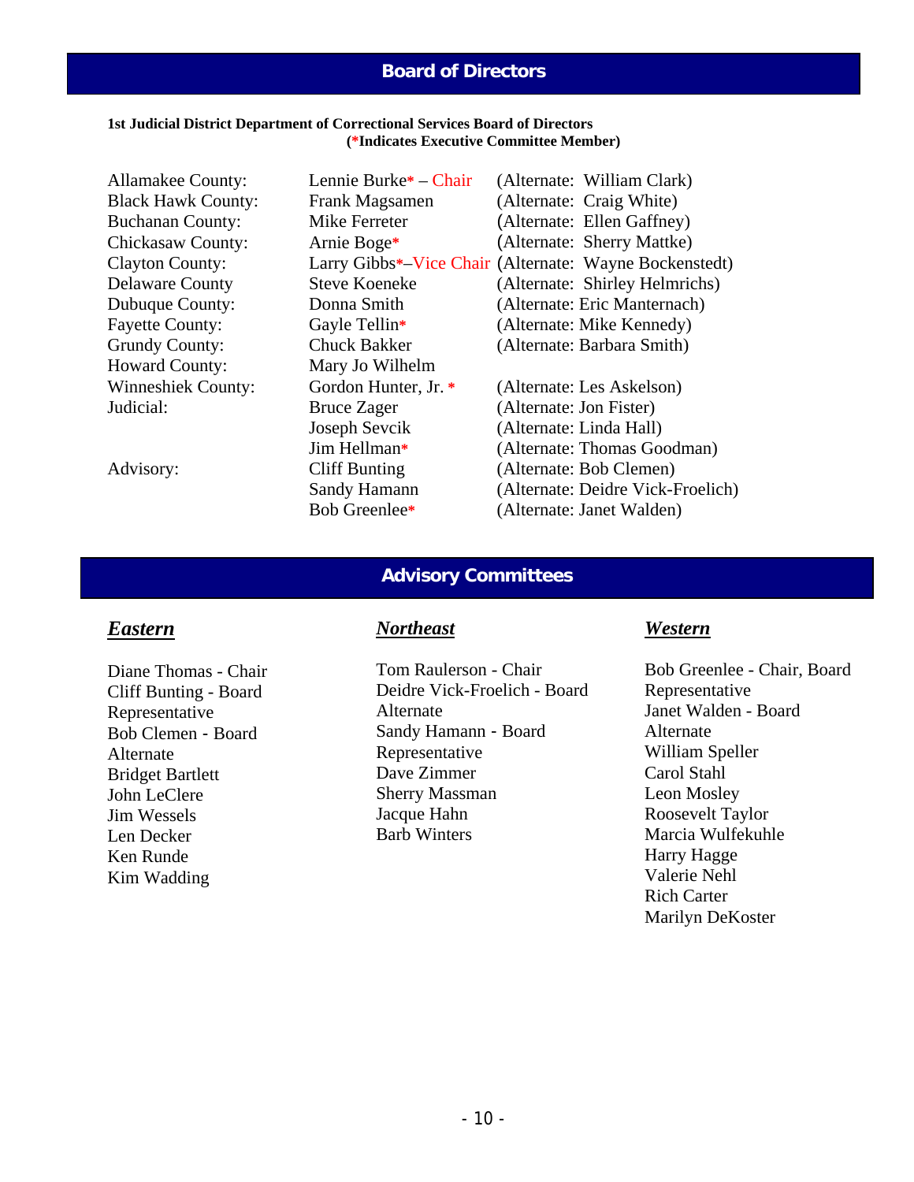## Board of Directors

**1st Judicial District Department of Correctional Services Board of Directors**
**(*Indicates Executive Committee Member)**

| | | |
|---|---|---|
| Allamakee County: | Lennie Burke* – Chair | (Alternate: William Clark) |
| Black Hawk County: | Frank Magsamen | (Alternate: Craig White) |
| Buchanan County: | Mike Ferreter | (Alternate: Ellen Gaffney) |
| Chickasaw County: | Arnie Boge* | (Alternate: Sherry Mattke) |
| Clayton County: | Larry Gibbs*–Vice Chair | (Alternate: Wayne Bockenstedt) |
| Delaware County | Steve Koeneke | (Alternate: Shirley Helmrichs) |
| Dubuque County: | Donna Smith | (Alternate: Eric Manternach) |
| Fayette County: | Gayle Tellin* | (Alternate: Mike Kennedy) |
| Grundy County: | Chuck Bakker | (Alternate: Barbara Smith) |
| Howard County: | Mary Jo Wilhelm | |
| Winneshiek County: | Gordon Hunter, Jr. * | (Alternate: Les Askelson) |
| Judicial: | Bruce Zager | (Alternate: Jon Fister) |
| | Joseph Sevcik | (Alternate: Linda Hall) |
| | Jim Hellman* | (Alternate: Thomas Goodman) |
| Advisory: | Cliff Bunting | (Alternate: Bob Clemen) |
| | Sandy Hamann | (Alternate: Deidre Vick-Froelich) |
| | Bob Greenlee* | (Alternate: Janet Walden) |

## Advisory Committees

### ***Eastern***

Diane Thomas - Chair
Cliff Bunting - Board Representative
Bob Clemen - Board Alternate
Bridget Bartlett
John LeClere
Jim Wessels
Len Decker
Ken Runde
Kim Wadding

### ***Northeast***

Tom Raulerson - Chair
Deidre Vick-Froelich - Board Alternate
Sandy Hamann - Board Representative
Dave Zimmer
Sherry Massman
Jacque Hahn
Barb Winters

### ***Western***

Bob Greenlee - Chair, Board Representative
Janet Walden - Board Alternate
William Speller
Carol Stahl
Leon Mosley
Roosevelt Taylor
Marcia Wulfekuhle
Harry Hagge
Valerie Nehl
Rich Carter
Marilyn DeKoster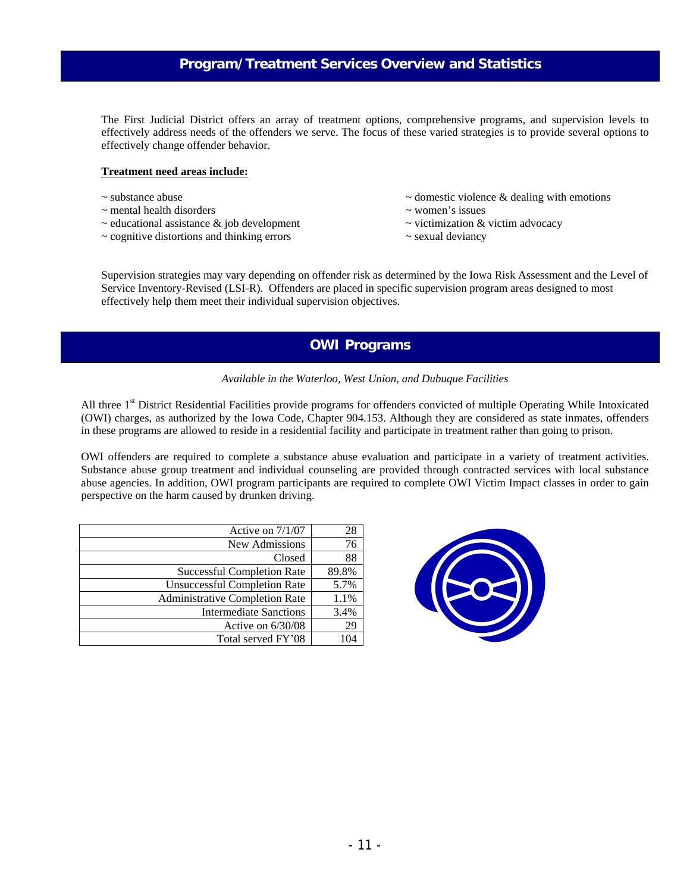## Program/Treatment Services Overview and Statistics

The First Judicial District offers an array of treatment options, comprehensive programs, and supervision levels to effectively address needs of the offenders we serve. The focus of these varied strategies is to provide several options to effectively change offender behavior.

**Treatment need areas include:**

~ substance abuse
~ mental health disorders
~ educational assistance & job development
~ cognitive distortions and thinking errors
~ domestic violence & dealing with emotions
~ women's issues
~ victimization & victim advocacy
~ sexual deviancy

Supervision strategies may vary depending on offender risk as determined by the Iowa Risk Assessment and the Level of Service Inventory-Revised (LSI-R). Offenders are placed in specific supervision program areas designed to most effectively help them meet their individual supervision objectives.

## OWI Programs

*Available in the Waterloo, West Union, and Dubuque Facilities*

All three 1st District Residential Facilities provide programs for offenders convicted of multiple Operating While Intoxicated (OWI) charges, as authorized by the Iowa Code, Chapter 904.153. Although they are considered as state inmates, offenders in these programs are allowed to reside in a residential facility and participate in treatment rather than going to prison.

OWI offenders are required to complete a substance abuse evaluation and participate in a variety of treatment activities. Substance abuse group treatment and individual counseling are provided through contracted services with local substance abuse agencies. In addition, OWI program participants are required to complete OWI Victim Impact classes in order to gain perspective on the harm caused by drunken driving.

| | |
|---|---|
| Active on 7/1/07 | 28 |
| New Admissions | 76 |
| Closed | 88 |
| Successful Completion Rate | 89.8% |
| Unsuccessful Completion Rate | 5.7% |
| Administrative Completion Rate | 1.1% |
| Intermediate Sanctions | 3.4% |
| Active on 6/30/08 | 29 |
| Total served FY'08 | 104 |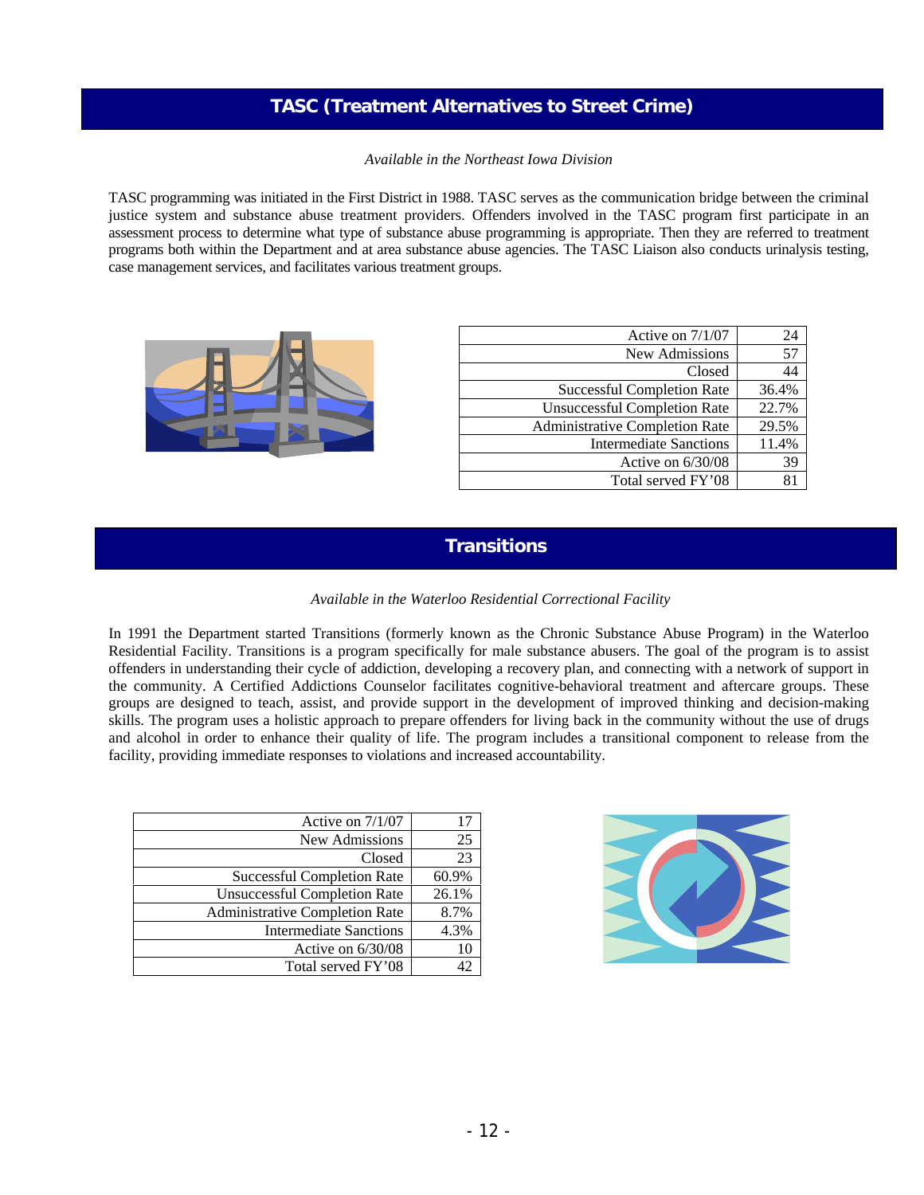## TASC (Treatment Alternatives to Street Crime)

*Available in the Northeast Iowa Division*

TASC programming was initiated in the First District in 1988. TASC serves as the communication bridge between the criminal justice system and substance abuse treatment providers. Offenders involved in the TASC program first participate in an assessment process to determine what type of substance abuse programming is appropriate. Then they are referred to treatment programs both within the Department and at area substance abuse agencies. The TASC Liaison also conducts urinalysis testing, case management services, and facilitates various treatment groups.

| | |
|---:|---:|
| Active on 7/1/07 | 24 |
| New Admissions | 57 |
| Closed | 44 |
| Successful Completion Rate | 36.4% |
| Unsuccessful Completion Rate | 22.7% |
| Administrative Completion Rate | 29.5% |
| Intermediate Sanctions | 11.4% |
| Active on 6/30/08 | 39 |
| Total served FY'08 | 81 |

## Transitions

*Available in the Waterloo Residential Correctional Facility*

In 1991 the Department started Transitions (formerly known as the Chronic Substance Abuse Program) in the Waterloo Residential Facility. Transitions is a program specifically for male substance abusers. The goal of the program is to assist offenders in understanding their cycle of addiction, developing a recovery plan, and connecting with a network of support in the community. A Certified Addictions Counselor facilitates cognitive-behavioral treatment and aftercare groups. These groups are designed to teach, assist, and provide support in the development of improved thinking and decision-making skills. The program uses a holistic approach to prepare offenders for living back in the community without the use of drugs and alcohol in order to enhance their quality of life. The program includes a transitional component to release from the facility, providing immediate responses to violations and increased accountability.

| | |
|---:|---:|
| Active on 7/1/07 | 17 |
| New Admissions | 25 |
| Closed | 23 |
| Successful Completion Rate | 60.9% |
| Unsuccessful Completion Rate | 26.1% |
| Administrative Completion Rate | 8.7% |
| Intermediate Sanctions | 4.3% |
| Active on 6/30/08 | 10 |
| Total served FY'08 | 42 |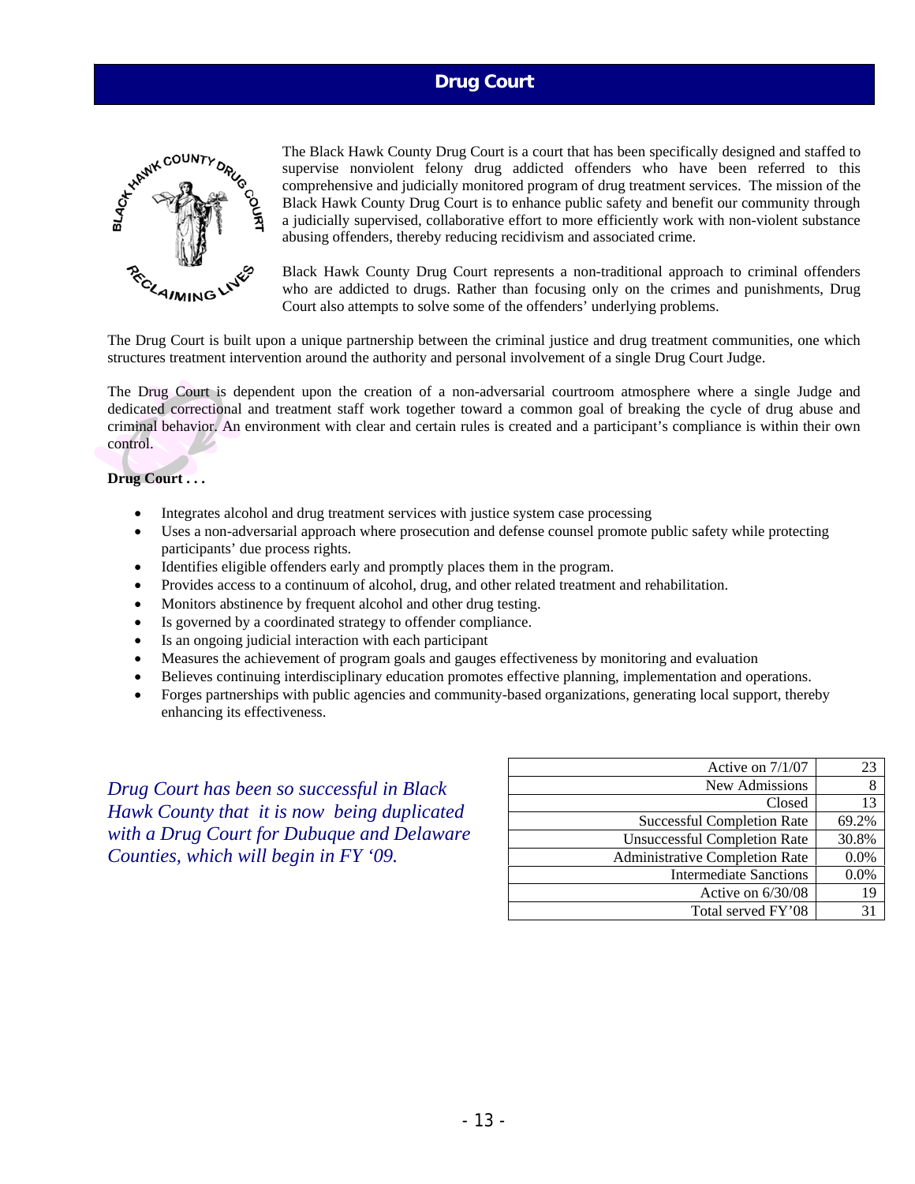# Drug Court

The Black Hawk County Drug Court is a court that has been specifically designed and staffed to supervise nonviolent felony drug addicted offenders who have been referred to this comprehensive and judicially monitored program of drug treatment services. The mission of the Black Hawk County Drug Court is to enhance public safety and benefit our community through a judicially supervised, collaborative effort to more efficiently work with non-violent substance abusing offenders, thereby reducing recidivism and associated crime.

Black Hawk County Drug Court represents a non-traditional approach to criminal offenders who are addicted to drugs. Rather than focusing only on the crimes and punishments, Drug Court also attempts to solve some of the offenders' underlying problems.

The Drug Court is built upon a unique partnership between the criminal justice and drug treatment communities, one which structures treatment intervention around the authority and personal involvement of a single Drug Court Judge.

The Drug Court is dependent upon the creation of a non-adversarial courtroom atmosphere where a single Judge and dedicated correctional and treatment staff work together toward a common goal of breaking the cycle of drug abuse and criminal behavior. An environment with clear and certain rules is created and a participant's compliance is within their own control.

**Drug Court . . .**

- Integrates alcohol and drug treatment services with justice system case processing
- Uses a non-adversarial approach where prosecution and defense counsel promote public safety while protecting participants' due process rights.
- Identifies eligible offenders early and promptly places them in the program.
- Provides access to a continuum of alcohol, drug, and other related treatment and rehabilitation.
- Monitors abstinence by frequent alcohol and other drug testing.
- Is governed by a coordinated strategy to offender compliance.
- Is an ongoing judicial interaction with each participant
- Measures the achievement of program goals and gauges effectiveness by monitoring and evaluation
- Believes continuing interdisciplinary education promotes effective planning, implementation and operations.
- Forges partnerships with public agencies and community-based organizations, generating local support, thereby enhancing its effectiveness.

*Drug Court has been so successful in Black Hawk County that it is now being duplicated with a Drug Court for Dubuque and Delaware Counties, which will begin in FY '09.*

| | |
|---|---|
| Active on 7/1/07 | 23 |
| New Admissions | 8 |
| Closed | 13 |
| Successful Completion Rate | 69.2% |
| Unsuccessful Completion Rate | 30.8% |
| Administrative Completion Rate | 0.0% |
| Intermediate Sanctions | 0.0% |
| Active on 6/30/08 | 19 |
| Total served FY'08 | 31 |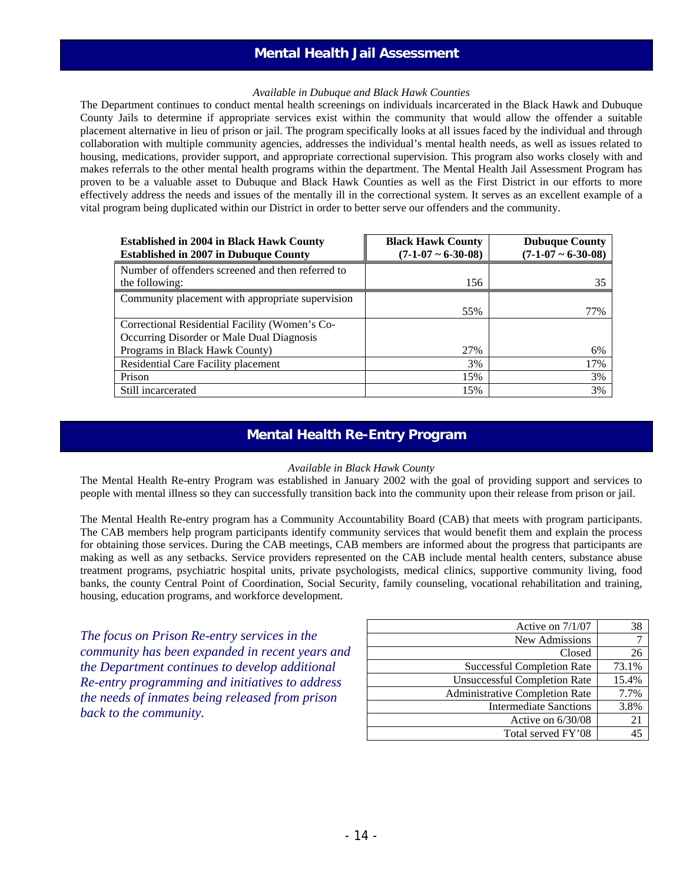## Mental Health Jail Assessment

*Available in Dubuque and Black Hawk Counties*

The Department continues to conduct mental health screenings on individuals incarcerated in the Black Hawk and Dubuque County Jails to determine if appropriate services exist within the community that would allow the offender a suitable placement alternative in lieu of prison or jail. The program specifically looks at all issues faced by the individual and through collaboration with multiple community agencies, addresses the individual's mental health needs, as well as issues related to housing, medications, provider support, and appropriate correctional supervision. This program also works closely with and makes referrals to the other mental health programs within the department. The Mental Health Jail Assessment Program has proven to be a valuable asset to Dubuque and Black Hawk Counties as well as the First District in our efforts to more effectively address the needs and issues of the mentally ill in the correctional system. It serves as an excellent example of a vital program being duplicated within our District in order to better serve our offenders and the community.

| **Established in 2004 in Black Hawk County**<br>**Established in 2007 in Dubuque County** | **Black Hawk County (7-1-07 ~ 6-30-08)** | **Dubuque County (7-1-07 ~ 6-30-08)** |
|---|---|---|
| Number of offenders screened and then referred to the following: | 156 | 35 |
| Community placement with appropriate supervision | 55% | 77% |
| Correctional Residential Facility (Women's Co-Occurring Disorder or Male Dual Diagnosis Programs in Black Hawk County) | 27% | 6% |
| Residential Care Facility placement | 3% | 17% |
| Prison | 15% | 3% |
| Still incarcerated | 15% | 3% |

## Mental Health Re-Entry Program

*Available in Black Hawk County*

The Mental Health Re-entry Program was established in January 2002 with the goal of providing support and services to people with mental illness so they can successfully transition back into the community upon their release from prison or jail.

The Mental Health Re-entry program has a Community Accountability Board (CAB) that meets with program participants. The CAB members help program participants identify community services that would benefit them and explain the process for obtaining those services. During the CAB meetings, CAB members are informed about the progress that participants are making as well as any setbacks. Service providers represented on the CAB include mental health centers, substance abuse treatment programs, psychiatric hospital units, private psychologists, medical clinics, supportive community living, food banks, the county Central Point of Coordination, Social Security, family counseling, vocational rehabilitation and training, housing, education programs, and workforce development.

*The focus on Prison Re-entry services in the community has been expanded in recent years and the Department continues to develop additional Re-entry programming and initiatives to address the needs of inmates being released from prison back to the community.*

| | |
|---|---|
| Active on 7/1/07 | 38 |
| New Admissions | 7 |
| Closed | 26 |
| Successful Completion Rate | 73.1% |
| Unsuccessful Completion Rate | 15.4% |
| Administrative Completion Rate | 7.7% |
| Intermediate Sanctions | 3.8% |
| Active on 6/30/08 | 21 |
| Total served FY'08 | 45 |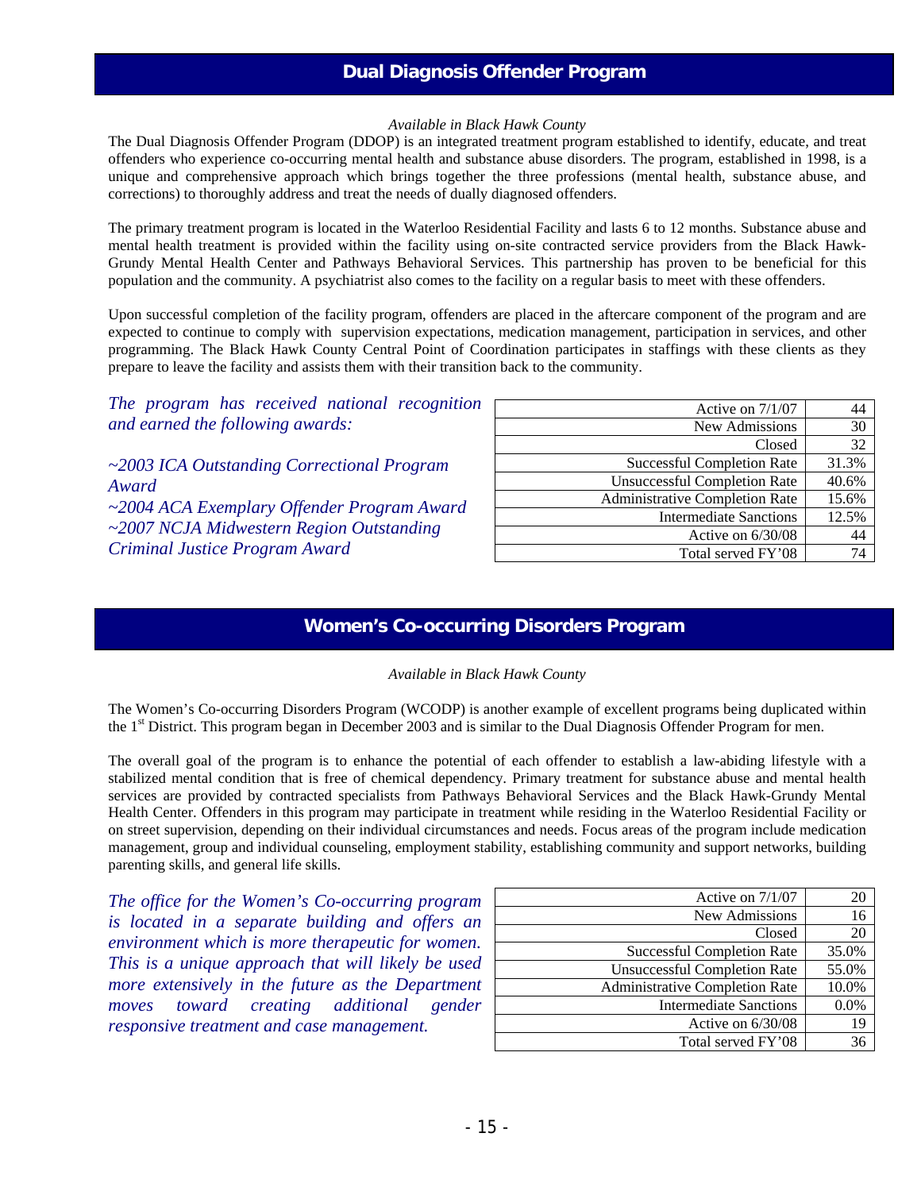## Dual Diagnosis Offender Program

*Available in Black Hawk County*

The Dual Diagnosis Offender Program (DDOP) is an integrated treatment program established to identify, educate, and treat offenders who experience co-occurring mental health and substance abuse disorders. The program, established in 1998, is a unique and comprehensive approach which brings together the three professions (mental health, substance abuse, and corrections) to thoroughly address and treat the needs of dually diagnosed offenders.

The primary treatment program is located in the Waterloo Residential Facility and lasts 6 to 12 months. Substance abuse and mental health treatment is provided within the facility using on-site contracted service providers from the Black Hawk-Grundy Mental Health Center and Pathways Behavioral Services. This partnership has proven to be beneficial for this population and the community. A psychiatrist also comes to the facility on a regular basis to meet with these offenders.

Upon successful completion of the facility program, offenders are placed in the aftercare component of the program and are expected to continue to comply with supervision expectations, medication management, participation in services, and other programming. The Black Hawk County Central Point of Coordination participates in staffings with these clients as they prepare to leave the facility and assists them with their transition back to the community.

*The program has received national recognition and earned the following awards:*

*~2003 ICA Outstanding Correctional Program Award*
*~2004 ACA Exemplary Offender Program Award*
*~2007 NCJA Midwestern Region Outstanding Criminal Justice Program Award*

| | |
|---:|---:|
| Active on 7/1/07 | 44 |
| New Admissions | 30 |
| Closed | 32 |
| Successful Completion Rate | 31.3% |
| Unsuccessful Completion Rate | 40.6% |
| Administrative Completion Rate | 15.6% |
| Intermediate Sanctions | 12.5% |
| Active on 6/30/08 | 44 |
| Total served FY'08 | 74 |

## Women's Co-occurring Disorders Program

*Available in Black Hawk County*

The Women's Co-occurring Disorders Program (WCODP) is another example of excellent programs being duplicated within the 1st District. This program began in December 2003 and is similar to the Dual Diagnosis Offender Program for men.

The overall goal of the program is to enhance the potential of each offender to establish a law-abiding lifestyle with a stabilized mental condition that is free of chemical dependency. Primary treatment for substance abuse and mental health services are provided by contracted specialists from Pathways Behavioral Services and the Black Hawk-Grundy Mental Health Center. Offenders in this program may participate in treatment while residing in the Waterloo Residential Facility or on street supervision, depending on their individual circumstances and needs. Focus areas of the program include medication management, group and individual counseling, employment stability, establishing community and support networks, building parenting skills, and general life skills.

*The office for the Women's Co-occurring program is located in a separate building and offers an environment which is more therapeutic for women. This is a unique approach that will likely be used more extensively in the future as the Department moves toward creating additional gender responsive treatment and case management.*

| | |
|---:|---:|
| Active on 7/1/07 | 20 |
| New Admissions | 16 |
| Closed | 20 |
| Successful Completion Rate | 35.0% |
| Unsuccessful Completion Rate | 55.0% |
| Administrative Completion Rate | 10.0% |
| Intermediate Sanctions | 0.0% |
| Active on 6/30/08 | 19 |
| Total served FY'08 | 36 |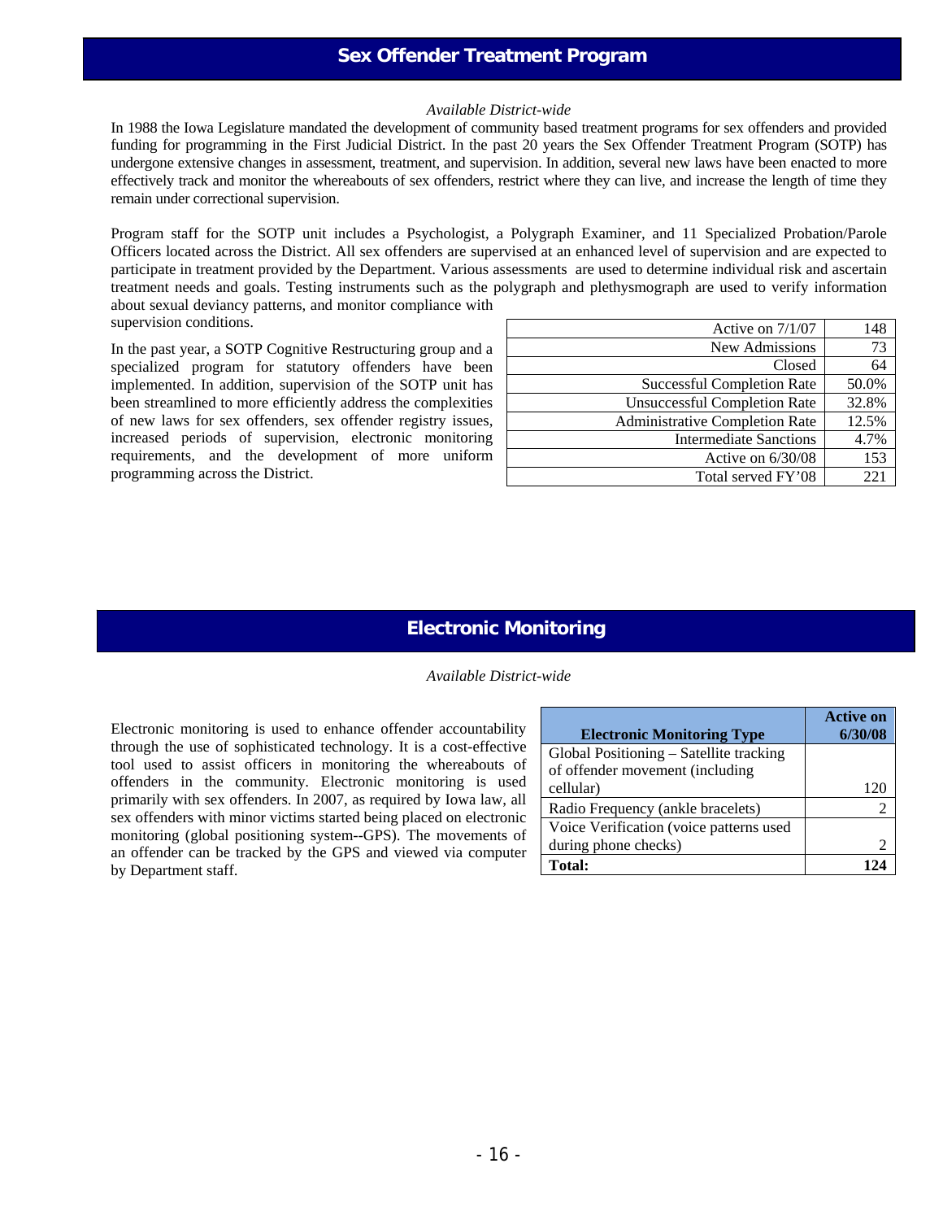## Sex Offender Treatment Program

*Available District-wide*

In 1988 the Iowa Legislature mandated the development of community based treatment programs for sex offenders and provided funding for programming in the First Judicial District. In the past 20 years the Sex Offender Treatment Program (SOTP) has undergone extensive changes in assessment, treatment, and supervision. In addition, several new laws have been enacted to more effectively track and monitor the whereabouts of sex offenders, restrict where they can live, and increase the length of time they remain under correctional supervision.

Program staff for the SOTP unit includes a Psychologist, a Polygraph Examiner, and 11 Specialized Probation/Parole Officers located across the District. All sex offenders are supervised at an enhanced level of supervision and are expected to participate in treatment provided by the Department. Various assessments are used to determine individual risk and ascertain treatment needs and goals. Testing instruments such as the polygraph and plethysmograph are used to verify information about sexual deviancy patterns, and monitor compliance with supervision conditions.

In the past year, a SOTP Cognitive Restructuring group and a specialized program for statutory offenders have been implemented. In addition, supervision of the SOTP unit has been streamlined to more efficiently address the complexities of new laws for sex offenders, sex offender registry issues, increased periods of supervision, electronic monitoring requirements, and the development of more uniform programming across the District.

| | |
|---|---|
| Active on 7/1/07 | 148 |
| New Admissions | 73 |
| Closed | 64 |
| Successful Completion Rate | 50.0% |
| Unsuccessful Completion Rate | 32.8% |
| Administrative Completion Rate | 12.5% |
| Intermediate Sanctions | 4.7% |
| Active on 6/30/08 | 153 |
| Total served FY'08 | 221 |

## Electronic Monitoring

*Available District-wide*

Electronic monitoring is used to enhance offender accountability through the use of sophisticated technology. It is a cost-effective tool used to assist officers in monitoring the whereabouts of offenders in the community. Electronic monitoring is used primarily with sex offenders. In 2007, as required by Iowa law, all sex offenders with minor victims started being placed on electronic monitoring (global positioning system--GPS). The movements of an offender can be tracked by the GPS and viewed via computer by Department staff.

| Electronic Monitoring Type | Active on 6/30/08 |
|---|---|
| Global Positioning – Satellite tracking of offender movement (including cellular) | 120 |
| Radio Frequency (ankle bracelets) | 2 |
| Voice Verification (voice patterns used during phone checks) | 2 |
| **Total:** | **124** |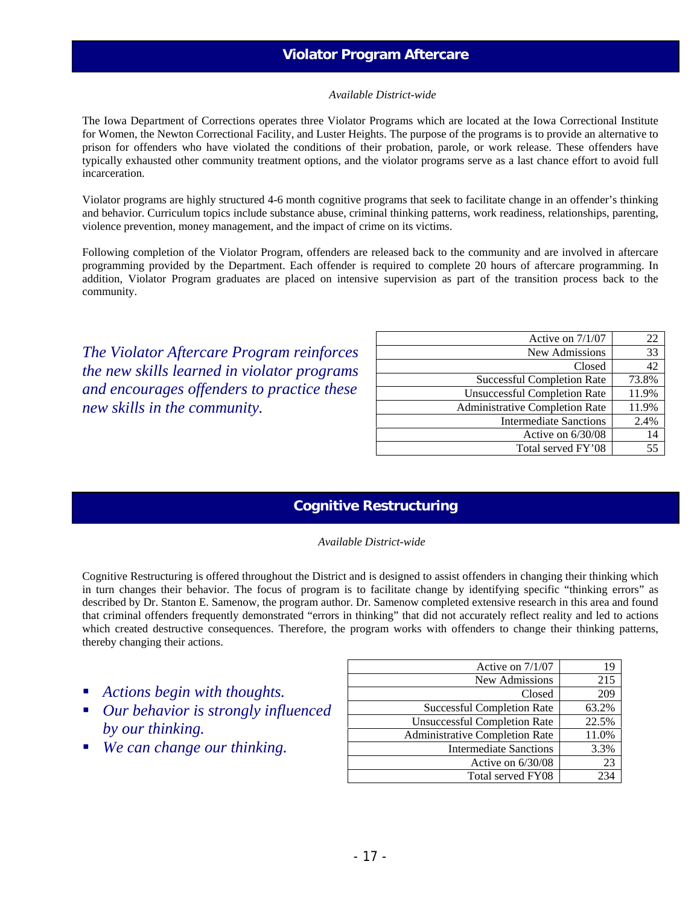## Violator Program Aftercare

*Available District-wide*

The Iowa Department of Corrections operates three Violator Programs which are located at the Iowa Correctional Institute for Women, the Newton Correctional Facility, and Luster Heights. The purpose of the programs is to provide an alternative to prison for offenders who have violated the conditions of their probation, parole, or work release. These offenders have typically exhausted other community treatment options, and the violator programs serve as a last chance effort to avoid full incarceration.

Violator programs are highly structured 4-6 month cognitive programs that seek to facilitate change in an offender's thinking and behavior. Curriculum topics include substance abuse, criminal thinking patterns, work readiness, relationships, parenting, violence prevention, money management, and the impact of crime on its victims.

Following completion of the Violator Program, offenders are released back to the community and are involved in aftercare programming provided by the Department. Each offender is required to complete 20 hours of aftercare programming. In addition, Violator Program graduates are placed on intensive supervision as part of the transition process back to the community.

*The Violator Aftercare Program reinforces the new skills learned in violator programs and encourages offenders to practice these new skills in the community.*

| | |
|---|---|
| Active on 7/1/07 | 22 |
| New Admissions | 33 |
| Closed | 42 |
| Successful Completion Rate | 73.8% |
| Unsuccessful Completion Rate | 11.9% |
| Administrative Completion Rate | 11.9% |
| Intermediate Sanctions | 2.4% |
| Active on 6/30/08 | 14 |
| Total served FY'08 | 55 |

## Cognitive Restructuring

*Available District-wide*

Cognitive Restructuring is offered throughout the District and is designed to assist offenders in changing their thinking which in turn changes their behavior. The focus of program is to facilitate change by identifying specific "thinking errors" as described by Dr. Stanton E. Samenow, the program author. Dr. Samenow completed extensive research in this area and found that criminal offenders frequently demonstrated "errors in thinking" that did not accurately reflect reality and led to actions which created destructive consequences. Therefore, the program works with offenders to change their thinking patterns, thereby changing their actions.

- *Actions begin with thoughts.*
- *Our behavior is strongly influenced by our thinking.*
- *We can change our thinking.*

| | |
|---|---|
| Active on 7/1/07 | 19 |
| New Admissions | 215 |
| Closed | 209 |
| Successful Completion Rate | 63.2% |
| Unsuccessful Completion Rate | 22.5% |
| Administrative Completion Rate | 11.0% |
| Intermediate Sanctions | 3.3% |
| Active on 6/30/08 | 23 |
| Total served FY08 | 234 |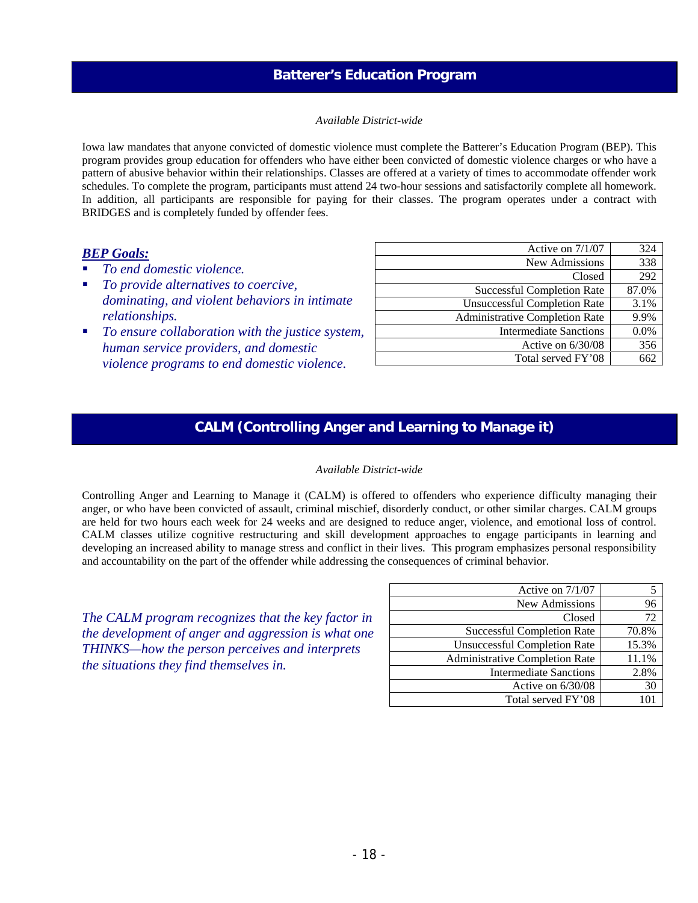## Batterer's Education Program

*Available District-wide*

Iowa law mandates that anyone convicted of domestic violence must complete the Batterer's Education Program (BEP). This program provides group education for offenders who have either been convicted of domestic violence charges or who have a pattern of abusive behavior within their relationships. Classes are offered at a variety of times to accommodate offender work schedules. To complete the program, participants must attend 24 two-hour sessions and satisfactorily complete all homework. In addition, all participants are responsible for paying for their classes. The program operates under a contract with BRIDGES and is completely funded by offender fees.

***BEP Goals:***

- *To end domestic violence.*
- *To provide alternatives to coercive, dominating, and violent behaviors in intimate relationships.*
- *To ensure collaboration with the justice system, human service providers, and domestic violence programs to end domestic violence.*

| | |
|---|---|
| Active on 7/1/07 | 324 |
| New Admissions | 338 |
| Closed | 292 |
| Successful Completion Rate | 87.0% |
| Unsuccessful Completion Rate | 3.1% |
| Administrative Completion Rate | 9.9% |
| Intermediate Sanctions | 0.0% |
| Active on 6/30/08 | 356 |
| Total served FY'08 | 662 |

## CALM (Controlling Anger and Learning to Manage it)

*Available District-wide*

Controlling Anger and Learning to Manage it (CALM) is offered to offenders who experience difficulty managing their anger, or who have been convicted of assault, criminal mischief, disorderly conduct, or other similar charges. CALM groups are held for two hours each week for 24 weeks and are designed to reduce anger, violence, and emotional loss of control. CALM classes utilize cognitive restructuring and skill development approaches to engage participants in learning and developing an increased ability to manage stress and conflict in their lives. This program emphasizes personal responsibility and accountability on the part of the offender while addressing the consequences of criminal behavior.

*The CALM program recognizes that the key factor in the development of anger and aggression is what one THINKS—how the person perceives and interprets the situations they find themselves in.*

| | |
|---|---|
| Active on 7/1/07 | 5 |
| New Admissions | 96 |
| Closed | 72 |
| Successful Completion Rate | 70.8% |
| Unsuccessful Completion Rate | 15.3% |
| Administrative Completion Rate | 11.1% |
| Intermediate Sanctions | 2.8% |
| Active on 6/30/08 | 30 |
| Total served FY'08 | 101 |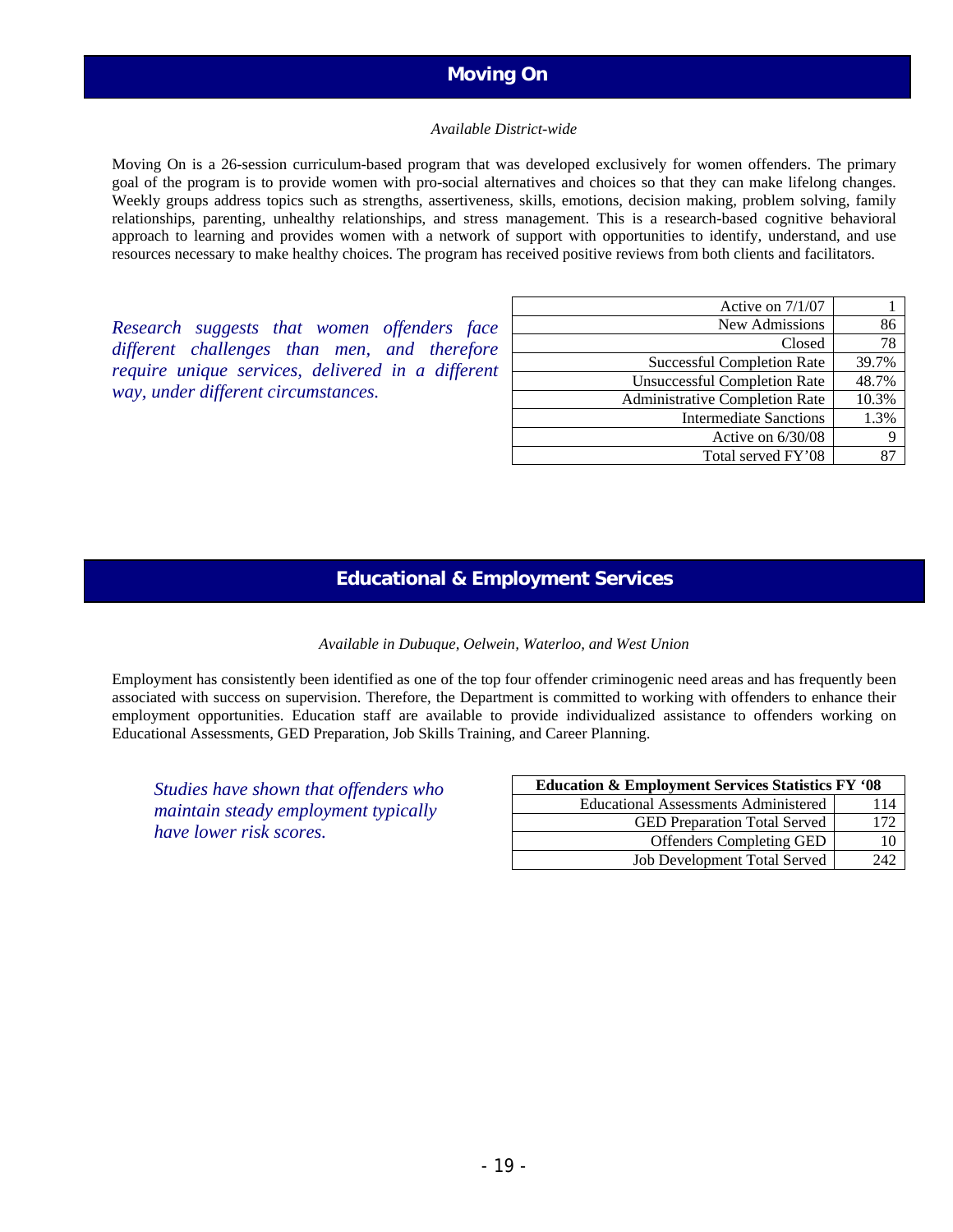## Moving On

*Available District-wide*

Moving On is a 26-session curriculum-based program that was developed exclusively for women offenders. The primary goal of the program is to provide women with pro-social alternatives and choices so that they can make lifelong changes. Weekly groups address topics such as strengths, assertiveness, skills, emotions, decision making, problem solving, family relationships, parenting, unhealthy relationships, and stress management. This is a research-based cognitive behavioral approach to learning and provides women with a network of support with opportunities to identify, understand, and use resources necessary to make healthy choices. The program has received positive reviews from both clients and facilitators.

*Research suggests that women offenders face different challenges than men, and therefore require unique services, delivered in a different way, under different circumstances.*

| | |
|---|---|
| Active on 7/1/07 | 1 |
| New Admissions | 86 |
| Closed | 78 |
| Successful Completion Rate | 39.7% |
| Unsuccessful Completion Rate | 48.7% |
| Administrative Completion Rate | 10.3% |
| Intermediate Sanctions | 1.3% |
| Active on 6/30/08 | 9 |
| Total served FY'08 | 87 |

## Educational & Employment Services

*Available in Dubuque, Oelwein, Waterloo, and West Union*

Employment has consistently been identified as one of the top four offender criminogenic need areas and has frequently been associated with success on supervision. Therefore, the Department is committed to working with offenders to enhance their employment opportunities. Education staff are available to provide individualized assistance to offenders working on Educational Assessments, GED Preparation, Job Skills Training, and Career Planning.

*Studies have shown that offenders who maintain steady employment typically have lower risk scores.*

| Education & Employment Services Statistics FY '08 | |
|---|---|
| Educational Assessments Administered | 114 |
| GED Preparation Total Served | 172 |
| Offenders Completing GED | 10 |
| Job Development Total Served | 242 |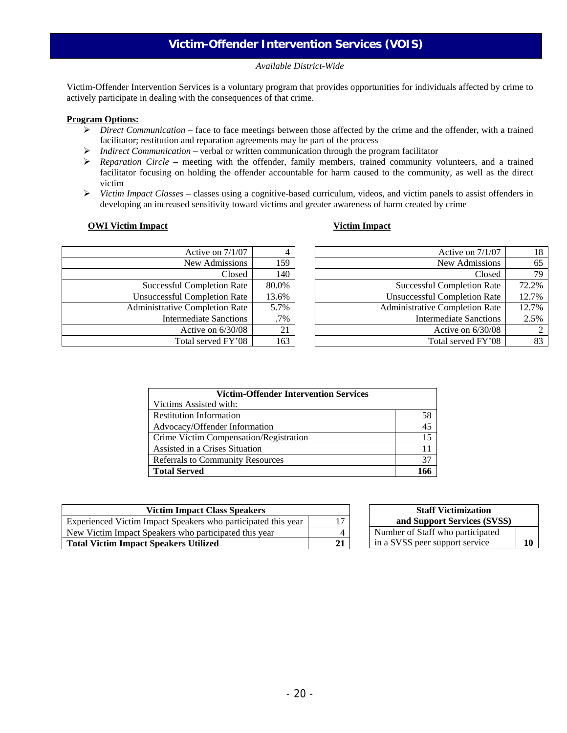# Victim-Offender Intervention Services (VOIS)

*Available District-Wide*

Victim-Offender Intervention Services is a voluntary program that provides opportunities for individuals affected by crime to actively participate in dealing with the consequences of that crime.

**Program Options:**

- *Direct Communication* – face to face meetings between those affected by the crime and the offender, with a trained facilitator; restitution and reparation agreements may be part of the process
- *Indirect Communication* – verbal or written communication through the program facilitator
- *Reparation Circle* – meeting with the offender, family members, trained community volunteers, and a trained facilitator focusing on holding the offender accountable for harm caused to the community, as well as the direct victim
- *Victim Impact Classes* – classes using a cognitive-based curriculum, videos, and victim panels to assist offenders in developing an increased sensitivity toward victims and greater awareness of harm created by crime

**OWI Victim Impact**

| | |
|---|---|
| Active on 7/1/07 | 4 |
| New Admissions | 159 |
| Closed | 140 |
| Successful Completion Rate | 80.0% |
| Unsuccessful Completion Rate | 13.6% |
| Administrative Completion Rate | 5.7% |
| Intermediate Sanctions | .7% |
| Active on 6/30/08 | 21 |
| Total served FY'08 | 163 |

**Victim Impact**

| | |
|---|---|
| Active on 7/1/07 | 18 |
| New Admissions | 65 |
| Closed | 79 |
| Successful Completion Rate | 72.2% |
| Unsuccessful Completion Rate | 12.7% |
| Administrative Completion Rate | 12.7% |
| Intermediate Sanctions | 2.5% |
| Active on 6/30/08 | 2 |
| Total served FY'08 | 83 |

| Victim-Offender Intervention Services | |
|---|---|
| Victims Assisted with: | |
| Restitution Information | 58 |
| Advocacy/Offender Information | 45 |
| Crime Victim Compensation/Registration | 15 |
| Assisted in a Crises Situation | 11 |
| Referrals to Community Resources | 37 |
| **Total Served** | **166** |

| Victim Impact Class Speakers | |
|---|---|
| Experienced Victim Impact Speakers who participated this year | 17 |
| New Victim Impact Speakers who participated this year | 4 |
| **Total Victim Impact Speakers Utilized** | **21** |

| Staff Victimization and Support Services (SVSS) | |
|---|---|
| Number of Staff who participated in a SVSS peer support service | **10** |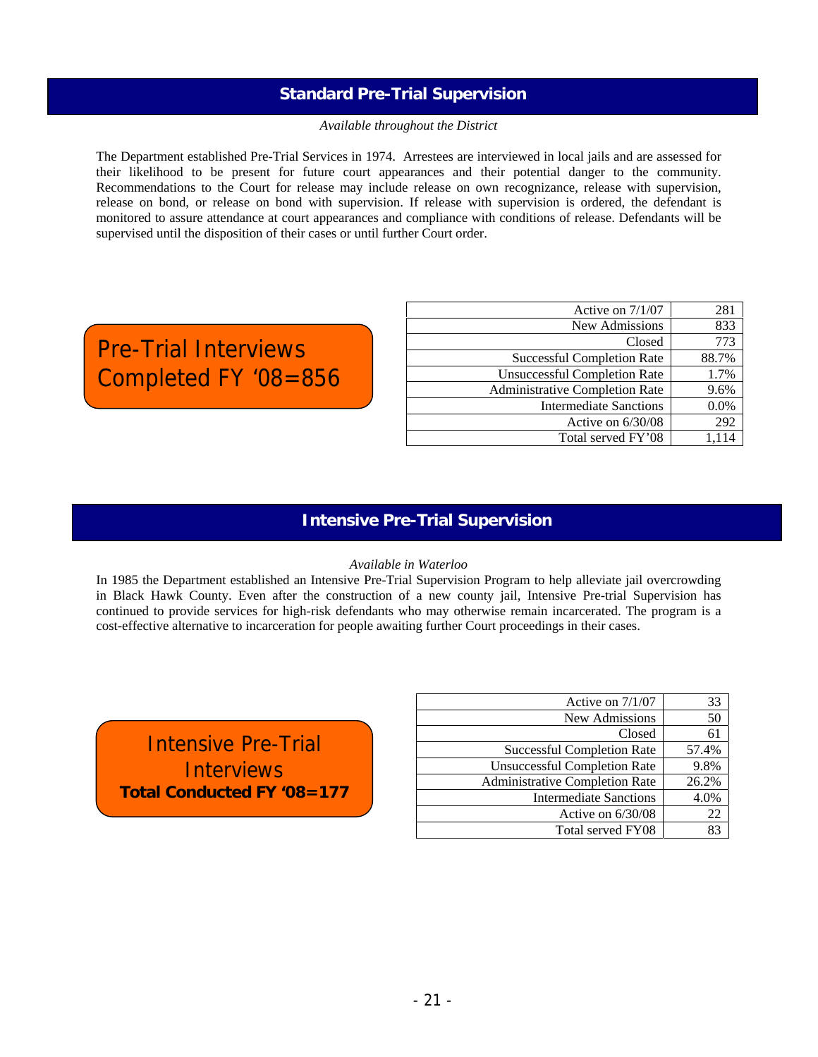## Standard Pre-Trial Supervision

*Available throughout the District*

The Department established Pre-Trial Services in 1974. Arrestees are interviewed in local jails and are assessed for their likelihood to be present for future court appearances and their potential danger to the community. Recommendations to the Court for release may include release on own recognizance, release with supervision, release on bond, or release on bond with supervision. If release with supervision is ordered, the defendant is monitored to assure attendance at court appearances and compliance with conditions of release. Defendants will be supervised until the disposition of their cases or until further Court order.

Pre-Trial Interviews Completed FY '08=856

| | |
|---|---|
| Active on 7/1/07 | 281 |
| New Admissions | 833 |
| Closed | 773 |
| Successful Completion Rate | 88.7% |
| Unsuccessful Completion Rate | 1.7% |
| Administrative Completion Rate | 9.6% |
| Intermediate Sanctions | 0.0% |
| Active on 6/30/08 | 292 |
| Total served FY'08 | 1,114 |

## Intensive Pre-Trial Supervision

*Available in Waterloo*

In 1985 the Department established an Intensive Pre-Trial Supervision Program to help alleviate jail overcrowding in Black Hawk County. Even after the construction of a new county jail, Intensive Pre-trial Supervision has continued to provide services for high-risk defendants who may otherwise remain incarcerated. The program is a cost-effective alternative to incarceration for people awaiting further Court proceedings in their cases.

Intensive Pre-Trial Interviews
**Total Conducted FY '08=177**

| | |
|---|---|
| Active on 7/1/07 | 33 |
| New Admissions | 50 |
| Closed | 61 |
| Successful Completion Rate | 57.4% |
| Unsuccessful Completion Rate | 9.8% |
| Administrative Completion Rate | 26.2% |
| Intermediate Sanctions | 4.0% |
| Active on 6/30/08 | 22 |
| Total served FY08 | 83 |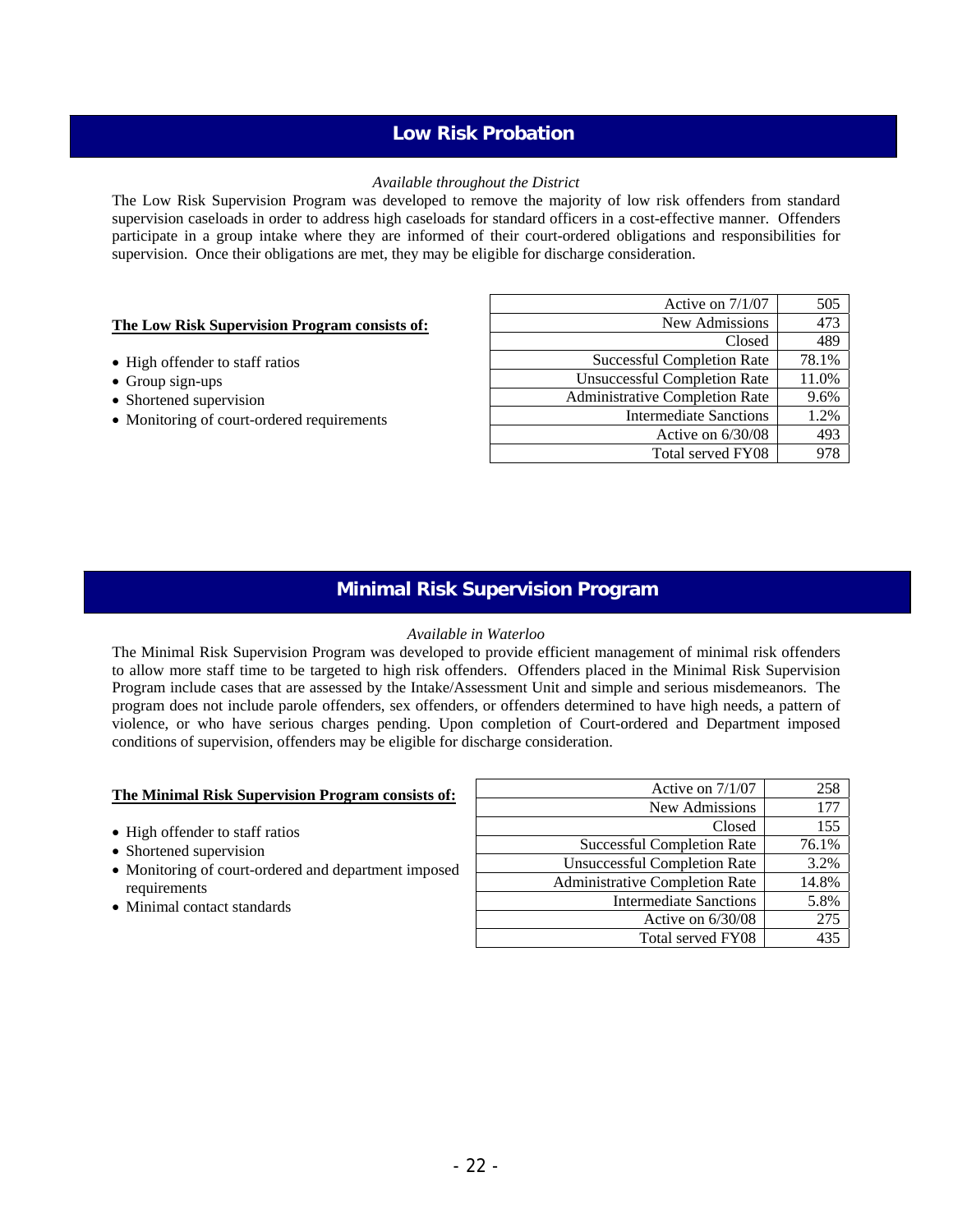## Low Risk Probation

*Available throughout the District*

The Low Risk Supervision Program was developed to remove the majority of low risk offenders from standard supervision caseloads in order to address high caseloads for standard officers in a cost-effective manner. Offenders participate in a group intake where they are informed of their court-ordered obligations and responsibilities for supervision. Once their obligations are met, they may be eligible for discharge consideration.

**The Low Risk Supervision Program consists of:**

- High offender to staff ratios
- Group sign-ups
- Shortened supervision
- Monitoring of court-ordered requirements

| | |
|---|---|
| Active on 7/1/07 | 505 |
| New Admissions | 473 |
| Closed | 489 |
| Successful Completion Rate | 78.1% |
| Unsuccessful Completion Rate | 11.0% |
| Administrative Completion Rate | 9.6% |
| Intermediate Sanctions | 1.2% |
| Active on 6/30/08 | 493 |
| Total served FY08 | 978 |

## Minimal Risk Supervision Program

*Available in Waterloo*

The Minimal Risk Supervision Program was developed to provide efficient management of minimal risk offenders to allow more staff time to be targeted to high risk offenders. Offenders placed in the Minimal Risk Supervision Program include cases that are assessed by the Intake/Assessment Unit and simple and serious misdemeanors. The program does not include parole offenders, sex offenders, or offenders determined to have high needs, a pattern of violence, or who have serious charges pending. Upon completion of Court-ordered and Department imposed conditions of supervision, offenders may be eligible for discharge consideration.

**The Minimal Risk Supervision Program consists of:**

- High offender to staff ratios
- Shortened supervision
- Monitoring of court-ordered and department imposed requirements
- Minimal contact standards

| | |
|---|---|
| Active on 7/1/07 | 258 |
| New Admissions | 177 |
| Closed | 155 |
| Successful Completion Rate | 76.1% |
| Unsuccessful Completion Rate | 3.2% |
| Administrative Completion Rate | 14.8% |
| Intermediate Sanctions | 5.8% |
| Active on 6/30/08 | 275 |
| Total served FY08 | 435 |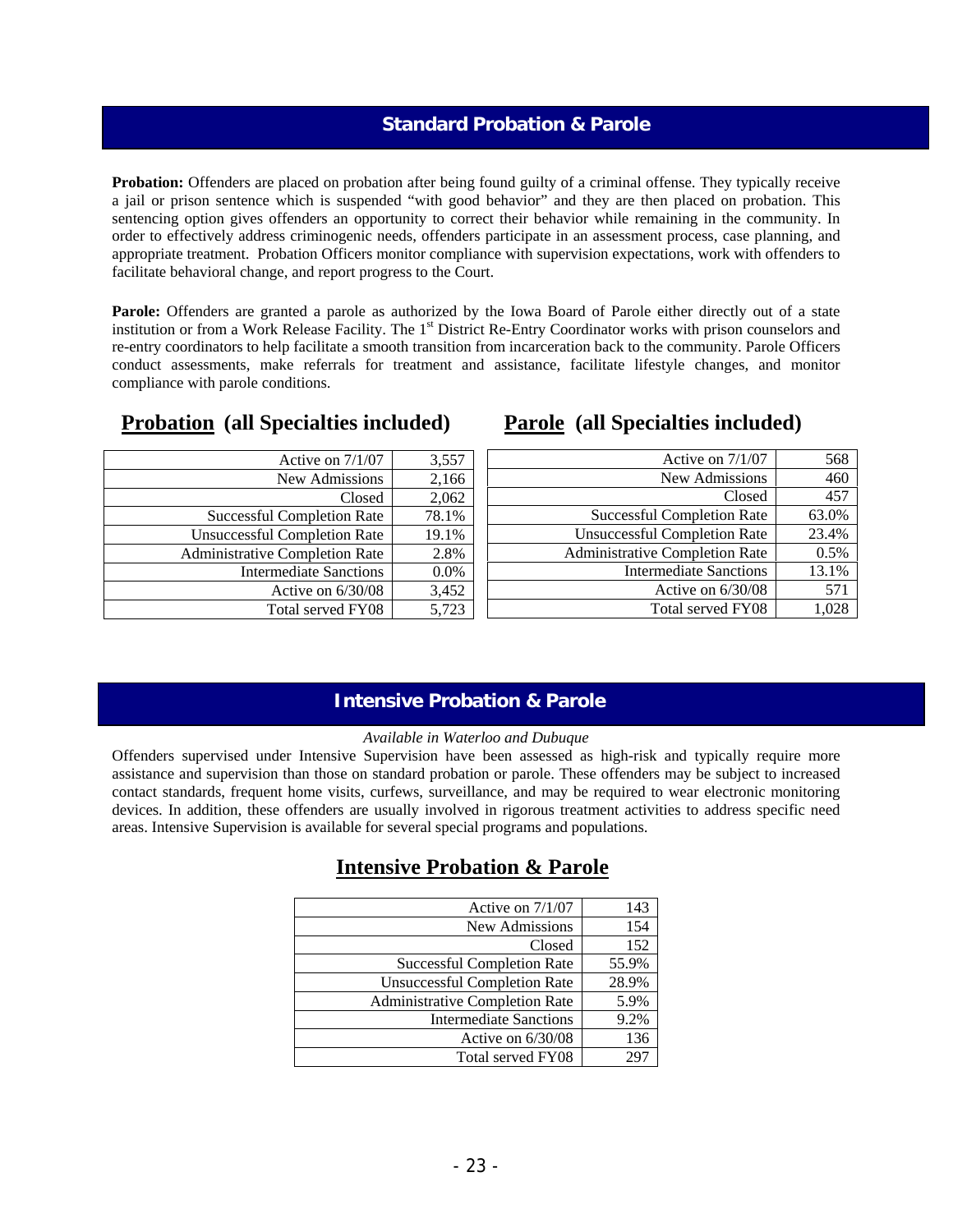## Standard Probation & Parole

**Probation:** Offenders are placed on probation after being found guilty of a criminal offense. They typically receive a jail or prison sentence which is suspended "with good behavior" and they are then placed on probation. This sentencing option gives offenders an opportunity to correct their behavior while remaining in the community. In order to effectively address criminogenic needs, offenders participate in an assessment process, case planning, and appropriate treatment. Probation Officers monitor compliance with supervision expectations, work with offenders to facilitate behavioral change, and report progress to the Court.

**Parole:** Offenders are granted a parole as authorized by the Iowa Board of Parole either directly out of a state institution or from a Work Release Facility. The 1st District Re-Entry Coordinator works with prison counselors and re-entry coordinators to help facilitate a smooth transition from incarceration back to the community. Parole Officers conduct assessments, make referrals for treatment and assistance, facilitate lifestyle changes, and monitor compliance with parole conditions.

### Probation (all Specialties included)

| | |
|---|---|
| Active on 7/1/07 | 3,557 |
| New Admissions | 2,166 |
| Closed | 2,062 |
| Successful Completion Rate | 78.1% |
| Unsuccessful Completion Rate | 19.1% |
| Administrative Completion Rate | 2.8% |
| Intermediate Sanctions | 0.0% |
| Active on 6/30/08 | 3,452 |
| Total served FY08 | 5,723 |

### Parole (all Specialties included)

| | |
|---|---|
| Active on 7/1/07 | 568 |
| New Admissions | 460 |
| Closed | 457 |
| Successful Completion Rate | 63.0% |
| Unsuccessful Completion Rate | 23.4% |
| Administrative Completion Rate | 0.5% |
| Intermediate Sanctions | 13.1% |
| Active on 6/30/08 | 571 |
| Total served FY08 | 1,028 |

## Intensive Probation & Parole

*Available in Waterloo and Dubuque*

Offenders supervised under Intensive Supervision have been assessed as high-risk and typically require more assistance and supervision than those on standard probation or parole. These offenders may be subject to increased contact standards, frequent home visits, curfews, surveillance, and may be required to wear electronic monitoring devices. In addition, these offenders are usually involved in rigorous treatment activities to address specific need areas. Intensive Supervision is available for several special programs and populations.

### Intensive Probation & Parole

| | |
|---|---|
| Active on 7/1/07 | 143 |
| New Admissions | 154 |
| Closed | 152 |
| Successful Completion Rate | 55.9% |
| Unsuccessful Completion Rate | 28.9% |
| Administrative Completion Rate | 5.9% |
| Intermediate Sanctions | 9.2% |
| Active on 6/30/08 | 136 |
| Total served FY08 | 297 |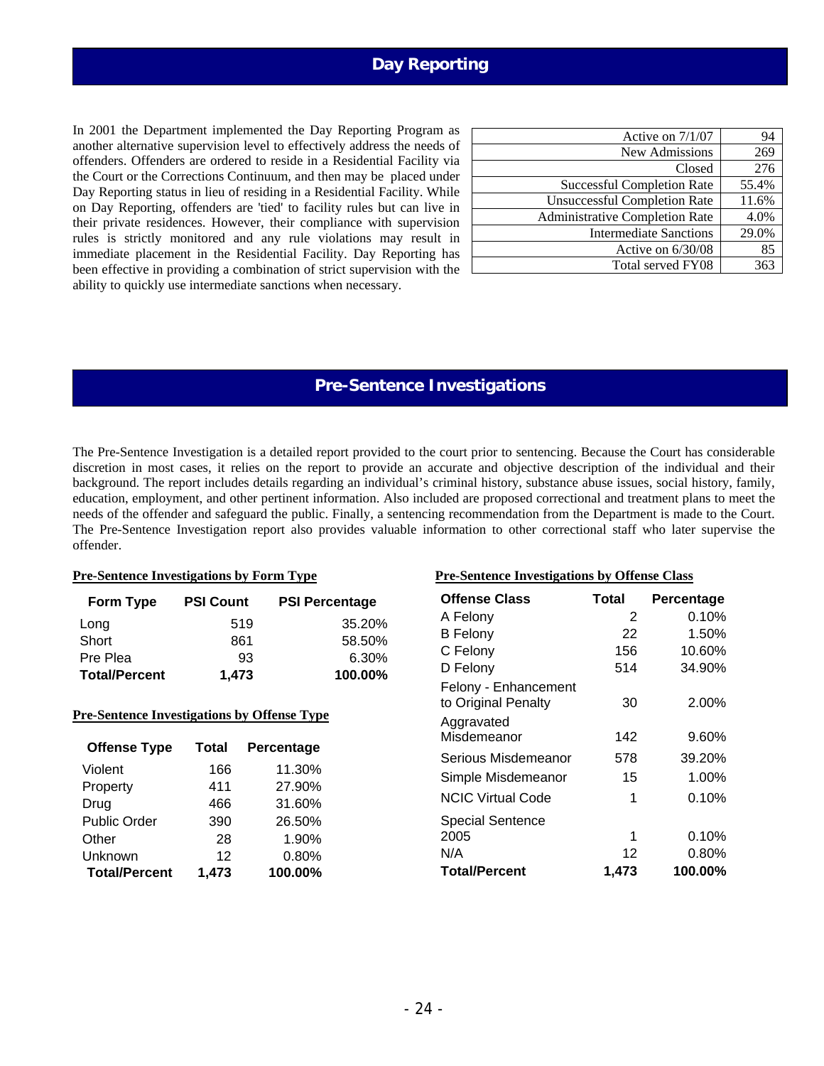## Day Reporting

In 2001 the Department implemented the Day Reporting Program as another alternative supervision level to effectively address the needs of offenders. Offenders are ordered to reside in a Residential Facility via the Court or the Corrections Continuum, and then may be placed under Day Reporting status in lieu of residing in a Residential Facility. While on Day Reporting, offenders are 'tied' to facility rules but can live in their private residences. However, their compliance with supervision rules is strictly monitored and any rule violations may result in immediate placement in the Residential Facility. Day Reporting has been effective in providing a combination of strict supervision with the ability to quickly use intermediate sanctions when necessary.

| | |
|---|---|
| Active on 7/1/07 | 94 |
| New Admissions | 269 |
| Closed | 276 |
| Successful Completion Rate | 55.4% |
| Unsuccessful Completion Rate | 11.6% |
| Administrative Completion Rate | 4.0% |
| Intermediate Sanctions | 29.0% |
| Active on 6/30/08 | 85 |
| Total served FY08 | 363 |

## Pre-Sentence Investigations

The Pre-Sentence Investigation is a detailed report provided to the court prior to sentencing. Because the Court has considerable discretion in most cases, it relies on the report to provide an accurate and objective description of the individual and their background. The report includes details regarding an individual's criminal history, substance abuse issues, social history, family, education, employment, and other pertinent information. Also included are proposed correctional and treatment plans to meet the needs of the offender and safeguard the public. Finally, a sentencing recommendation from the Department is made to the Court. The Pre-Sentence Investigation report also provides valuable information to other correctional staff who later supervise the offender.

**Pre-Sentence Investigations by Form Type**

| Form Type | PSI Count | PSI Percentage |
|---|---|---|
| Long | 519 | 35.20% |
| Short | 861 | 58.50% |
| Pre Plea | 93 | 6.30% |
| **Total/Percent** | **1,473** | **100.00%** |

**Pre-Sentence Investigations by Offense Type**

| Offense Type | Total | Percentage |
|---|---|---|
| Violent | 166 | 11.30% |
| Property | 411 | 27.90% |
| Drug | 466 | 31.60% |
| Public Order | 390 | 26.50% |
| Other | 28 | 1.90% |
| Unknown | 12 | 0.80% |
| **Total/Percent** | **1,473** | **100.00%** |

**Pre-Sentence Investigations by Offense Class**

| Offense Class | Total | Percentage |
|---|---|---|
| A Felony | 2 | 0.10% |
| B Felony | 22 | 1.50% |
| C Felony | 156 | 10.60% |
| D Felony | 514 | 34.90% |
| Felony - Enhancement to Original Penalty | 30 | 2.00% |
| Aggravated Misdemeanor | 142 | 9.60% |
| Serious Misdemeanor | 578 | 39.20% |
| Simple Misdemeanor | 15 | 1.00% |
| NCIC Virtual Code | 1 | 0.10% |
| Special Sentence 2005 | 1 | 0.10% |
| N/A | 12 | 0.80% |
| **Total/Percent** | **1,473** | **100.00%** |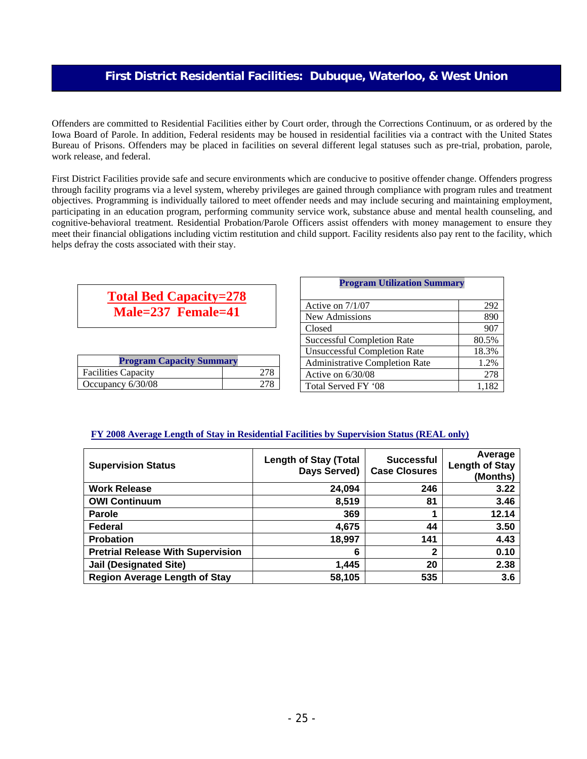## First District Residential Facilities: Dubuque, Waterloo, & West Union

Offenders are committed to Residential Facilities either by Court order, through the Corrections Continuum, or as ordered by the Iowa Board of Parole. In addition, Federal residents may be housed in residential facilities via a contract with the United States Bureau of Prisons. Offenders may be placed in facilities on several different legal statuses such as pre-trial, probation, parole, work release, and federal.

First District Facilities provide safe and secure environments which are conducive to positive offender change. Offenders progress through facility programs via a level system, whereby privileges are gained through compliance with program rules and treatment objectives. Programming is individually tailored to meet offender needs and may include securing and maintaining employment, participating in an education program, performing community service work, substance abuse and mental health counseling, and cognitive-behavioral treatment. Residential Probation/Parole Officers assist offenders with money management to ensure they meet their financial obligations including victim restitution and child support. Facility residents also pay rent to the facility, which helps defray the costs associated with their stay.

**Total Bed Capacity=278**
**Male=237 Female=41**

| Program Capacity Summary | |
|---|---|
| Facilities Capacity | 278 |
| Occupancy 6/30/08 | 278 |

| Program Utilization Summary | |
|---|---|
| Active on 7/1/07 | 292 |
| New Admissions | 890 |
| Closed | 907 |
| Successful Completion Rate | 80.5% |
| Unsuccessful Completion Rate | 18.3% |
| Administrative Completion Rate | 1.2% |
| Active on 6/30/08 | 278 |
| Total Served FY '08 | 1,182 |

**FY 2008 Average Length of Stay in Residential Facilities by Supervision Status (REAL only)**

| Supervision Status | Length of Stay (Total Days Served) | Successful Case Closures | Average Length of Stay (Months) |
|---|---|---|---|
| Work Release | 24,094 | 246 | 3.22 |
| OWI Continuum | 8,519 | 81 | 3.46 |
| Parole | 369 | 1 | 12.14 |
| Federal | 4,675 | 44 | 3.50 |
| Probation | 18,997 | 141 | 4.43 |
| Pretrial Release With Supervision | 6 | 2 | 0.10 |
| Jail (Designated Site) | 1,445 | 20 | 2.38 |
| Region Average Length of Stay | 58,105 | 535 | 3.6 |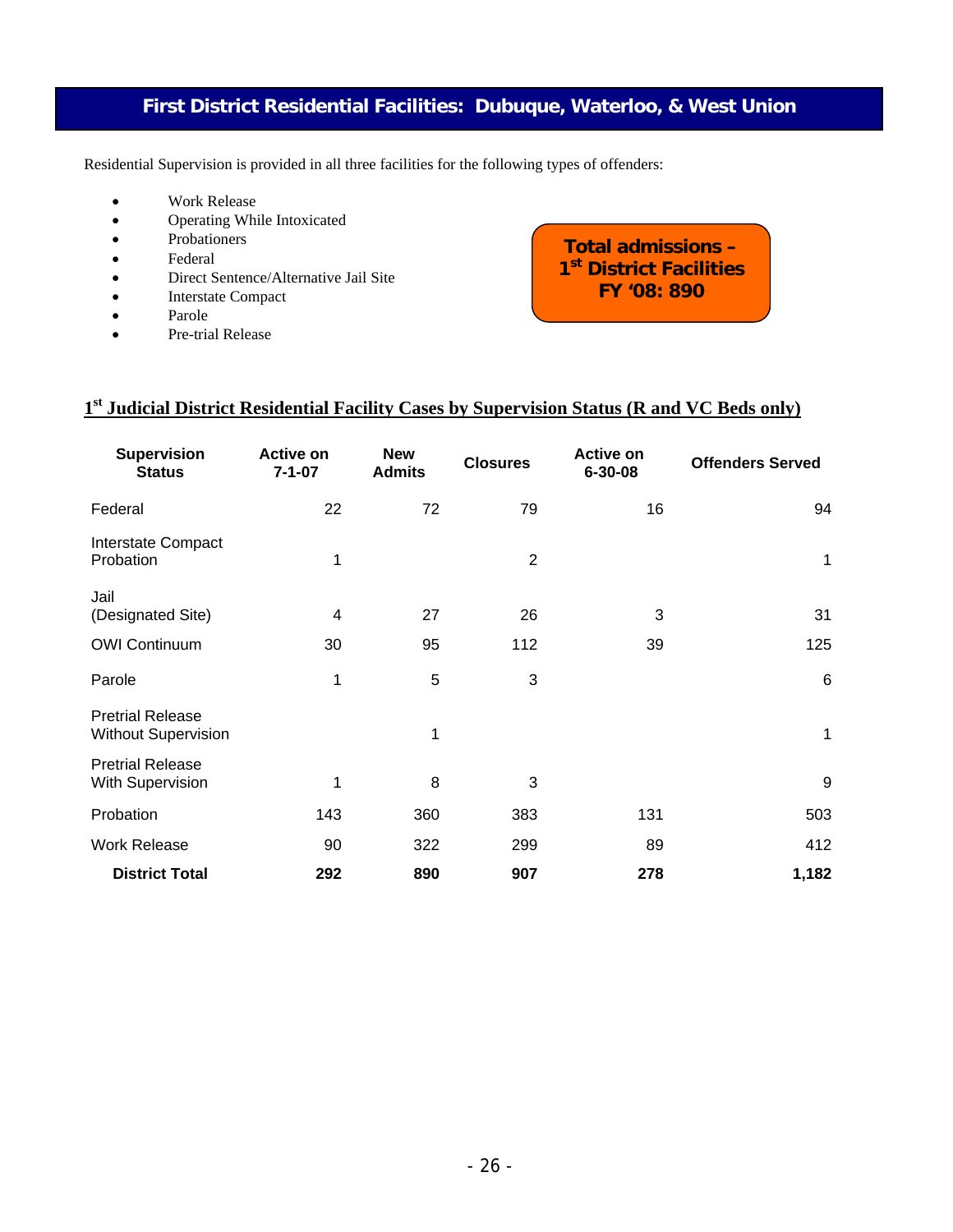# First District Residential Facilities: Dubuque, Waterloo, & West Union

Residential Supervision is provided in all three facilities for the following types of offenders:

- Work Release
- Operating While Intoxicated
- Probationers
- Federal
- Direct Sentence/Alternative Jail Site
- Interstate Compact
- Parole
- Pre-trial Release

**Total admissions – 1st District Facilities FY '08: 890**

## 1st Judicial District Residential Facility Cases by Supervision Status (R and VC Beds only)

| Supervision Status | Active on 7-1-07 | New Admits | Closures | Active on 6-30-08 | Offenders Served |
|---|---|---|---|---|---|
| Federal | 22 | 72 | 79 | 16 | 94 |
| Interstate Compact Probation | 1 | | 2 | | 1 |
| Jail (Designated Site) | 4 | 27 | 26 | 3 | 31 |
| OWI Continuum | 30 | 95 | 112 | 39 | 125 |
| Parole | 1 | 5 | 3 | | 6 |
| Pretrial Release Without Supervision | | 1 | | | 1 |
| Pretrial Release With Supervision | 1 | 8 | 3 | | 9 |
| Probation | 143 | 360 | 383 | 131 | 503 |
| Work Release | 90 | 322 | 299 | 89 | 412 |
| **District Total** | **292** | **890** | **907** | **278** | **1,182** |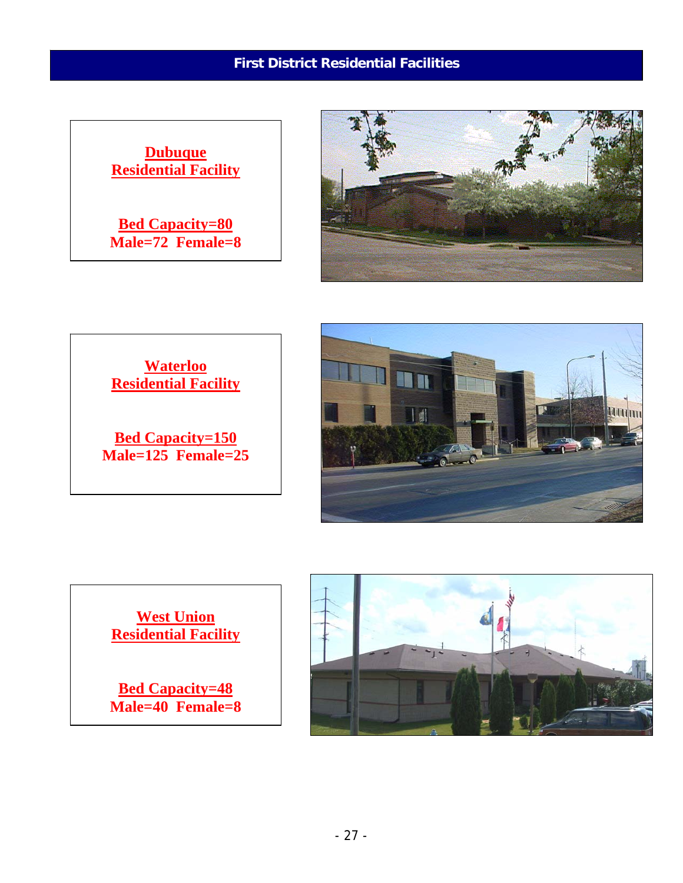## First District Residential Facilities

**Dubuque Residential Facility**

**Bed Capacity=80**
**Male=72 Female=8**

**Waterloo Residential Facility**

**Bed Capacity=150**
**Male=125 Female=25**

**West Union Residential Facility**

**Bed Capacity=48**
**Male=40 Female=8**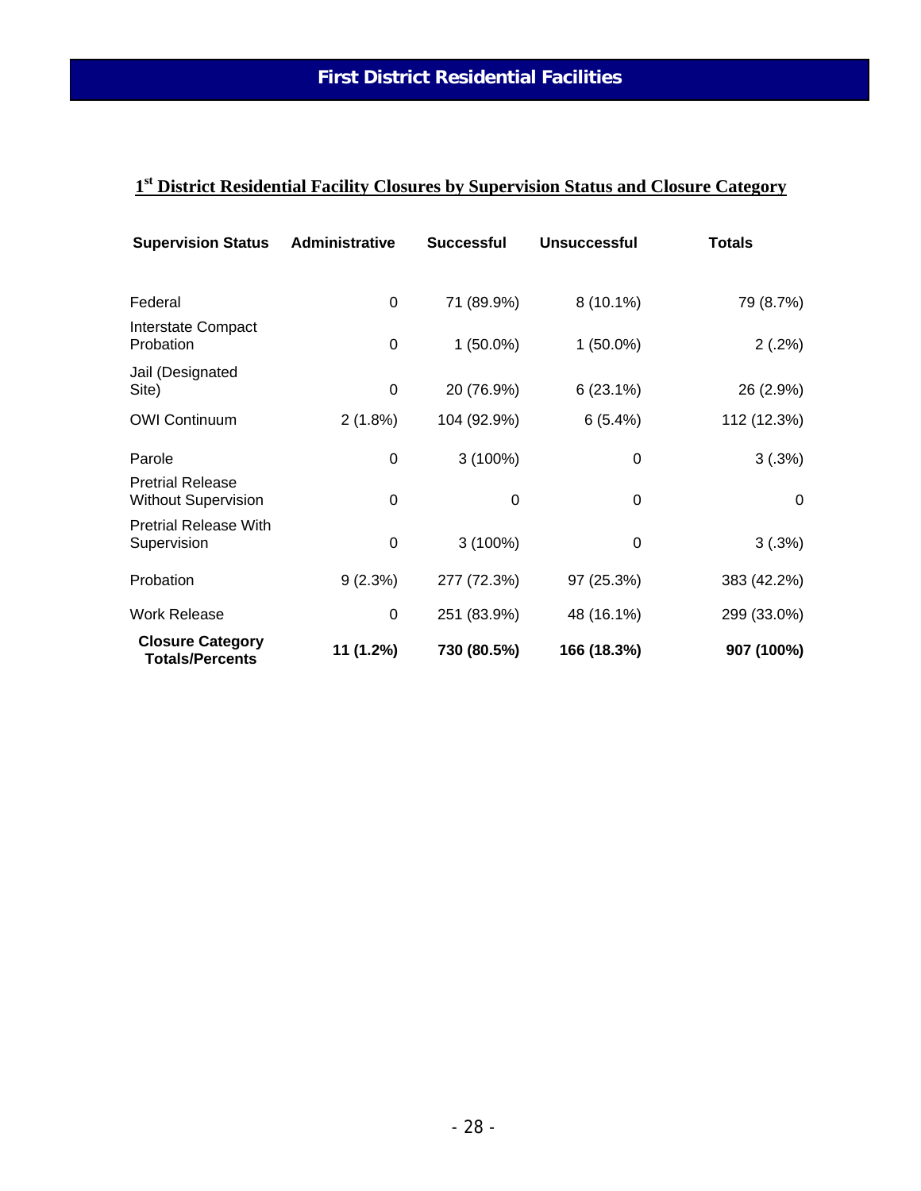# First District Residential Facilities

## 1st District Residential Facility Closures by Supervision Status and Closure Category

| Supervision Status | Administrative | Successful | Unsuccessful | Totals |
|---|---|---|---|---|
| Federal | 0 | 71 (89.9%) | 8 (10.1%) | 79 (8.7%) |
| Interstate Compact Probation | 0 | 1 (50.0%) | 1 (50.0%) | 2 (.2%) |
| Jail (Designated Site) | 0 | 20 (76.9%) | 6 (23.1%) | 26 (2.9%) |
| OWI Continuum | 2 (1.8%) | 104 (92.9%) | 6 (5.4%) | 112 (12.3%) |
| Parole | 0 | 3 (100%) | 0 | 3 (.3%) |
| Pretrial Release Without Supervision | 0 | 0 | 0 | 0 |
| Pretrial Release With Supervision | 0 | 3 (100%) | 0 | 3 (.3%) |
| Probation | 9 (2.3%) | 277 (72.3%) | 97 (25.3%) | 383 (42.2%) |
| Work Release | 0 | 251 (83.9%) | 48 (16.1%) | 299 (33.0%) |
| **Closure Category Totals/Percents** | **11 (1.2%)** | **730 (80.5%)** | **166 (18.3%)** | **907 (100%)** |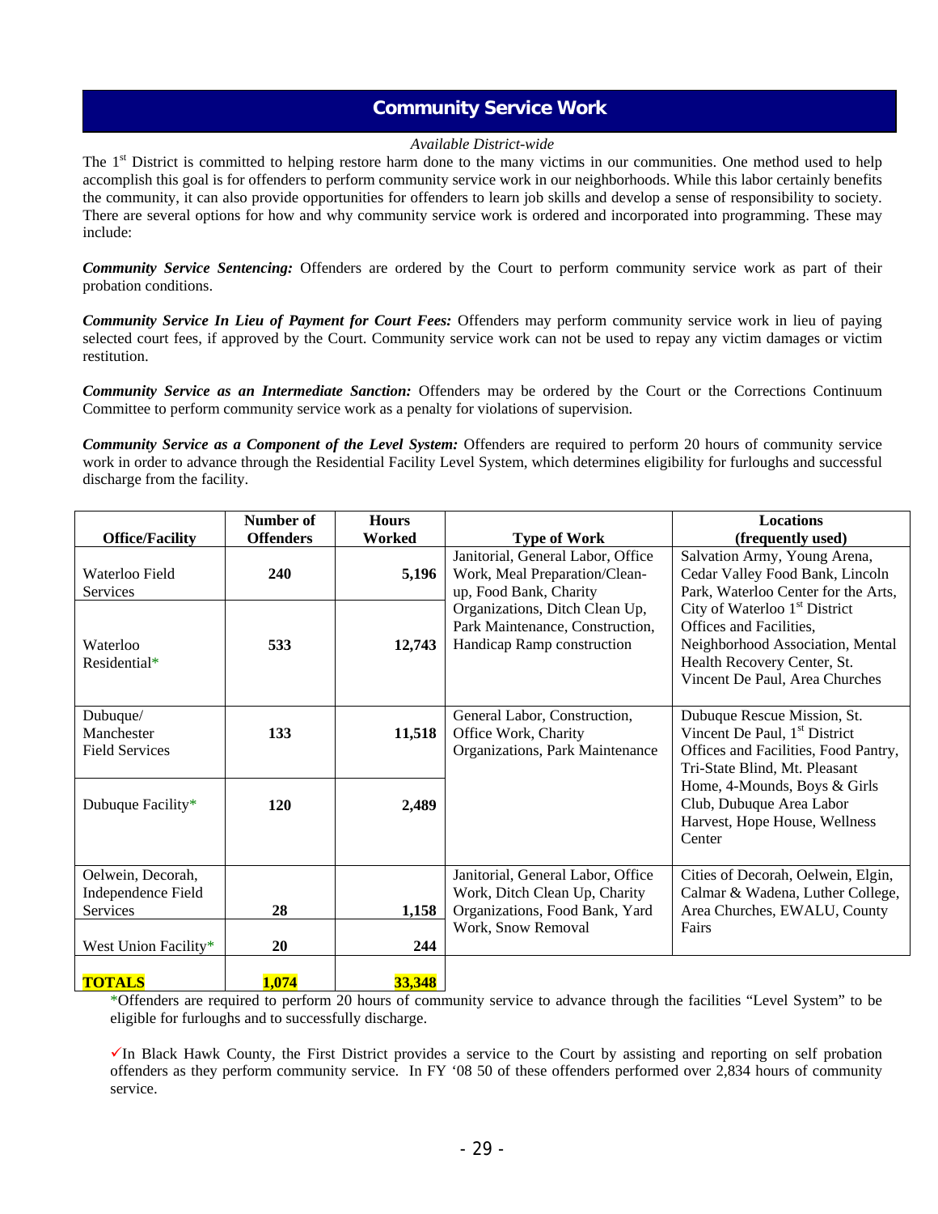# Community Service Work

*Available District-wide*

The 1st District is committed to helping restore harm done to the many victims in our communities. One method used to help accomplish this goal is for offenders to perform community service work in our neighborhoods. While this labor certainly benefits the community, it can also provide opportunities for offenders to learn job skills and develop a sense of responsibility to society. There are several options for how and why community service work is ordered and incorporated into programming. These may include:

***Community Service Sentencing:*** Offenders are ordered by the Court to perform community service work as part of their probation conditions.

***Community Service In Lieu of Payment for Court Fees:*** Offenders may perform community service work in lieu of paying selected court fees, if approved by the Court. Community service work can not be used to repay any victim damages or victim restitution.

***Community Service as an Intermediate Sanction:*** Offenders may be ordered by the Court or the Corrections Continuum Committee to perform community service work as a penalty for violations of supervision.

***Community Service as a Component of the Level System:*** Offenders are required to perform 20 hours of community service work in order to advance through the Residential Facility Level System, which determines eligibility for furloughs and successful discharge from the facility.

| Office/Facility | Number of Offenders | Hours Worked | Type of Work | Locations (frequently used) |
|---|---|---|---|---|
| Waterloo Field Services | **240** | **5,196** | Janitorial, General Labor, Office Work, Meal Preparation/Clean-up, Food Bank, Charity Organizations, Ditch Clean Up, Park Maintenance, Construction, Handicap Ramp construction | Salvation Army, Young Arena, Cedar Valley Food Bank, Lincoln Park, Waterloo Center for the Arts, City of Waterloo 1st District Offices and Facilities, Neighborhood Association, Mental Health Recovery Center, St. Vincent De Paul, Area Churches |
| Waterloo Residential* | **533** | **12,743** | | |
| Dubuque/ Manchester Field Services | **133** | **11,518** | General Labor, Construction, Office Work, Charity Organizations, Park Maintenance | Dubuque Rescue Mission, St. Vincent De Paul, 1st District Offices and Facilities, Food Pantry, Tri-State Blind, Mt. Pleasant Home, 4-Mounds, Boys & Girls Club, Dubuque Area Labor Harvest, Hope House, Wellness Center |
| Dubuque Facility* | **120** | **2,489** | | |
| Oelwein, Decorah, Independence Field Services | **28** | **1,158** | Janitorial, General Labor, Office Work, Ditch Clean Up, Charity Organizations, Food Bank, Yard Work, Snow Removal | Cities of Decorah, Oelwein, Elgin, Calmar & Wadena, Luther College, Area Churches, EWALU, County Fairs |
| West Union Facility* | **20** | **244** | | |
| **TOTALS** | **1,074** | **33,348** | | |

*Offenders are required to perform 20 hours of community service to advance through the facilities "Level System" to be eligible for furloughs and to successfully discharge.

✓In Black Hawk County, the First District provides a service to the Court by assisting and reporting on self probation offenders as they perform community service. In FY '08 50 of these offenders performed over 2,834 hours of community service.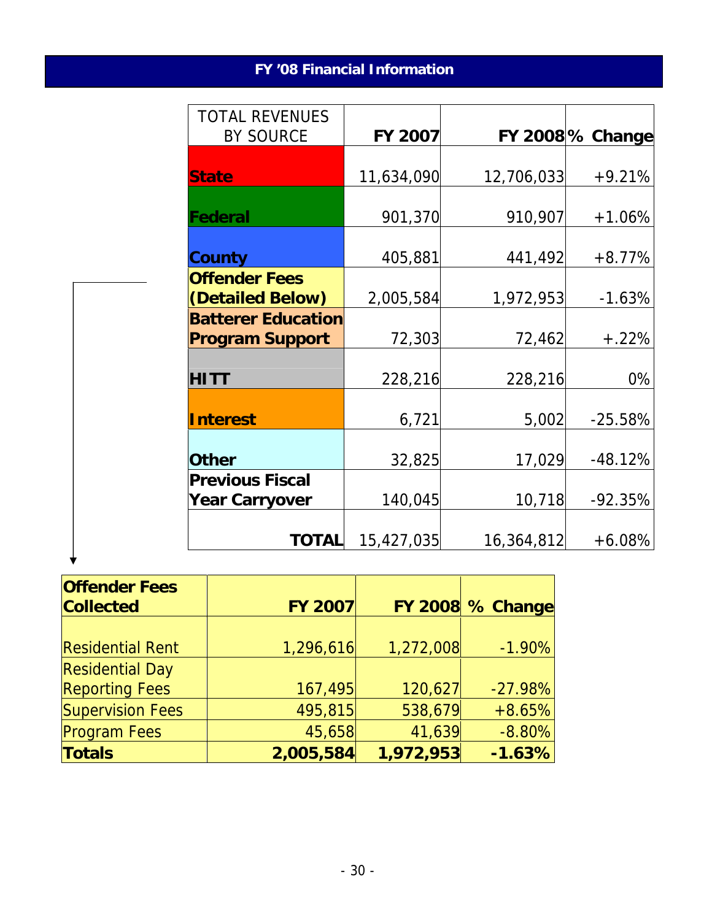# FY ’08 Financial Information

| TOTAL REVENUES BY SOURCE | FY 2007 | FY 2008 | % Change |
|---|---|---|---|
| **State** | 11,634,090 | 12,706,033 | +9.21% |
| **Federal** | 901,370 | 910,907 | +1.06% |
| **County** | 405,881 | 441,492 | +8.77% |
| **Offender Fees (Detailed Below)** | 2,005,584 | 1,972,953 | -1.63% |
| **Batterer Education Program Support** | 72,303 | 72,462 | +.22% |
| **HITT** | 228,216 | 228,216 | 0% |
| **Interest** | 6,721 | 5,002 | -25.58% |
| **Other** | 32,825 | 17,029 | -48.12% |
| **Previous Fiscal Year Carryover** | 140,045 | 10,718 | -92.35% |
| **TOTAL** | 15,427,035 | 16,364,812 | +6.08% |

| Offender Fees Collected | FY 2007 | FY 2008 | % Change |
|---|---|---|---|
| Residential Rent | 1,296,616 | 1,272,008 | -1.90% |
| Residential Day Reporting Fees | 167,495 | 120,627 | -27.98% |
| Supervision Fees | 495,815 | 538,679 | +8.65% |
| Program Fees | 45,658 | 41,639 | -8.80% |
| **Totals** | **2,005,584** | **1,972,953** | **-1.63%** |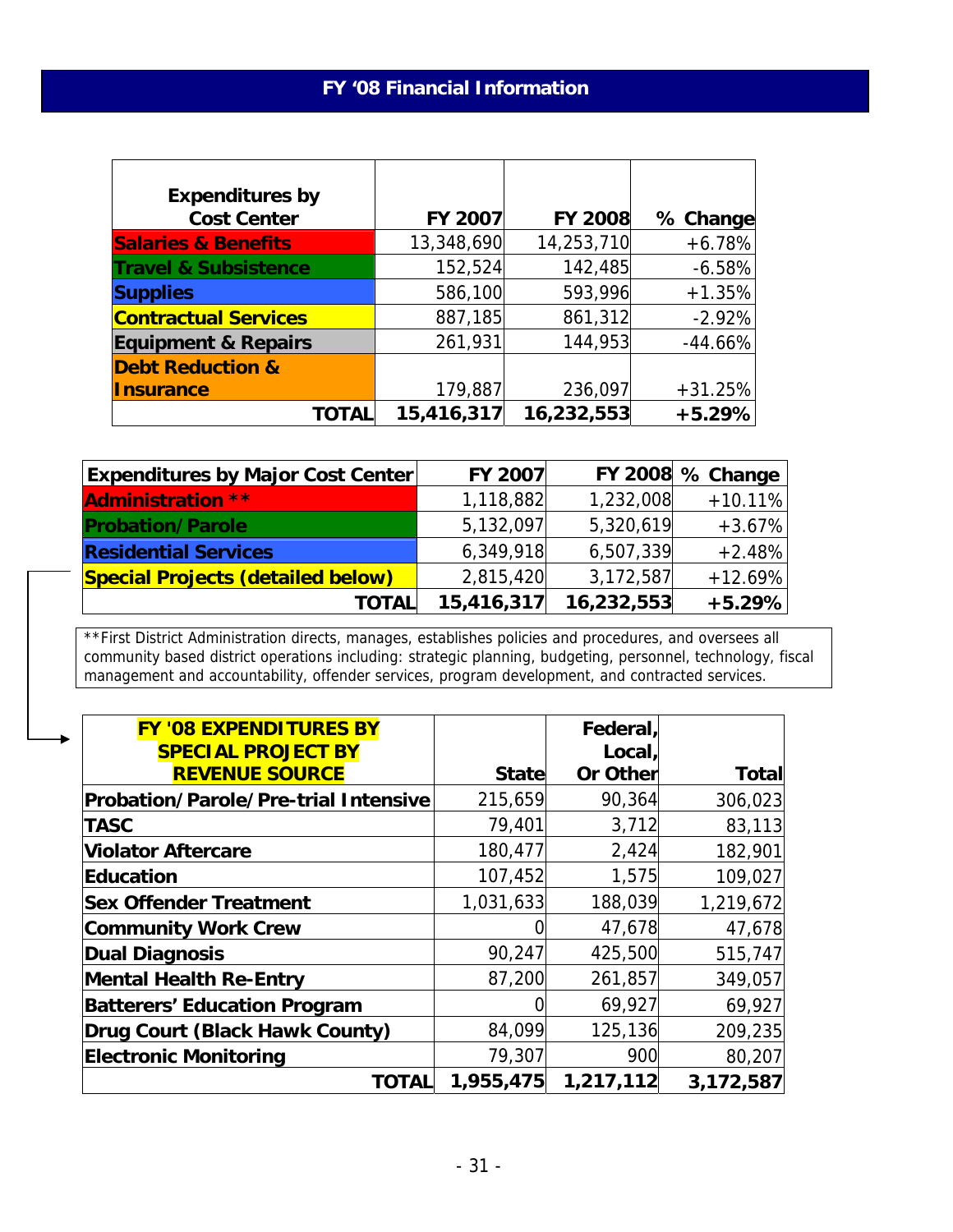## FY '08 Financial Information

| Expenditures by Cost Center | FY 2007 | FY 2008 | % Change |
|---|---|---|---|
| **Salaries & Benefits** | 13,348,690 | 14,253,710 | +6.78% |
| **Travel & Subsistence** | 152,524 | 142,485 | -6.58% |
| **Supplies** | 586,100 | 593,996 | +1.35% |
| **Contractual Services** | 887,185 | 861,312 | -2.92% |
| **Equipment & Repairs** | 261,931 | 144,953 | -44.66% |
| **Debt Reduction & Insurance** | 179,887 | 236,097 | +31.25% |
| **TOTAL** | **15,416,317** | **16,232,553** | **+5.29%** |

| Expenditures by Major Cost Center | FY 2007 | FY 2008 | % Change |
|---|---|---|---|
| **Administration \*\*** | 1,118,882 | 1,232,008 | +10.11% |
| **Probation/Parole** | 5,132,097 | 5,320,619 | +3.67% |
| **Residential Services** | 6,349,918 | 6,507,339 | +2.48% |
| **Special Projects (detailed below)** | 2,815,420 | 3,172,587 | +12.69% |
| **TOTAL** | **15,416,317** | **16,232,553** | **+5.29%** |

**First District Administration directs, manages, establishes policies and procedures, and oversees all community based district operations including: strategic planning, budgeting, personnel, technology, fiscal management and accountability, offender services, program development, and contracted services.

| FY '08 EXPENDITURES BY SPECIAL PROJECT BY REVENUE SOURCE | State | Federal, Local, Or Other | Total |
|---|---|---|---|
| **Probation/Parole/Pre-trial Intensive** | 215,659 | 90,364 | 306,023 |
| **TASC** | 79,401 | 3,712 | 83,113 |
| **Violator Aftercare** | 180,477 | 2,424 | 182,901 |
| **Education** | 107,452 | 1,575 | 109,027 |
| **Sex Offender Treatment** | 1,031,633 | 188,039 | 1,219,672 |
| **Community Work Crew** | 0 | 47,678 | 47,678 |
| **Dual Diagnosis** | 90,247 | 425,500 | 515,747 |
| **Mental Health Re-Entry** | 87,200 | 261,857 | 349,057 |
| **Batterers' Education Program** | 0 | 69,927 | 69,927 |
| **Drug Court (Black Hawk County)** | 84,099 | 125,136 | 209,235 |
| **Electronic Monitoring** | 79,307 | 900 | 80,207 |
| **TOTAL** | **1,955,475** | **1,217,112** | **3,172,587** |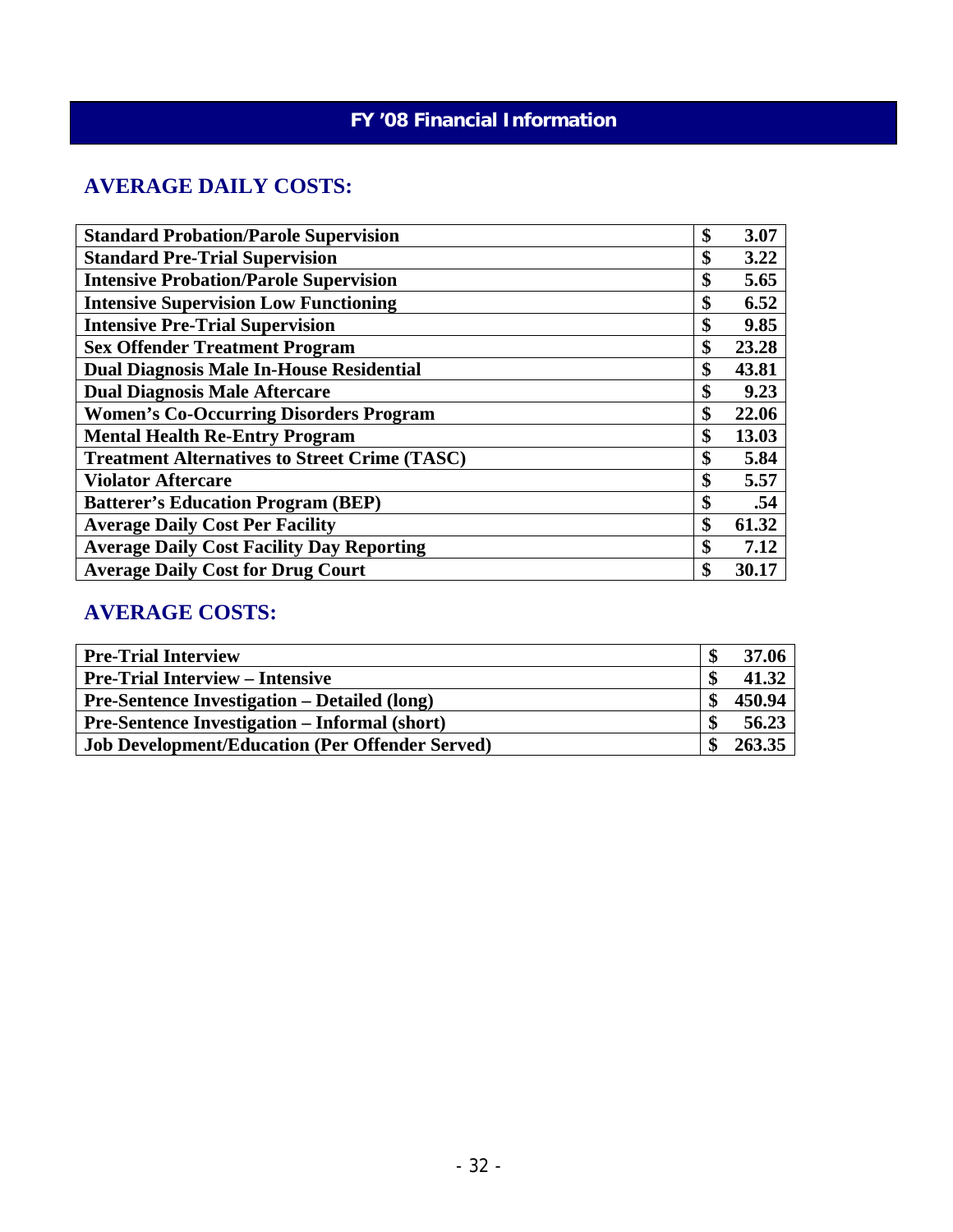# FY '08 Financial Information

## AVERAGE DAILY COSTS:

| Program | Cost |
|---|---|
| **Standard Probation/Parole Supervision** | **$ 3.07** |
| **Standard Pre-Trial Supervision** | **$ 3.22** |
| **Intensive Probation/Parole Supervision** | **$ 5.65** |
| **Intensive Supervision Low Functioning** | **$ 6.52** |
| **Intensive Pre-Trial Supervision** | **$ 9.85** |
| **Sex Offender Treatment Program** | **$ 23.28** |
| **Dual Diagnosis Male In-House Residential** | **$ 43.81** |
| **Dual Diagnosis Male Aftercare** | **$ 9.23** |
| **Women's Co-Occurring Disorders Program** | **$ 22.06** |
| **Mental Health Re-Entry Program** | **$ 13.03** |
| **Treatment Alternatives to Street Crime (TASC)** | **$ 5.84** |
| **Violator Aftercare** | **$ 5.57** |
| **Batterer's Education Program (BEP)** | **$ .54** |
| **Average Daily Cost Per Facility** | **$ 61.32** |
| **Average Daily Cost Facility Day Reporting** | **$ 7.12** |
| **Average Daily Cost for Drug Court** | **$ 30.17** |

## AVERAGE COSTS:

| Item | Cost |
|---|---|
| **Pre-Trial Interview** | **$ 37.06** |
| **Pre-Trial Interview – Intensive** | **$ 41.32** |
| **Pre-Sentence Investigation – Detailed (long)** | **$ 450.94** |
| **Pre-Sentence Investigation – Informal (short)** | **$ 56.23** |
| **Job Development/Education (Per Offender Served)** | **$ 263.35** |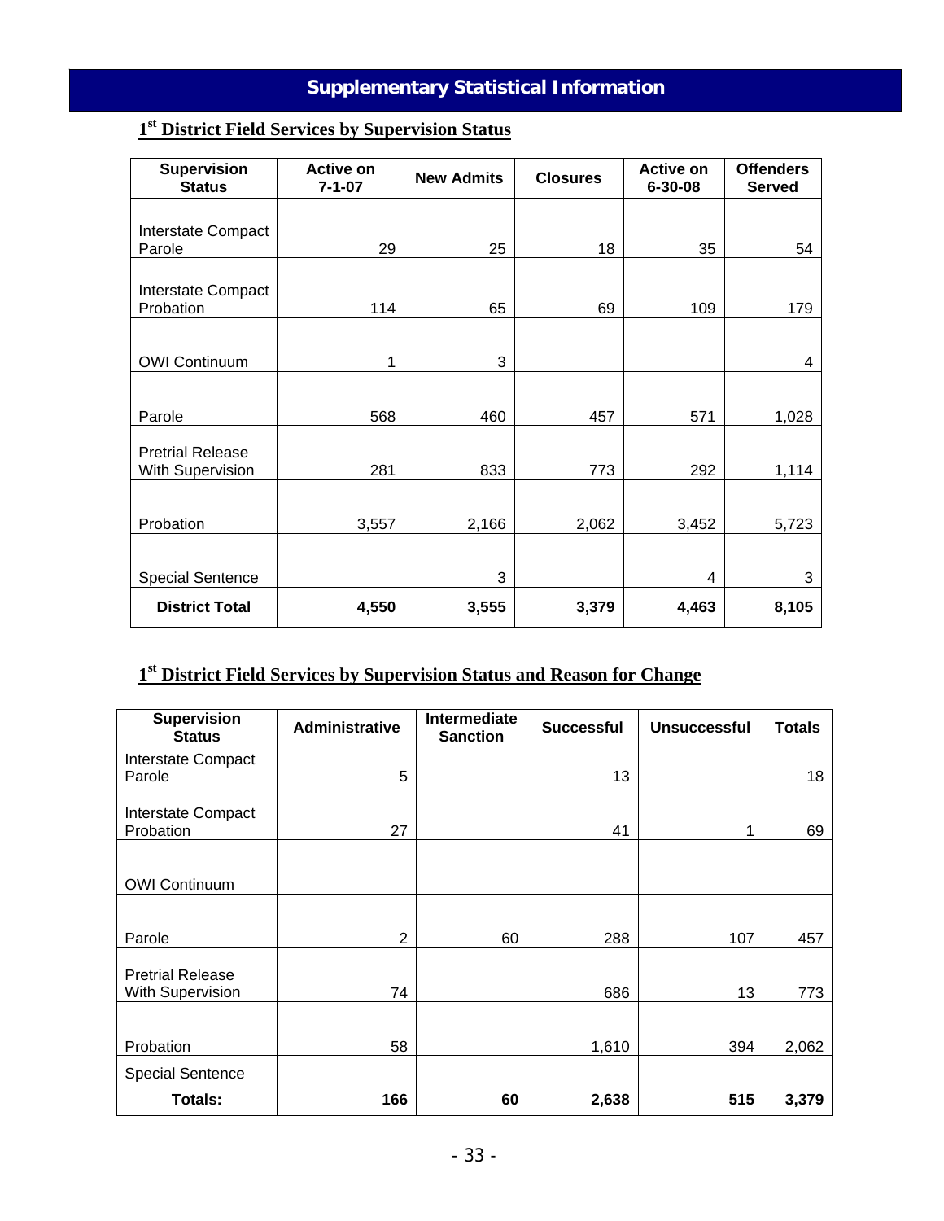# Supplementary Statistical Information

## 1st District Field Services by Supervision Status

| Supervision Status | Active on 7-1-07 | New Admits | Closures | Active on 6-30-08 | Offenders Served |
|---|---|---|---|---|---|
| Interstate Compact Parole | 29 | 25 | 18 | 35 | 54 |
| Interstate Compact Probation | 114 | 65 | 69 | 109 | 179 |
| OWI Continuum | 1 | 3 | | | 4 |
| Parole | 568 | 460 | 457 | 571 | 1,028 |
| Pretrial Release With Supervision | 281 | 833 | 773 | 292 | 1,114 |
| Probation | 3,557 | 2,166 | 2,062 | 3,452 | 5,723 |
| Special Sentence | | 3 | | 4 | 3 |
| **District Total** | **4,550** | **3,555** | **3,379** | **4,463** | **8,105** |

## 1st District Field Services by Supervision Status and Reason for Change

| Supervision Status | Administrative | Intermediate Sanction | Successful | Unsuccessful | Totals |
|---|---|---|---|---|---|
| Interstate Compact Parole | 5 | | 13 | | 18 |
| Interstate Compact Probation | 27 | | 41 | 1 | 69 |
| OWI Continuum | | | | | |
| Parole | 2 | 60 | 288 | 107 | 457 |
| Pretrial Release With Supervision | 74 | | 686 | 13 | 773 |
| Probation | 58 | | 1,610 | 394 | 2,062 |
| Special Sentence | | | | | |
| **Totals:** | **166** | **60** | **2,638** | **515** | **3,379** |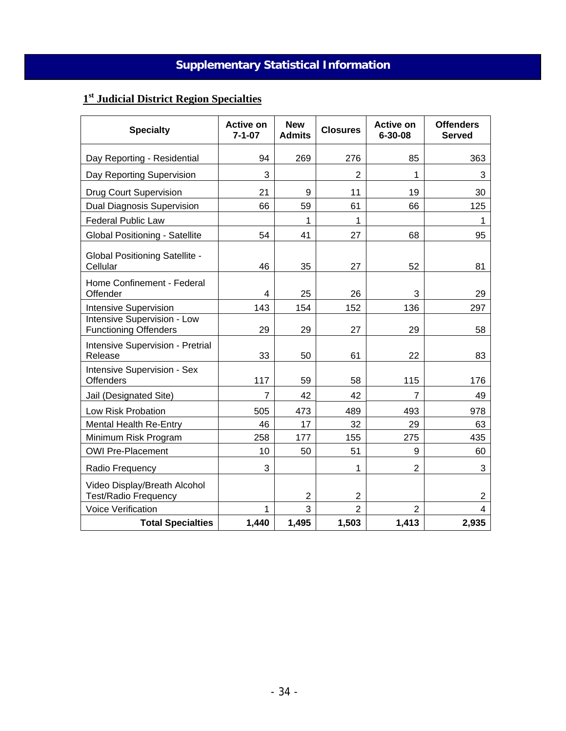# Supplementary Statistical Information

## 1st Judicial District Region Specialties

| Specialty | Active on 7-1-07 | New Admits | Closures | Active on 6-30-08 | Offenders Served |
|---|---|---|---|---|---|
| Day Reporting - Residential | 94 | 269 | 276 | 85 | 363 |
| Day Reporting Supervision | 3 | | 2 | 1 | 3 |
| Drug Court Supervision | 21 | 9 | 11 | 19 | 30 |
| Dual Diagnosis Supervision | 66 | 59 | 61 | 66 | 125 |
| Federal Public Law | | 1 | 1 | | 1 |
| Global Positioning - Satellite | 54 | 41 | 27 | 68 | 95 |
| Global Positioning Satellite - Cellular | 46 | 35 | 27 | 52 | 81 |
| Home Confinement - Federal Offender | 4 | 25 | 26 | 3 | 29 |
| Intensive Supervision | 143 | 154 | 152 | 136 | 297 |
| Intensive Supervision - Low Functioning Offenders | 29 | 29 | 27 | 29 | 58 |
| Intensive Supervision - Pretrial Release | 33 | 50 | 61 | 22 | 83 |
| Intensive Supervision - Sex Offenders | 117 | 59 | 58 | 115 | 176 |
| Jail (Designated Site) | 7 | 42 | 42 | 7 | 49 |
| Low Risk Probation | 505 | 473 | 489 | 493 | 978 |
| Mental Health Re-Entry | 46 | 17 | 32 | 29 | 63 |
| Minimum Risk Program | 258 | 177 | 155 | 275 | 435 |
| OWI Pre-Placement | 10 | 50 | 51 | 9 | 60 |
| Radio Frequency | 3 | | 1 | 2 | 3 |
| Video Display/Breath Alcohol Test/Radio Frequency | | 2 | 2 | | 2 |
| Voice Verification | 1 | 3 | 2 | 2 | 4 |
| **Total Specialties** | **1,440** | **1,495** | **1,503** | **1,413** | **2,935** |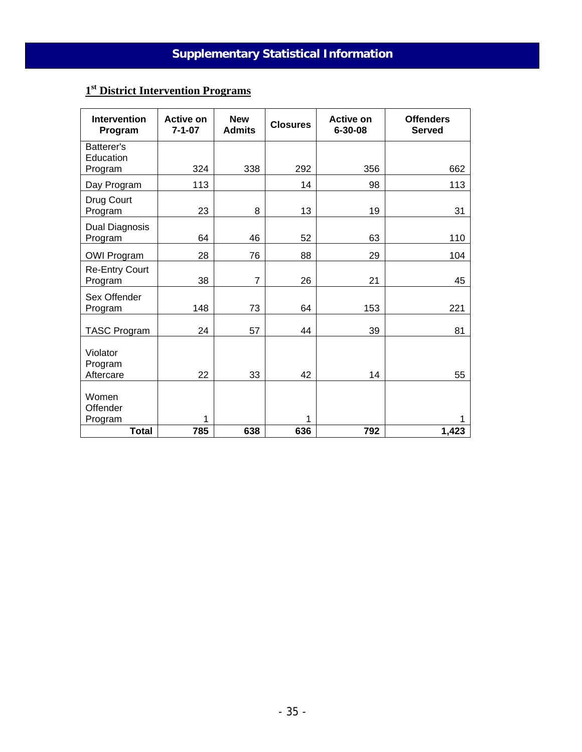# Supplementary Statistical Information

## 1st District Intervention Programs

| Intervention Program | Active on 7-1-07 | New Admits | Closures | Active on 6-30-08 | Offenders Served |
|---|---|---|---|---|---|
| Batterer's Education Program | 324 | 338 | 292 | 356 | 662 |
| Day Program | 113 | | 14 | 98 | 113 |
| Drug Court Program | 23 | 8 | 13 | 19 | 31 |
| Dual Diagnosis Program | 64 | 46 | 52 | 63 | 110 |
| OWI Program | 28 | 76 | 88 | 29 | 104 |
| Re-Entry Court Program | 38 | 7 | 26 | 21 | 45 |
| Sex Offender Program | 148 | 73 | 64 | 153 | 221 |
| TASC Program | 24 | 57 | 44 | 39 | 81 |
| Violator Program Aftercare | 22 | 33 | 42 | 14 | 55 |
| Women Offender Program | 1 | | 1 | | 1 |
| **Total** | **785** | **638** | **636** | **792** | **1,423** |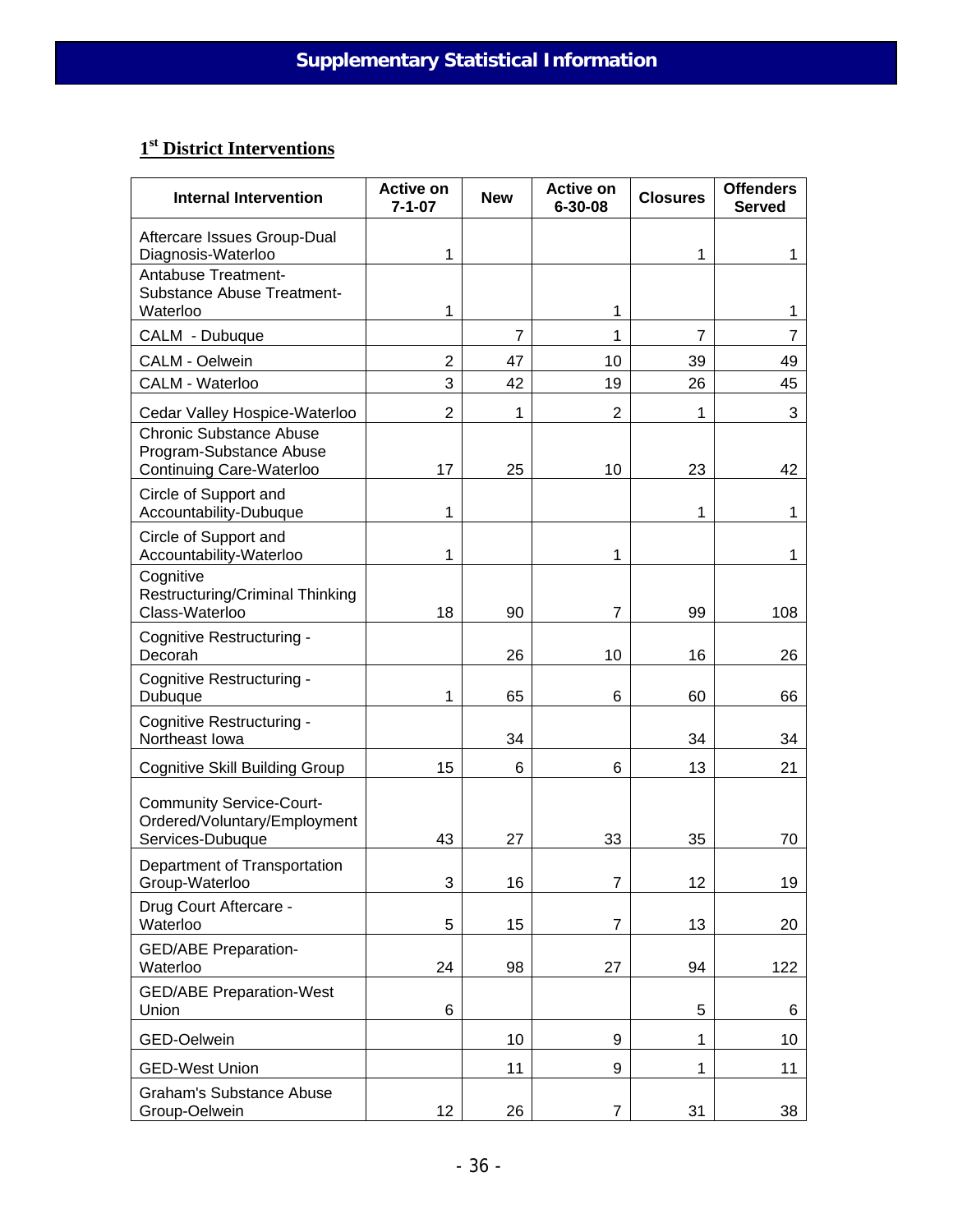# Supplementary Statistical Information

## 1st District Interventions

| Internal Intervention | Active on 7-1-07 | New | Active on 6-30-08 | Closures | Offenders Served |
|---|---|---|---|---|---|
| Aftercare Issues Group-Dual Diagnosis-Waterloo | 1 | | | 1 | 1 |
| Antabuse Treatment-Substance Abuse Treatment-Waterloo | 1 | | 1 | | 1 |
| CALM - Dubuque | | 7 | 1 | 7 | 7 |
| CALM - Oelwein | 2 | 47 | 10 | 39 | 49 |
| CALM - Waterloo | 3 | 42 | 19 | 26 | 45 |
| Cedar Valley Hospice-Waterloo | 2 | 1 | 2 | 1 | 3 |
| Chronic Substance Abuse Program-Substance Abuse Continuing Care-Waterloo | 17 | 25 | 10 | 23 | 42 |
| Circle of Support and Accountability-Dubuque | 1 | | | 1 | 1 |
| Circle of Support and Accountability-Waterloo | 1 | | 1 | | 1 |
| Cognitive Restructuring/Criminal Thinking Class-Waterloo | 18 | 90 | 7 | 99 | 108 |
| Cognitive Restructuring - Decorah | | 26 | 10 | 16 | 26 |
| Cognitive Restructuring - Dubuque | 1 | 65 | 6 | 60 | 66 |
| Cognitive Restructuring - Northeast Iowa | | 34 | | 34 | 34 |
| Cognitive Skill Building Group | 15 | 6 | 6 | 13 | 21 |
| Community Service-Court-Ordered/Voluntary/Employment Services-Dubuque | 43 | 27 | 33 | 35 | 70 |
| Department of Transportation Group-Waterloo | 3 | 16 | 7 | 12 | 19 |
| Drug Court Aftercare - Waterloo | 5 | 15 | 7 | 13 | 20 |
| GED/ABE Preparation-Waterloo | 24 | 98 | 27 | 94 | 122 |
| GED/ABE Preparation-West Union | 6 | | | 5 | 6 |
| GED-Oelwein | | 10 | 9 | 1 | 10 |
| GED-West Union | | 11 | 9 | 1 | 11 |
| Graham's Substance Abuse Group-Oelwein | 12 | 26 | 7 | 31 | 38 |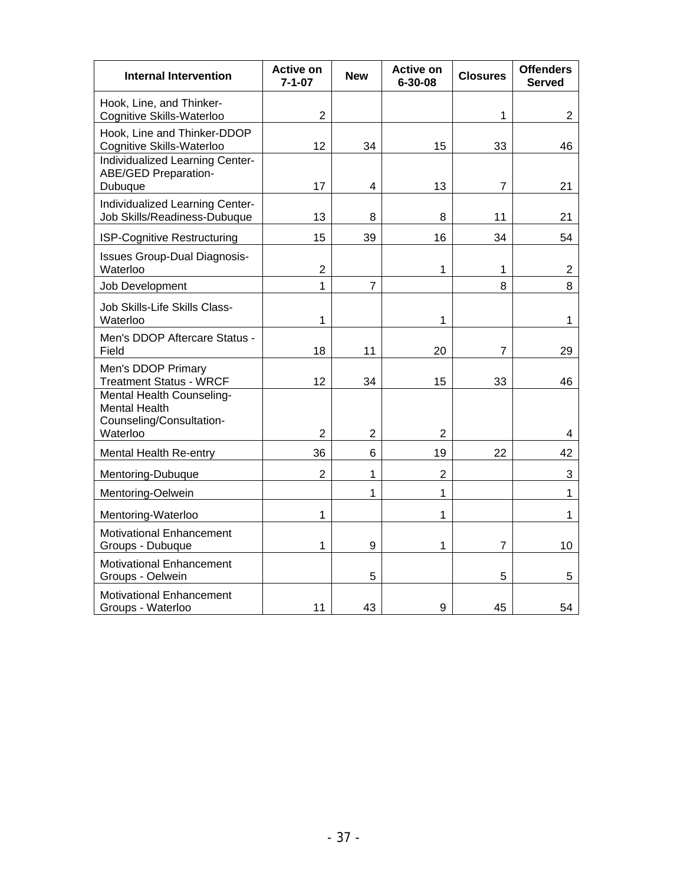| Internal Intervention | Active on 7-1-07 | New | Active on 6-30-08 | Closures | Offenders Served |
|---|---|---|---|---|---|
| Hook, Line, and Thinker-Cognitive Skills-Waterloo | 2 | | | 1 | 2 |
| Hook, Line and Thinker-DDOP Cognitive Skills-Waterloo | 12 | 34 | 15 | 33 | 46 |
| Individualized Learning Center-ABE/GED Preparation-Dubuque | 17 | 4 | 13 | 7 | 21 |
| Individualized Learning Center-Job Skills/Readiness-Dubuque | 13 | 8 | 8 | 11 | 21 |
| ISP-Cognitive Restructuring | 15 | 39 | 16 | 34 | 54 |
| Issues Group-Dual Diagnosis-Waterloo | 2 | | 1 | 1 | 2 |
| Job Development | 1 | 7 | | 8 | 8 |
| Job Skills-Life Skills Class-Waterloo | 1 | | 1 | | 1 |
| Men's DDOP Aftercare Status - Field | 18 | 11 | 20 | 7 | 29 |
| Men's DDOP Primary Treatment Status - WRCF | 12 | 34 | 15 | 33 | 46 |
| Mental Health Counseling-Mental Health Counseling/Consultation-Waterloo | 2 | 2 | 2 | | 4 |
| Mental Health Re-entry | 36 | 6 | 19 | 22 | 42 |
| Mentoring-Dubuque | 2 | 1 | 2 | | 3 |
| Mentoring-Oelwein | | 1 | 1 | | 1 |
| Mentoring-Waterloo | 1 | | 1 | | 1 |
| Motivational Enhancement Groups - Dubuque | 1 | 9 | 1 | 7 | 10 |
| Motivational Enhancement Groups - Oelwein | | 5 | | 5 | 5 |
| Motivational Enhancement Groups - Waterloo | 11 | 43 | 9 | 45 | 54 |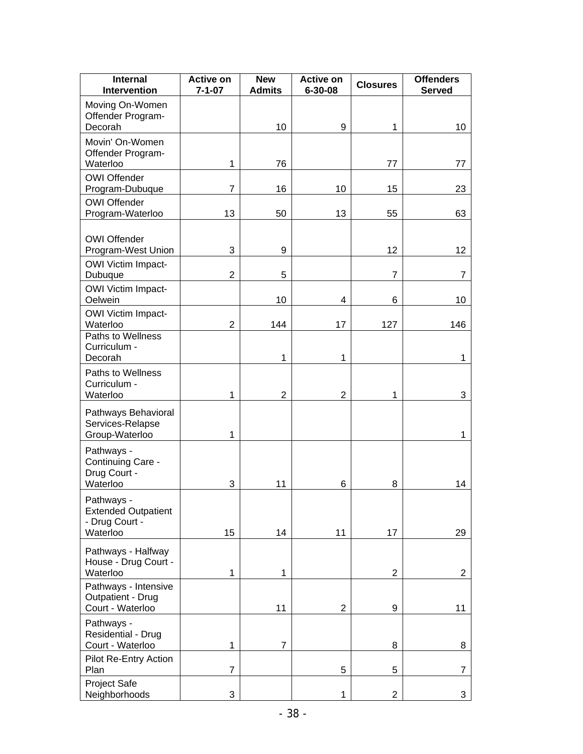| Internal Intervention | Active on 7-1-07 | New Admits | Active on 6-30-08 | Closures | Offenders Served |
|---|---|---|---|---|---|
| Moving On-Women Offender Program-Decorah | | 10 | 9 | 1 | 10 |
| Movin' On-Women Offender Program-Waterloo | 1 | 76 | | 77 | 77 |
| OWI Offender Program-Dubuque | 7 | 16 | 10 | 15 | 23 |
| OWI Offender Program-Waterloo | 13 | 50 | 13 | 55 | 63 |
| OWI Offender Program-West Union | 3 | 9 | | 12 | 12 |
| OWI Victim Impact-Dubuque | 2 | 5 | | 7 | 7 |
| OWI Victim Impact-Oelwein | | 10 | 4 | 6 | 10 |
| OWI Victim Impact-Waterloo | 2 | 144 | 17 | 127 | 146 |
| Paths to Wellness Curriculum - Decorah | | 1 | 1 | | 1 |
| Paths to Wellness Curriculum - Waterloo | 1 | 2 | 2 | 1 | 3 |
| Pathways Behavioral Services-Relapse Group-Waterloo | 1 | | | | 1 |
| Pathways - Continuing Care - Drug Court - Waterloo | 3 | 11 | 6 | 8 | 14 |
| Pathways - Extended Outpatient - Drug Court - Waterloo | 15 | 14 | 11 | 17 | 29 |
| Pathways - Halfway House - Drug Court - Waterloo | 1 | 1 | | 2 | 2 |
| Pathways - Intensive Outpatient - Drug Court - Waterloo | | 11 | 2 | 9 | 11 |
| Pathways - Residential - Drug Court - Waterloo | 1 | 7 | | 8 | 8 |
| Pilot Re-Entry Action Plan | 7 | | 5 | 5 | 7 |
| Project Safe Neighborhoods | 3 | | 1 | 2 | 3 |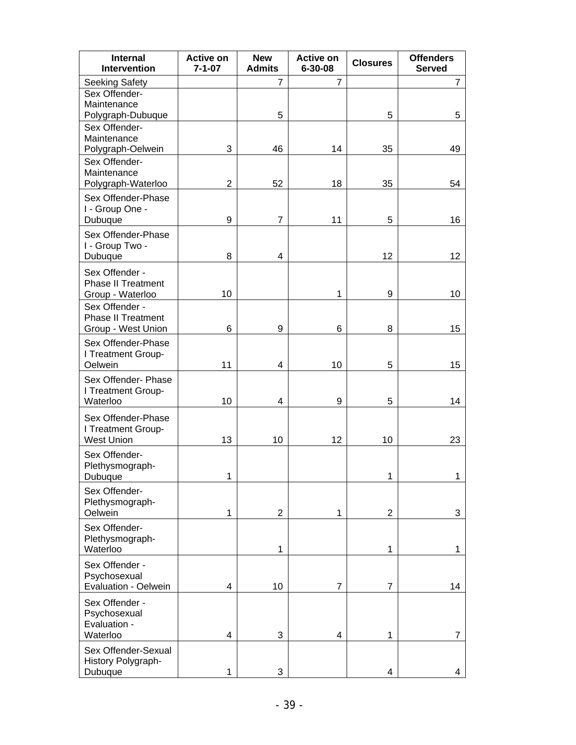| Internal Intervention | Active on 7-1-07 | New Admits | Active on 6-30-08 | Closures | Offenders Served |
|---|---|---|---|---|---|
| Seeking Safety | | 7 | 7 | | 7 |
| Sex Offender-Maintenance Polygraph-Dubuque | | 5 | | 5 | 5 |
| Sex Offender-Maintenance Polygraph-Oelwein | 3 | 46 | 14 | 35 | 49 |
| Sex Offender-Maintenance Polygraph-Waterloo | 2 | 52 | 18 | 35 | 54 |
| Sex Offender-Phase I - Group One - Dubuque | 9 | 7 | 11 | 5 | 16 |
| Sex Offender-Phase I - Group Two - Dubuque | 8 | 4 | | 12 | 12 |
| Sex Offender - Phase II Treatment Group - Waterloo | 10 | | 1 | 9 | 10 |
| Sex Offender - Phase II Treatment Group - West Union | 6 | 9 | 6 | 8 | 15 |
| Sex Offender-Phase I Treatment Group-Oelwein | 11 | 4 | 10 | 5 | 15 |
| Sex Offender- Phase I Treatment Group-Waterloo | 10 | 4 | 9 | 5 | 14 |
| Sex Offender-Phase I Treatment Group-West Union | 13 | 10 | 12 | 10 | 23 |
| Sex Offender-Plethysmograph-Dubuque | 1 | | | 1 | 1 |
| Sex Offender-Plethysmograph-Oelwein | 1 | 2 | 1 | 2 | 3 |
| Sex Offender-Plethysmograph-Waterloo | | 1 | | 1 | 1 |
| Sex Offender - Psychosexual Evaluation - Oelwein | 4 | 10 | 7 | 7 | 14 |
| Sex Offender - Psychosexual Evaluation - Waterloo | 4 | 3 | 4 | 1 | 7 |
| Sex Offender-Sexual History Polygraph-Dubuque | 1 | 3 | | 4 | 4 |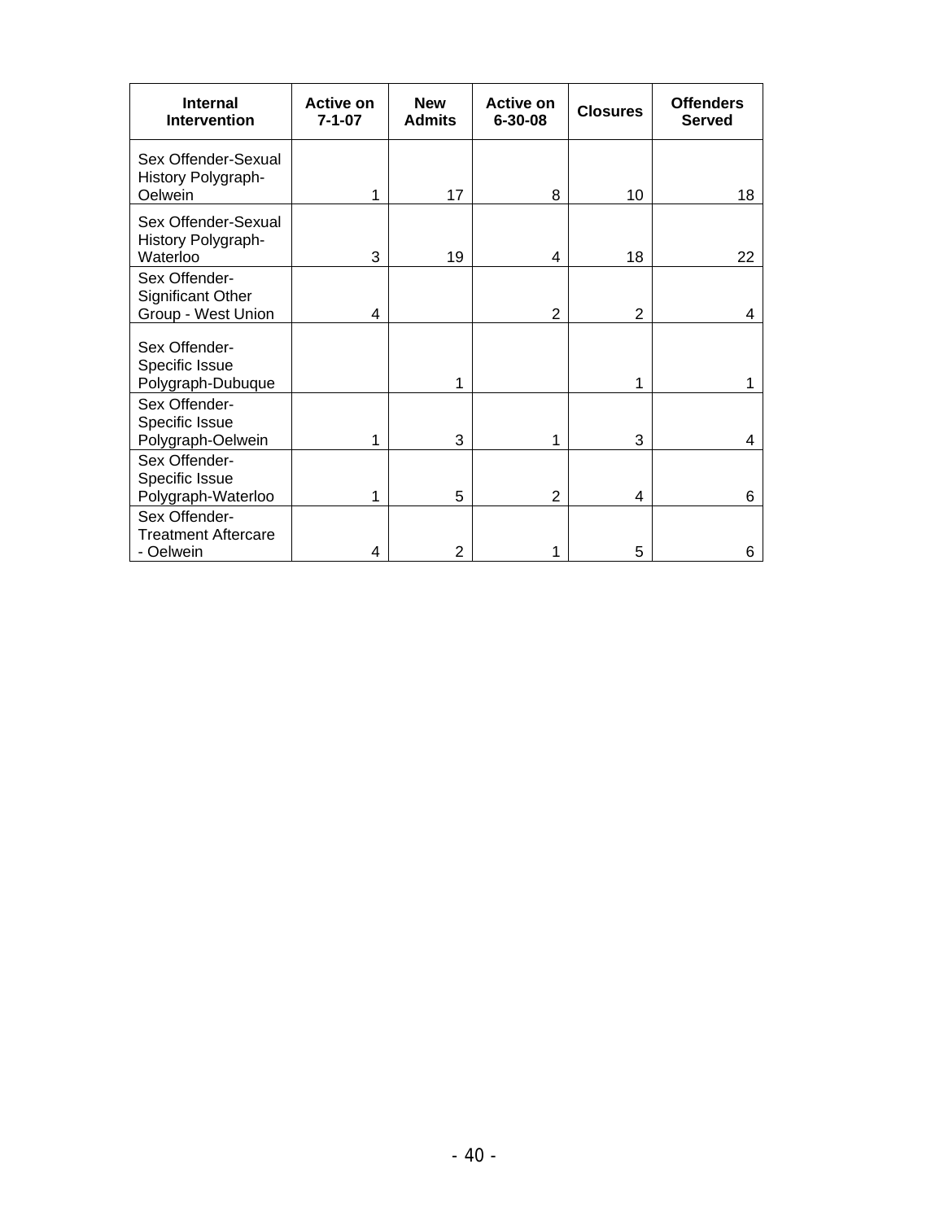| Internal Intervention | Active on 7-1-07 | New Admits | Active on 6-30-08 | Closures | Offenders Served |
|---|---|---|---|---|---|
| Sex Offender-Sexual History Polygraph-Oelwein | 1 | 17 | 8 | 10 | 18 |
| Sex Offender-Sexual History Polygraph-Waterloo | 3 | 19 | 4 | 18 | 22 |
| Sex Offender-Significant Other Group - West Union | 4 | | 2 | 2 | 4 |
| Sex Offender-Specific Issue Polygraph-Dubuque | | 1 | | 1 | 1 |
| Sex Offender-Specific Issue Polygraph-Oelwein | 1 | 3 | 1 | 3 | 4 |
| Sex Offender-Specific Issue Polygraph-Waterloo | 1 | 5 | 2 | 4 | 6 |
| Sex Offender-Treatment Aftercare - Oelwein | 4 | 2 | 1 | 5 | 6 |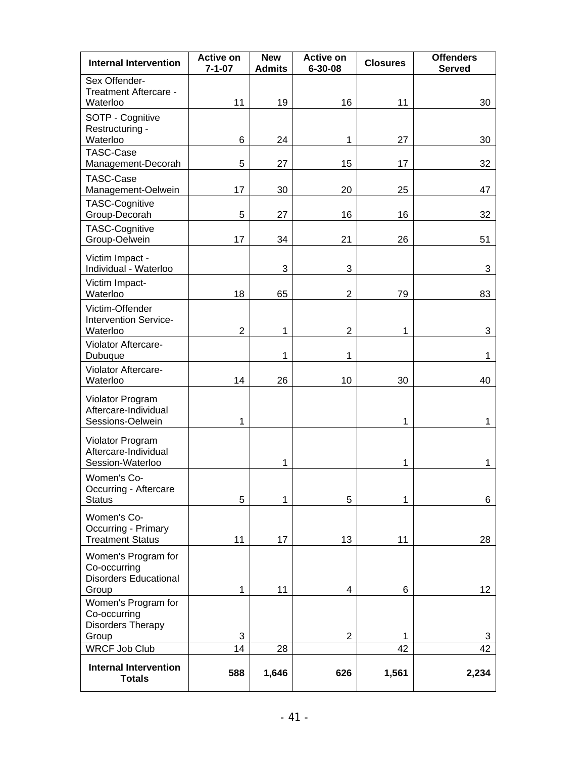| Internal Intervention | Active on 7-1-07 | New Admits | Active on 6-30-08 | Closures | Offenders Served |
|---|---|---|---|---|---|
| Sex Offender-Treatment Aftercare - Waterloo | 11 | 19 | 16 | 11 | 30 |
| SOTP - Cognitive Restructuring - Waterloo | 6 | 24 | 1 | 27 | 30 |
| TASC-Case Management-Decorah | 5 | 27 | 15 | 17 | 32 |
| TASC-Case Management-Oelwein | 17 | 30 | 20 | 25 | 47 |
| TASC-Cognitive Group-Decorah | 5 | 27 | 16 | 16 | 32 |
| TASC-Cognitive Group-Oelwein | 17 | 34 | 21 | 26 | 51 |
| Victim Impact - Individual - Waterloo | | 3 | 3 | | 3 |
| Victim Impact-Waterloo | 18 | 65 | 2 | 79 | 83 |
| Victim-Offender Intervention Service-Waterloo | 2 | 1 | 2 | 1 | 3 |
| Violator Aftercare-Dubuque | | 1 | 1 | | 1 |
| Violator Aftercare-Waterloo | 14 | 26 | 10 | 30 | 40 |
| Violator Program Aftercare-Individual Sessions-Oelwein | 1 | | | 1 | 1 |
| Violator Program Aftercare-Individual Session-Waterloo | | 1 | | 1 | 1 |
| Women's Co-Occurring - Aftercare Status | 5 | 1 | 5 | 1 | 6 |
| Women's Co-Occurring - Primary Treatment Status | 11 | 17 | 13 | 11 | 28 |
| Women's Program for Co-occurring Disorders Educational Group | 1 | 11 | 4 | 6 | 12 |
| Women's Program for Co-occurring Disorders Therapy Group | 3 | | 2 | 1 | 3 |
| WRCF Job Club | 14 | 28 | | 42 | 42 |
| **Internal Intervention Totals** | **588** | **1,646** | **626** | **1,561** | **2,234** |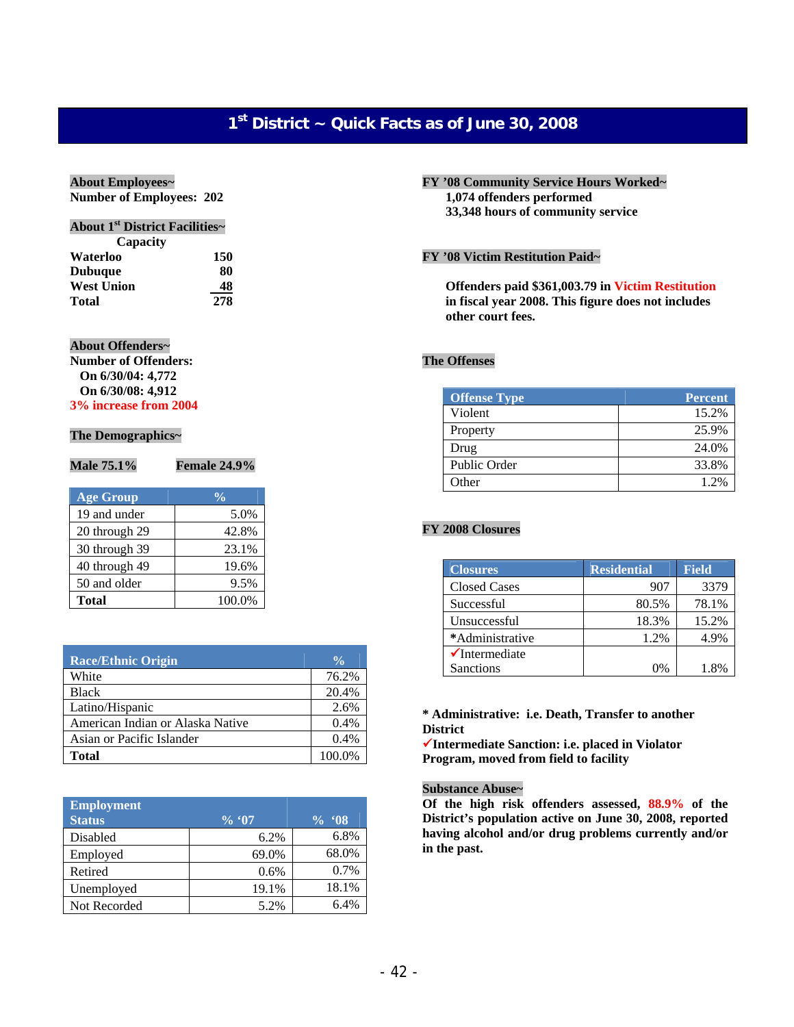# 1st District ~ Quick Facts as of June 30, 2008

**About Employees~**

**Number of Employees: 202**

**About 1st District Facilities~**

| | Capacity |
|---|---|
| **Waterloo** | **150** |
| **Dubuque** | **80** |
| **West Union** | **48** |
| **Total** | **278** |

**About Offenders~**

**Number of Offenders:**

**On 6/30/04: 4,772**

**On 6/30/08: 4,912**

**3% increase from 2004**

**The Demographics~**

**Male 75.1%** **Female 24.9%**

| Age Group | % |
|---|---|
| 19 and under | 5.0% |
| 20 through 29 | 42.8% |
| 30 through 39 | 23.1% |
| 40 through 49 | 19.6% |
| 50 and older | 9.5% |
| **Total** | 100.0% |

| Race/Ethnic Origin | % |
|---|---|
| White | 76.2% |
| Black | 20.4% |
| Latino/Hispanic | 2.6% |
| American Indian or Alaska Native | 0.4% |
| Asian or Pacific Islander | 0.4% |
| **Total** | 100.0% |

| Employment Status | % '07 | % '08 |
|---|---|---|
| Disabled | 6.2% | 6.8% |
| Employed | 69.0% | 68.0% |
| Retired | 0.6% | 0.7% |
| Unemployed | 19.1% | 18.1% |
| Not Recorded | 5.2% | 6.4% |

**FY '08 Community Service Hours Worked~**

**1,074 offenders performed**

**33,348 hours of community service**

**FY '08 Victim Restitution Paid~**

**Offenders paid $361,003.79 in Victim Restitution in fiscal year 2008. This figure does not includes other court fees.**

**The Offenses**

| Offense Type | Percent |
|---|---|
| Violent | 15.2% |
| Property | 25.9% |
| Drug | 24.0% |
| Public Order | 33.8% |
| Other | 1.2% |

**FY 2008 Closures**

| Closures | Residential | Field |
|---|---|---|
| Closed Cases | 907 | 3379 |
| Successful | 80.5% | 78.1% |
| Unsuccessful | 18.3% | 15.2% |
| *Administrative | 1.2% | 4.9% |
| ✓Intermediate Sanctions | 0% | 1.8% |

**\* Administrative: i.e. Death, Transfer to another District**

**✓Intermediate Sanction: i.e. placed in Violator Program, moved from field to facility**

**Substance Abuse~**

**Of the high risk offenders assessed, 88.9% of the District's population active on June 30, 2008, reported having alcohol and/or drug problems currently and/or in the past.**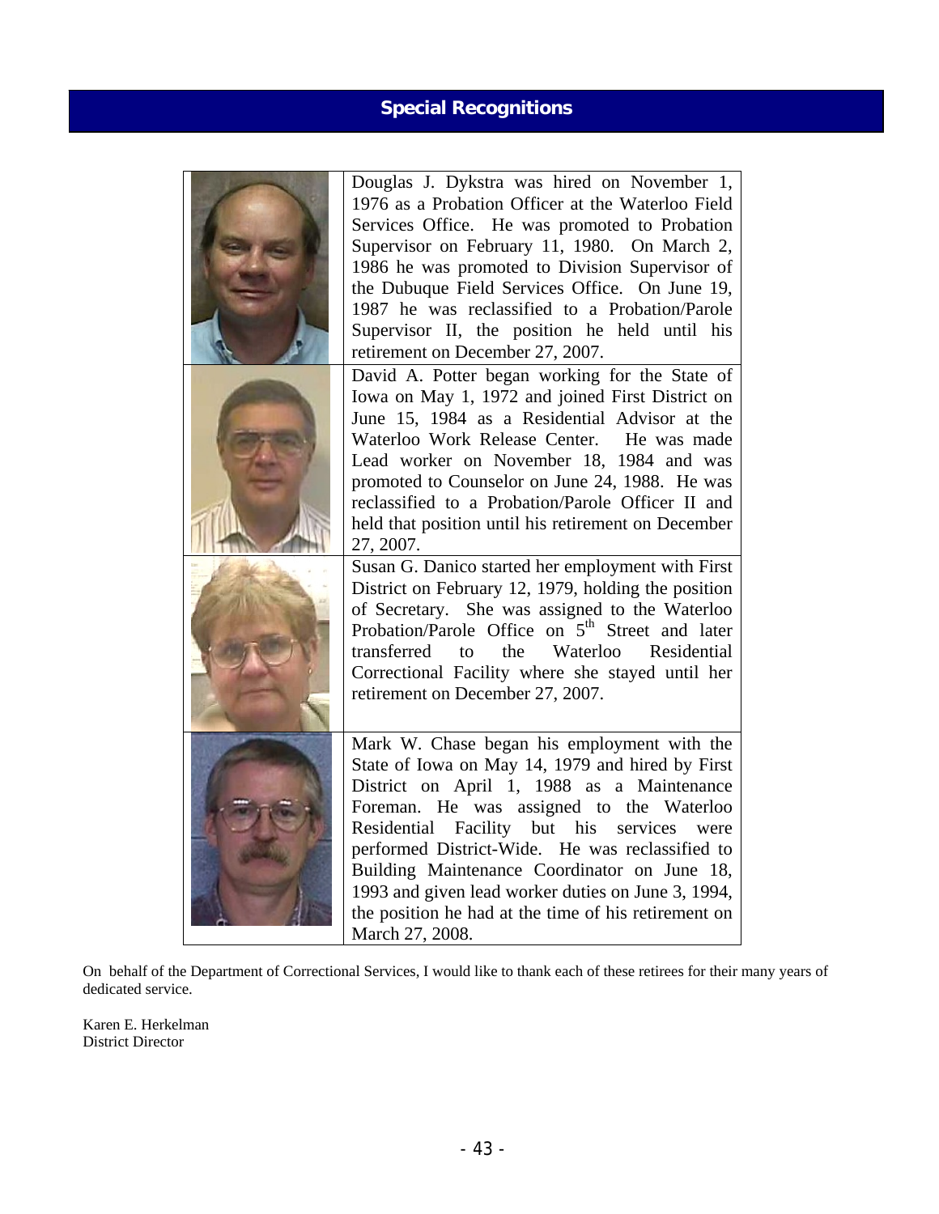## Special Recognitions

Douglas J. Dykstra was hired on November 1, 1976 as a Probation Officer at the Waterloo Field Services Office. He was promoted to Probation Supervisor on February 11, 1980. On March 2, 1986 he was promoted to Division Supervisor of the Dubuque Field Services Office. On June 19, 1987 he was reclassified to a Probation/Parole Supervisor II, the position he held until his retirement on December 27, 2007.

David A. Potter began working for the State of Iowa on May 1, 1972 and joined First District on June 15, 1984 as a Residential Advisor at the Waterloo Work Release Center. He was made Lead worker on November 18, 1984 and was promoted to Counselor on June 24, 1988. He was reclassified to a Probation/Parole Officer II and held that position until his retirement on December 27, 2007.

Susan G. Danico started her employment with First District on February 12, 1979, holding the position of Secretary. She was assigned to the Waterloo Probation/Parole Office on 5th Street and later transferred to the Waterloo Residential Correctional Facility where she stayed until her retirement on December 27, 2007.

Mark W. Chase began his employment with the State of Iowa on May 14, 1979 and hired by First District on April 1, 1988 as a Maintenance Foreman. He was assigned to the Waterloo Residential Facility but his services were performed District-Wide. He was reclassified to Building Maintenance Coordinator on June 18, 1993 and given lead worker duties on June 3, 1994, the position he had at the time of his retirement on March 27, 2008.

On behalf of the Department of Correctional Services, I would like to thank each of these retirees for their many years of dedicated service.

Karen E. Herkelman
District Director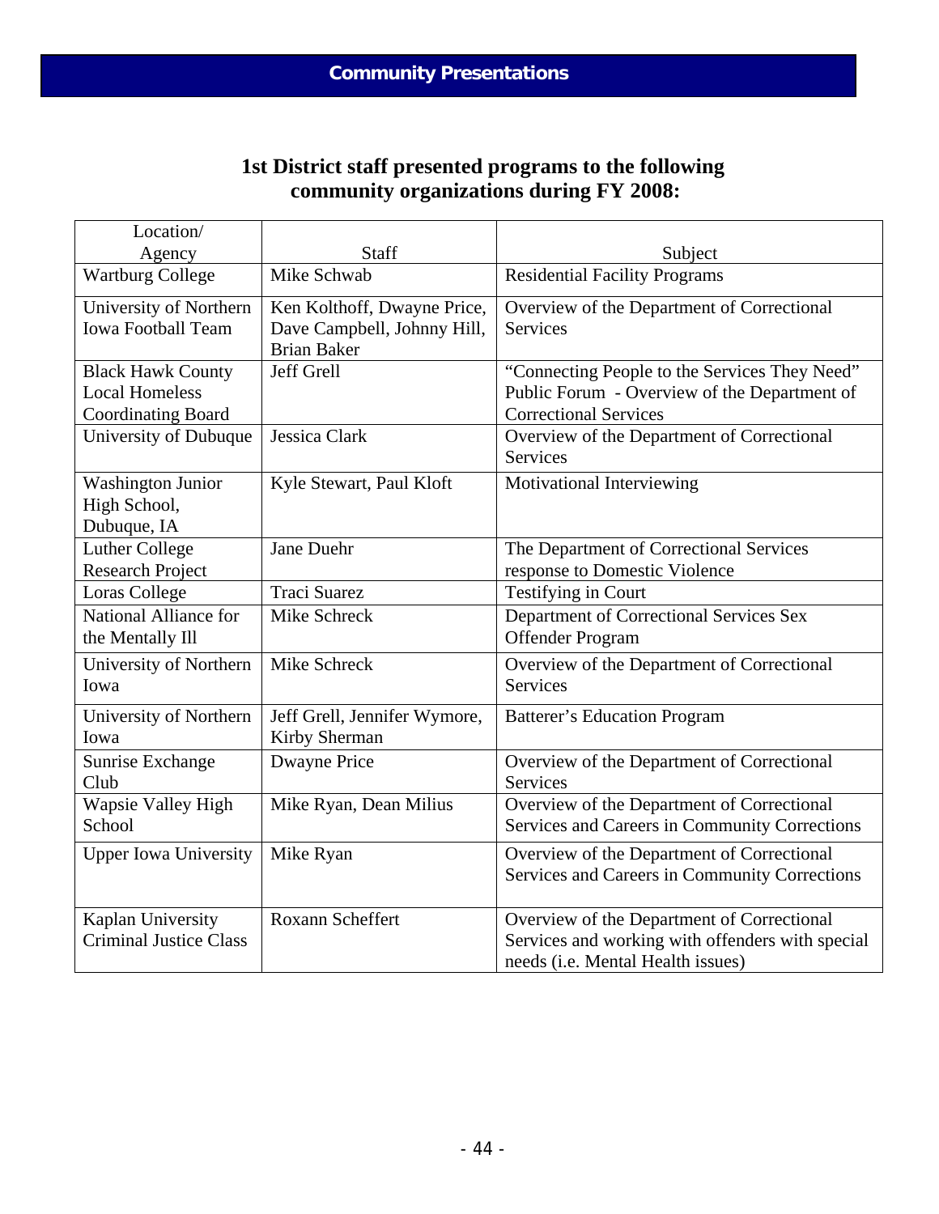# Community Presentations

## 1st District staff presented programs to the following community organizations during FY 2008:

| Location/ Agency | Staff | Subject |
|---|---|---|
| Wartburg College | Mike Schwab | Residential Facility Programs |
| University of Northern Iowa Football Team | Ken Kolthoff, Dwayne Price, Dave Campbell, Johnny Hill, Brian Baker | Overview of the Department of Correctional Services |
| Black Hawk County Local Homeless Coordinating Board | Jeff Grell | "Connecting People to the Services They Need" Public Forum - Overview of the Department of Correctional Services |
| University of Dubuque | Jessica Clark | Overview of the Department of Correctional Services |
| Washington Junior High School, Dubuque, IA | Kyle Stewart, Paul Kloft | Motivational Interviewing |
| Luther College Research Project | Jane Duehr | The Department of Correctional Services response to Domestic Violence |
| Loras College | Traci Suarez | Testifying in Court |
| National Alliance for the Mentally Ill | Mike Schreck | Department of Correctional Services Sex Offender Program |
| University of Northern Iowa | Mike Schreck | Overview of the Department of Correctional Services |
| University of Northern Iowa | Jeff Grell, Jennifer Wymore, Kirby Sherman | Batterer's Education Program |
| Sunrise Exchange Club | Dwayne Price | Overview of the Department of Correctional Services |
| Wapsie Valley High School | Mike Ryan, Dean Milius | Overview of the Department of Correctional Services and Careers in Community Corrections |
| Upper Iowa University | Mike Ryan | Overview of the Department of Correctional Services and Careers in Community Corrections |
| Kaplan University Criminal Justice Class | Roxann Scheffert | Overview of the Department of Correctional Services and working with offenders with special needs (i.e. Mental Health issues) |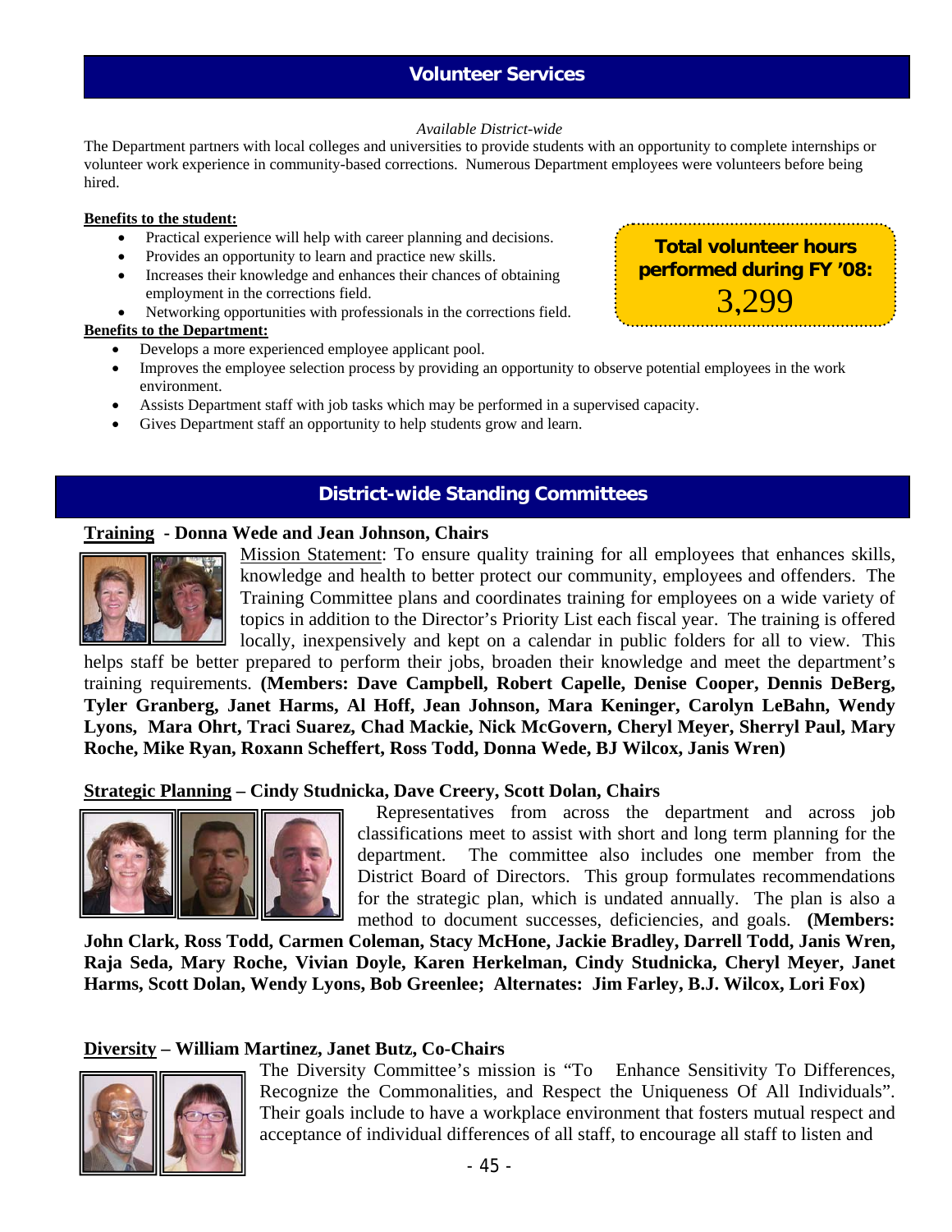## Volunteer Services

*Available District-wide*

The Department partners with local colleges and universities to provide students with an opportunity to complete internships or volunteer work experience in community-based corrections. Numerous Department employees were volunteers before being hired.

**Benefits to the student:**

- Practical experience will help with career planning and decisions.
- Provides an opportunity to learn and practice new skills.
- Increases their knowledge and enhances their chances of obtaining employment in the corrections field.
- Networking opportunities with professionals in the corrections field.

**Total volunteer hours performed during FY '08:**
3,299

**Benefits to the Department:**

- Develops a more experienced employee applicant pool.
- Improves the employee selection process by providing an opportunity to observe potential employees in the work environment.
- Assists Department staff with job tasks which may be performed in a supervised capacity.
- Gives Department staff an opportunity to help students grow and learn.

## District-wide Standing Committees

### Training - Donna Wede and Jean Johnson, Chairs

Mission Statement: To ensure quality training for all employees that enhances skills, knowledge and health to better protect our community, employees and offenders. The Training Committee plans and coordinates training for employees on a wide variety of topics in addition to the Director's Priority List each fiscal year. The training is offered locally, inexpensively and kept on a calendar in public folders for all to view. This helps staff be better prepared to perform their jobs, broaden their knowledge and meet the department's training requirements. **(Members: Dave Campbell, Robert Capelle, Denise Cooper, Dennis DeBerg, Tyler Granberg, Janet Harms, Al Hoff, Jean Johnson, Mara Keninger, Carolyn LeBahn, Wendy Lyons, Mara Ohrt, Traci Suarez, Chad Mackie, Nick McGovern, Cheryl Meyer, Sherryl Paul, Mary Roche, Mike Ryan, Roxann Scheffert, Ross Todd, Donna Wede, BJ Wilcox, Janis Wren)**

### Strategic Planning – Cindy Studnicka, Dave Creery, Scott Dolan, Chairs

Representatives from across the department and across job classifications meet to assist with short and long term planning for the department. The committee also includes one member from the District Board of Directors. This group formulates recommendations for the strategic plan, which is undated annually. The plan is also a method to document successes, deficiencies, and goals. **(Members: John Clark, Ross Todd, Carmen Coleman, Stacy McHone, Jackie Bradley, Darrell Todd, Janis Wren, Raja Seda, Mary Roche, Vivian Doyle, Karen Herkelman, Cindy Studnicka, Cheryl Meyer, Janet Harms, Scott Dolan, Wendy Lyons, Bob Greenlee; Alternates: Jim Farley, B.J. Wilcox, Lori Fox)**

### Diversity – William Martinez, Janet Butz, Co-Chairs

The Diversity Committee's mission is "To Enhance Sensitivity To Differences, Recognize the Commonalities, and Respect the Uniqueness Of All Individuals". Their goals include to have a workplace environment that fosters mutual respect and acceptance of individual differences of all staff, to encourage all staff to listen and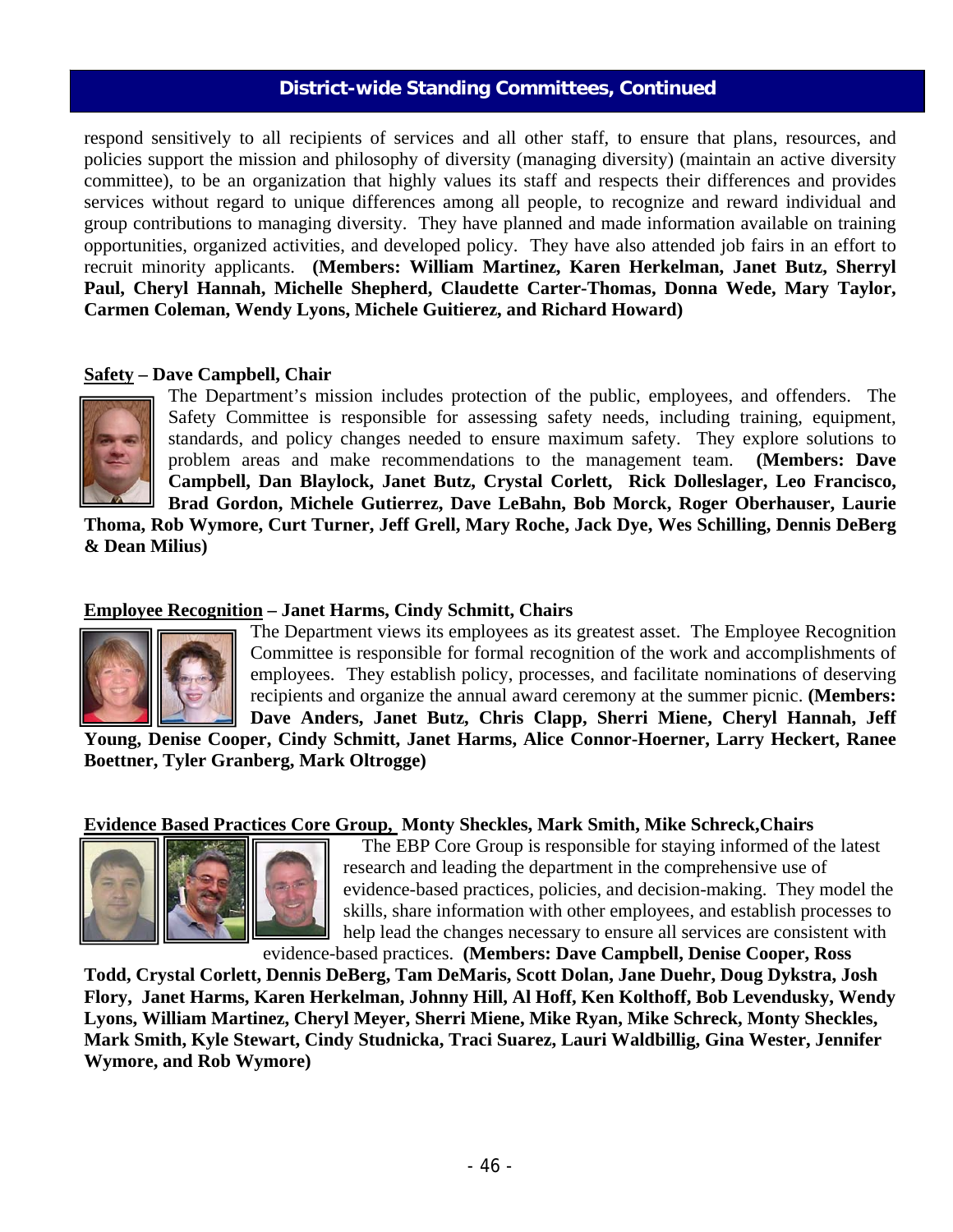## District-wide Standing Committees, Continued

respond sensitively to all recipients of services and all other staff, to ensure that plans, resources, and policies support the mission and philosophy of diversity (managing diversity) (maintain an active diversity committee), to be an organization that highly values its staff and respects their differences and provides services without regard to unique differences among all people, to recognize and reward individual and group contributions to managing diversity. They have planned and made information available on training opportunities, organized activities, and developed policy. They have also attended job fairs in an effort to recruit minority applicants. **(Members: William Martinez, Karen Herkelman, Janet Butz, Sherryl Paul, Cheryl Hannah, Michelle Shepherd, Claudette Carter-Thomas, Donna Wede, Mary Taylor, Carmen Coleman, Wendy Lyons, Michele Guitierez, and Richard Howard)**

**Safety – Dave Campbell, Chair**

The Department's mission includes protection of the public, employees, and offenders. The Safety Committee is responsible for assessing safety needs, including training, equipment, standards, and policy changes needed to ensure maximum safety. They explore solutions to problem areas and make recommendations to the management team. **(Members: Dave Campbell, Dan Blaylock, Janet Butz, Crystal Corlett, Rick Dolleslager, Leo Francisco, Brad Gordon, Michele Gutierrez, Dave LeBahn, Bob Morck, Roger Oberhauser, Laurie Thoma, Rob Wymore, Curt Turner, Jeff Grell, Mary Roche, Jack Dye, Wes Schilling, Dennis DeBerg & Dean Milius)**

**Employee Recognition – Janet Harms, Cindy Schmitt, Chairs**

The Department views its employees as its greatest asset. The Employee Recognition Committee is responsible for formal recognition of the work and accomplishments of employees. They establish policy, processes, and facilitate nominations of deserving recipients and organize the annual award ceremony at the summer picnic. **(Members: Dave Anders, Janet Butz, Chris Clapp, Sherri Miene, Cheryl Hannah, Jeff Young, Denise Cooper, Cindy Schmitt, Janet Harms, Alice Connor-Hoerner, Larry Heckert, Ranee Boettner, Tyler Granberg, Mark Oltrogge)**

**Evidence Based Practices Core Group, Monty Sheckles, Mark Smith, Mike Schreck, Chairs**

The EBP Core Group is responsible for staying informed of the latest research and leading the department in the comprehensive use of evidence-based practices, policies, and decision-making. They model the skills, share information with other employees, and establish processes to help lead the changes necessary to ensure all services are consistent with evidence-based practices. **(Members: Dave Campbell, Denise Cooper, Ross Todd, Crystal Corlett, Dennis DeBerg, Tam DeMaris, Scott Dolan, Jane Duehr, Doug Dykstra, Josh Flory, Janet Harms, Karen Herkelman, Johnny Hill, Al Hoff, Ken Kolthoff, Bob Levendusky, Wendy Lyons, William Martinez, Cheryl Meyer, Sherri Miene, Mike Ryan, Mike Schreck, Monty Sheckles, Mark Smith, Kyle Stewart, Cindy Studnicka, Traci Suarez, Lauri Waldbillig, Gina Wester, Jennifer Wymore, and Rob Wymore)**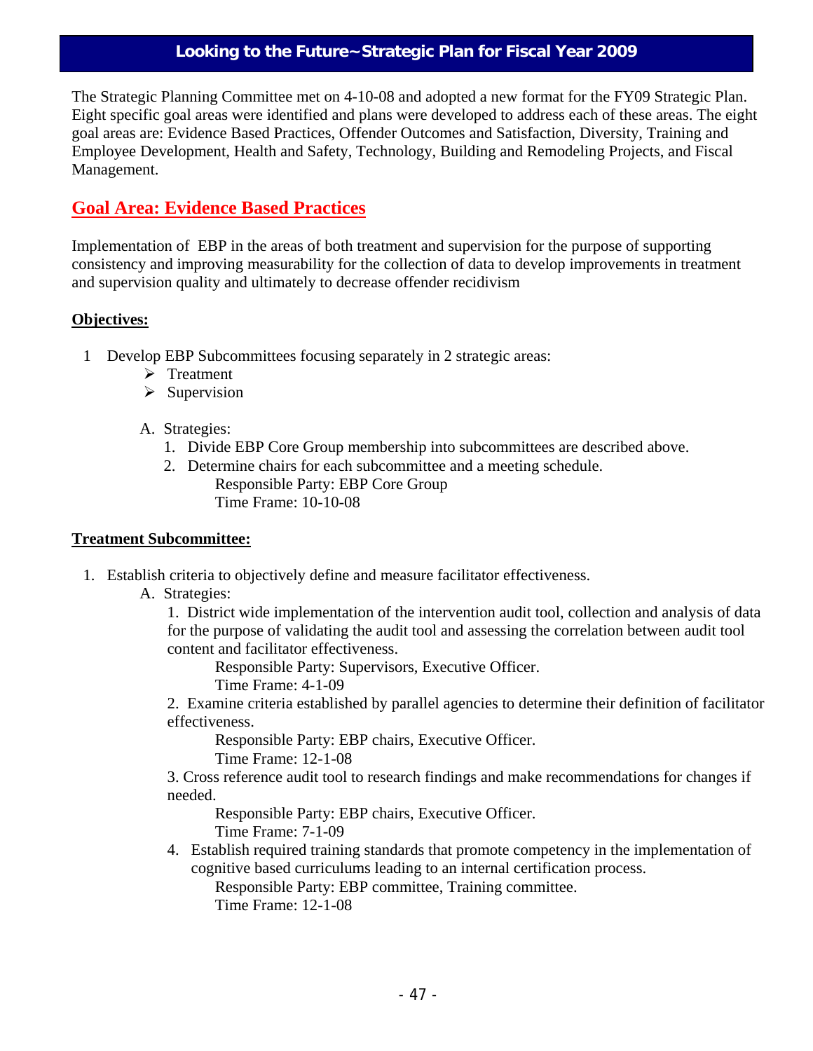# Looking to the Future~Strategic Plan for Fiscal Year 2009

The Strategic Planning Committee met on 4-10-08 and adopted a new format for the FY09 Strategic Plan. Eight specific goal areas were identified and plans were developed to address each of these areas. The eight goal areas are: Evidence Based Practices, Offender Outcomes and Satisfaction, Diversity, Training and Employee Development, Health and Safety, Technology, Building and Remodeling Projects, and Fiscal Management.

## Goal Area: Evidence Based Practices

Implementation of EBP in the areas of both treatment and supervision for the purpose of supporting consistency and improving measurability for the collection of data to develop improvements in treatment and supervision quality and ultimately to decrease offender recidivism

**Objectives:**

1 Develop EBP Subcommittees focusing separately in 2 strategic areas:
- Treatment
- Supervision

A. Strategies:
1. Divide EBP Core Group membership into subcommittees are described above.
2. Determine chairs for each subcommittee and a meeting schedule.
   Responsible Party: EBP Core Group
   Time Frame: 10-10-08

**Treatment Subcommittee:**

1. Establish criteria to objectively define and measure facilitator effectiveness.

A. Strategies:

1. District wide implementation of the intervention audit tool, collection and analysis of data for the purpose of validating the audit tool and assessing the correlation between audit tool content and facilitator effectiveness.
   Responsible Party: Supervisors, Executive Officer.
   Time Frame: 4-1-09
2. Examine criteria established by parallel agencies to determine their definition of facilitator effectiveness.
   Responsible Party: EBP chairs, Executive Officer.
   Time Frame: 12-1-08
3. Cross reference audit tool to research findings and make recommendations for changes if needed.
   Responsible Party: EBP chairs, Executive Officer.
   Time Frame: 7-1-09
4. Establish required training standards that promote competency in the implementation of cognitive based curriculums leading to an internal certification process.
   Responsible Party: EBP committee, Training committee.
   Time Frame: 12-1-08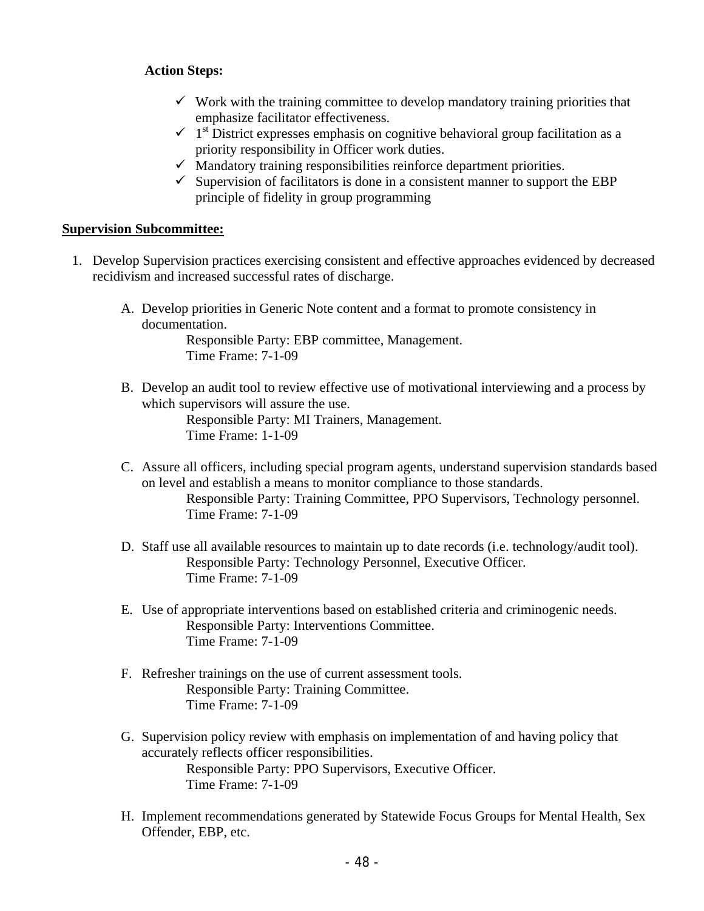**Action Steps:**

- ✓ Work with the training committee to develop mandatory training priorities that emphasize facilitator effectiveness.
- ✓ 1st District expresses emphasis on cognitive behavioral group facilitation as a priority responsibility in Officer work duties.
- ✓ Mandatory training responsibilities reinforce department priorities.
- ✓ Supervision of facilitators is done in a consistent manner to support the EBP principle of fidelity in group programming

**Supervision Subcommittee:**

1. Develop Supervision practices exercising consistent and effective approaches evidenced by decreased recidivism and increased successful rates of discharge.

   A. Develop priorities in Generic Note content and a format to promote consistency in documentation.
      Responsible Party: EBP committee, Management.
      Time Frame: 7-1-09

   B. Develop an audit tool to review effective use of motivational interviewing and a process by which supervisors will assure the use.
      Responsible Party: MI Trainers, Management.
      Time Frame: 1-1-09

   C. Assure all officers, including special program agents, understand supervision standards based on level and establish a means to monitor compliance to those standards.
      Responsible Party: Training Committee, PPO Supervisors, Technology personnel.
      Time Frame: 7-1-09

   D. Staff use all available resources to maintain up to date records (i.e. technology/audit tool).
      Responsible Party: Technology Personnel, Executive Officer.
      Time Frame: 7-1-09

   E. Use of appropriate interventions based on established criteria and criminogenic needs.
      Responsible Party: Interventions Committee.
      Time Frame: 7-1-09

   F. Refresher trainings on the use of current assessment tools.
      Responsible Party: Training Committee.
      Time Frame: 7-1-09

   G. Supervision policy review with emphasis on implementation of and having policy that accurately reflects officer responsibilities.
      Responsible Party: PPO Supervisors, Executive Officer.
      Time Frame: 7-1-09

   H. Implement recommendations generated by Statewide Focus Groups for Mental Health, Sex Offender, EBP, etc.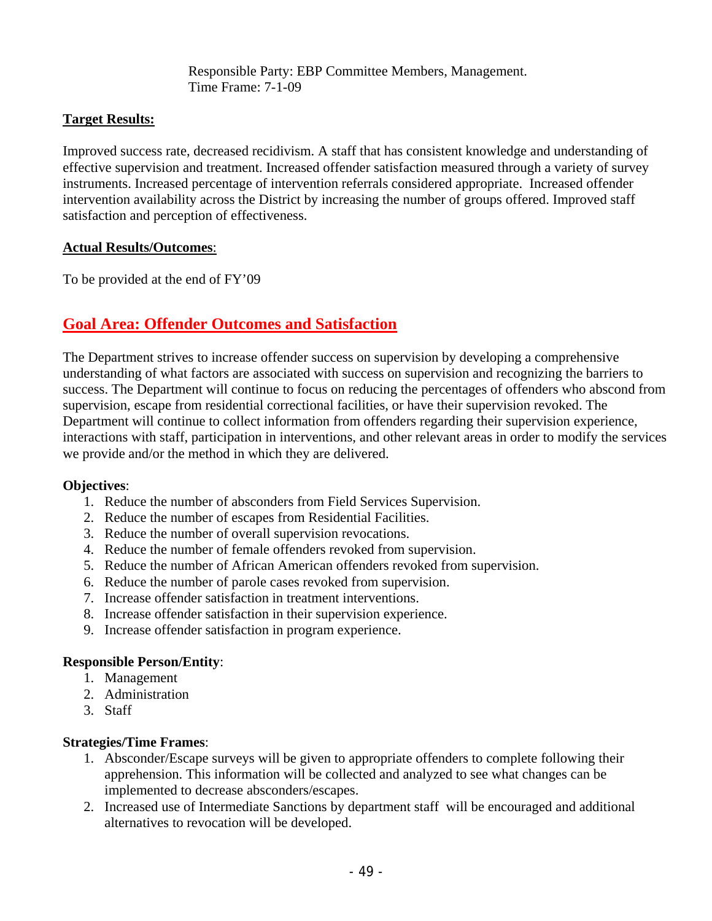Responsible Party: EBP Committee Members, Management.
Time Frame: 7-1-09

**Target Results:**

Improved success rate, decreased recidivism. A staff that has consistent knowledge and understanding of effective supervision and treatment. Increased offender satisfaction measured through a variety of survey instruments. Increased percentage of intervention referrals considered appropriate. Increased offender intervention availability across the District by increasing the number of groups offered. Improved staff satisfaction and perception of effectiveness.

**Actual Results/Outcomes**:

To be provided at the end of FY'09

## Goal Area: Offender Outcomes and Satisfaction

The Department strives to increase offender success on supervision by developing a comprehensive understanding of what factors are associated with success on supervision and recognizing the barriers to success. The Department will continue to focus on reducing the percentages of offenders who abscond from supervision, escape from residential correctional facilities, or have their supervision revoked. The Department will continue to collect information from offenders regarding their supervision experience, interactions with staff, participation in interventions, and other relevant areas in order to modify the services we provide and/or the method in which they are delivered.

**Objectives**:

1. Reduce the number of absconders from Field Services Supervision.
2. Reduce the number of escapes from Residential Facilities.
3. Reduce the number of overall supervision revocations.
4. Reduce the number of female offenders revoked from supervision.
5. Reduce the number of African American offenders revoked from supervision.
6. Reduce the number of parole cases revoked from supervision.
7. Increase offender satisfaction in treatment interventions.
8. Increase offender satisfaction in their supervision experience.
9. Increase offender satisfaction in program experience.

**Responsible Person/Entity**:

1. Management
2. Administration
3. Staff

**Strategies/Time Frames**:

1. Absconder/Escape surveys will be given to appropriate offenders to complete following their apprehension. This information will be collected and analyzed to see what changes can be implemented to decrease absconders/escapes.
2. Increased use of Intermediate Sanctions by department staff will be encouraged and additional alternatives to revocation will be developed.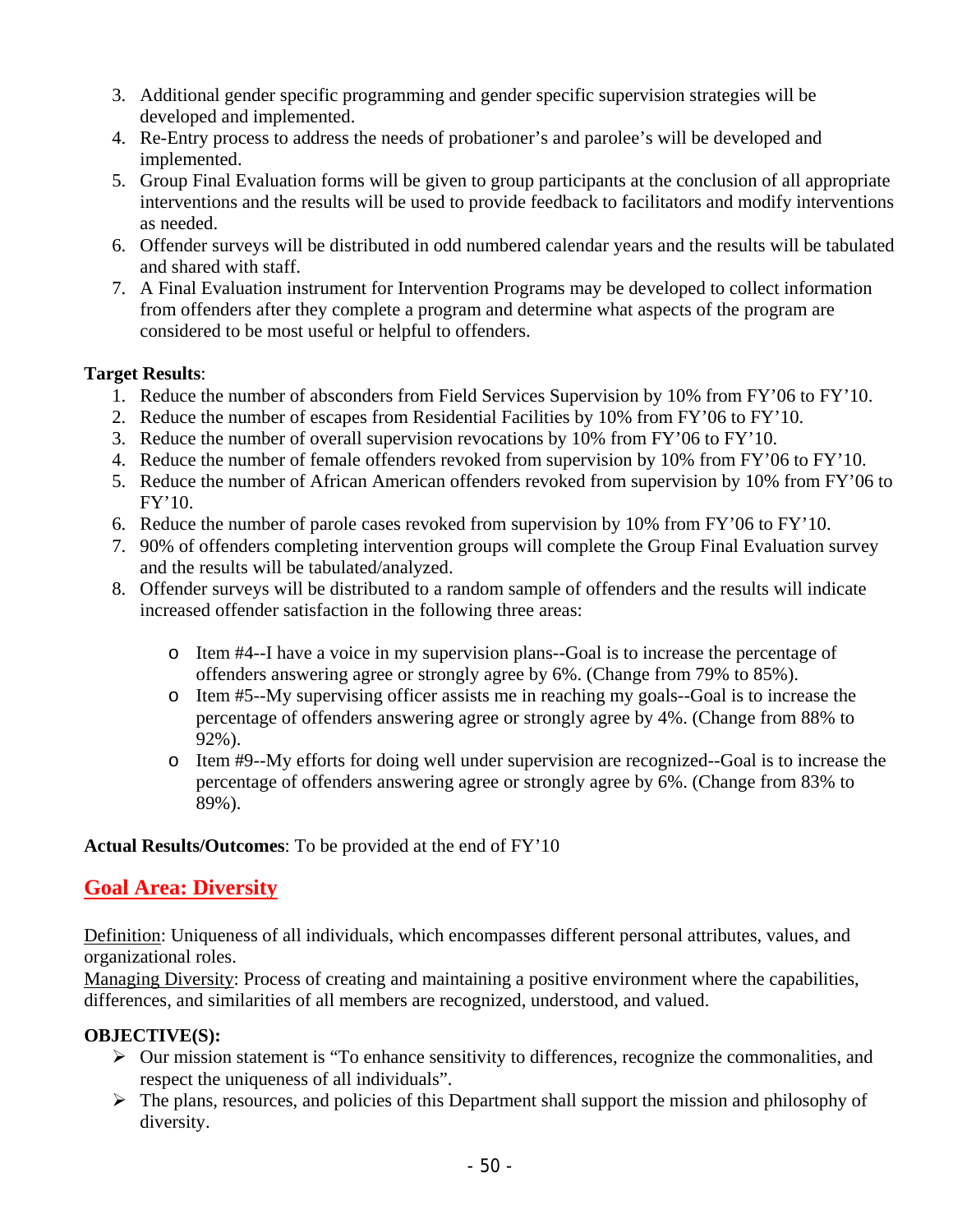3. Additional gender specific programming and gender specific supervision strategies will be developed and implemented.
4. Re-Entry process to address the needs of probationer's and parolee's will be developed and implemented.
5. Group Final Evaluation forms will be given to group participants at the conclusion of all appropriate interventions and the results will be used to provide feedback to facilitators and modify interventions as needed.
6. Offender surveys will be distributed in odd numbered calendar years and the results will be tabulated and shared with staff.
7. A Final Evaluation instrument for Intervention Programs may be developed to collect information from offenders after they complete a program and determine what aspects of the program are considered to be most useful or helpful to offenders.

**Target Results**:

1. Reduce the number of absconders from Field Services Supervision by 10% from FY'06 to FY'10.
2. Reduce the number of escapes from Residential Facilities by 10% from FY'06 to FY'10.
3. Reduce the number of overall supervision revocations by 10% from FY'06 to FY'10.
4. Reduce the number of female offenders revoked from supervision by 10% from FY'06 to FY'10.
5. Reduce the number of African American offenders revoked from supervision by 10% from FY'06 to FY'10.
6. Reduce the number of parole cases revoked from supervision by 10% from FY'06 to FY'10.
7. 90% of offenders completing intervention groups will complete the Group Final Evaluation survey and the results will be tabulated/analyzed.
8. Offender surveys will be distributed to a random sample of offenders and the results will indicate increased offender satisfaction in the following three areas:
   - Item #4--I have a voice in my supervision plans--Goal is to increase the percentage of offenders answering agree or strongly agree by 6%. (Change from 79% to 85%).
   - Item #5--My supervising officer assists me in reaching my goals--Goal is to increase the percentage of offenders answering agree or strongly agree by 4%. (Change from 88% to 92%).
   - Item #9--My efforts for doing well under supervision are recognized--Goal is to increase the percentage of offenders answering agree or strongly agree by 6%. (Change from 83% to 89%).

**Actual Results/Outcomes**: To be provided at the end of FY'10

## Goal Area: Diversity

Definition: Uniqueness of all individuals, which encompasses different personal attributes, values, and organizational roles.
Managing Diversity: Process of creating and maintaining a positive environment where the capabilities, differences, and similarities of all members are recognized, understood, and valued.

**OBJECTIVE(S):**

- Our mission statement is "To enhance sensitivity to differences, recognize the commonalities, and respect the uniqueness of all individuals".
- The plans, resources, and policies of this Department shall support the mission and philosophy of diversity.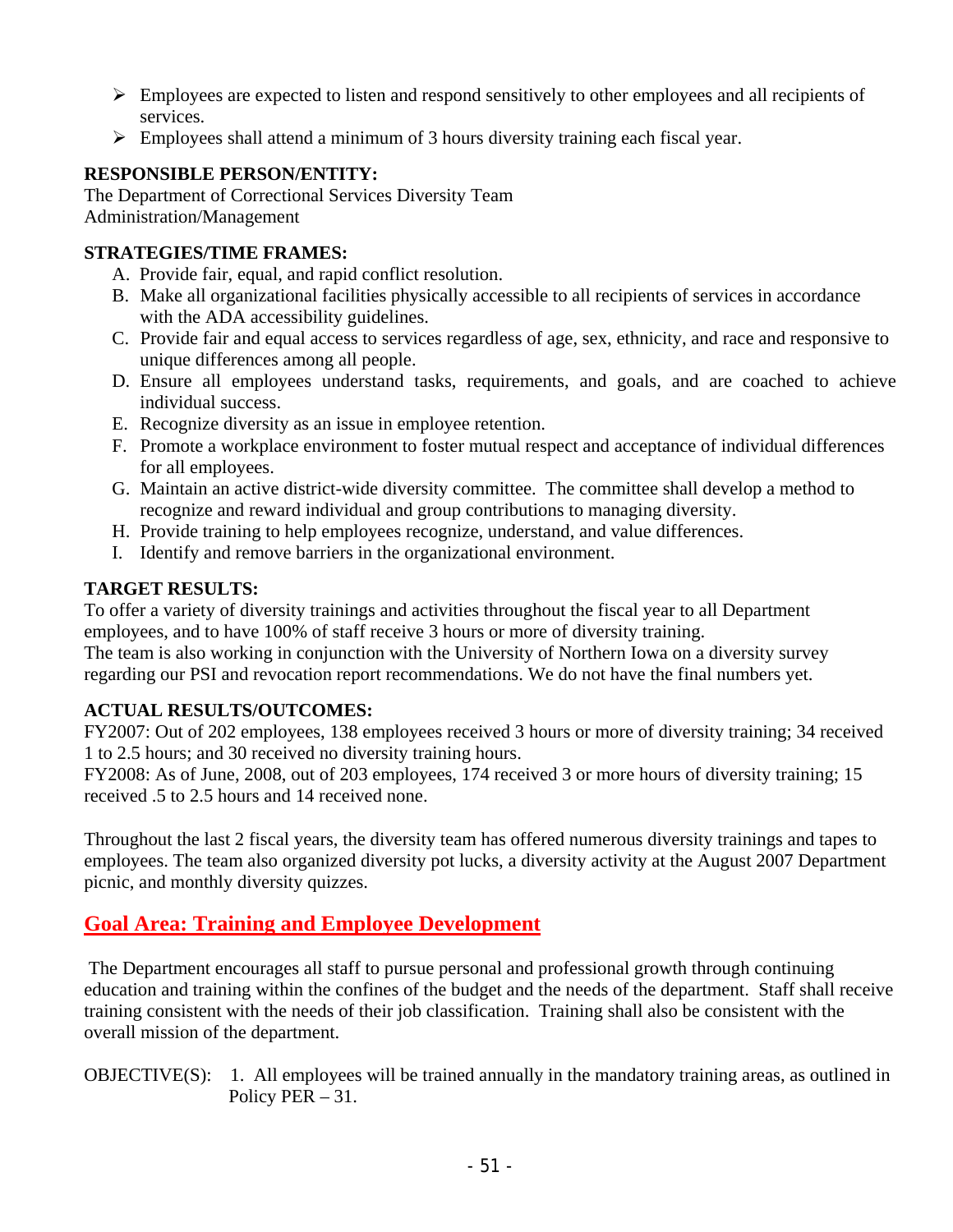- Employees are expected to listen and respond sensitively to other employees and all recipients of services.
- Employees shall attend a minimum of 3 hours diversity training each fiscal year.

**RESPONSIBLE PERSON/ENTITY:**
The Department of Correctional Services Diversity Team
Administration/Management

**STRATEGIES/TIME FRAMES:**

A. Provide fair, equal, and rapid conflict resolution.
B. Make all organizational facilities physically accessible to all recipients of services in accordance with the ADA accessibility guidelines.
C. Provide fair and equal access to services regardless of age, sex, ethnicity, and race and responsive to unique differences among all people.
D. Ensure all employees understand tasks, requirements, and goals, and are coached to achieve individual success.
E. Recognize diversity as an issue in employee retention.
F. Promote a workplace environment to foster mutual respect and acceptance of individual differences for all employees.
G. Maintain an active district-wide diversity committee. The committee shall develop a method to recognize and reward individual and group contributions to managing diversity.
H. Provide training to help employees recognize, understand, and value differences.
I. Identify and remove barriers in the organizational environment.

**TARGET RESULTS:**
To offer a variety of diversity trainings and activities throughout the fiscal year to all Department employees, and to have 100% of staff receive 3 hours or more of diversity training.
The team is also working in conjunction with the University of Northern Iowa on a diversity survey regarding our PSI and revocation report recommendations. We do not have the final numbers yet.

**ACTUAL RESULTS/OUTCOMES:**
FY2007: Out of 202 employees, 138 employees received 3 hours or more of diversity training; 34 received 1 to 2.5 hours; and 30 received no diversity training hours.
FY2008: As of June, 2008, out of 203 employees, 174 received 3 or more hours of diversity training; 15 received .5 to 2.5 hours and 14 received none.

Throughout the last 2 fiscal years, the diversity team has offered numerous diversity trainings and tapes to employees. The team also organized diversity pot lucks, a diversity activity at the August 2007 Department picnic, and monthly diversity quizzes.

## Goal Area: Training and Employee Development

The Department encourages all staff to pursue personal and professional growth through continuing education and training within the confines of the budget and the needs of the department. Staff shall receive training consistent with the needs of their job classification. Training shall also be consistent with the overall mission of the department.

OBJECTIVE(S): 1. All employees will be trained annually in the mandatory training areas, as outlined in Policy PER – 31.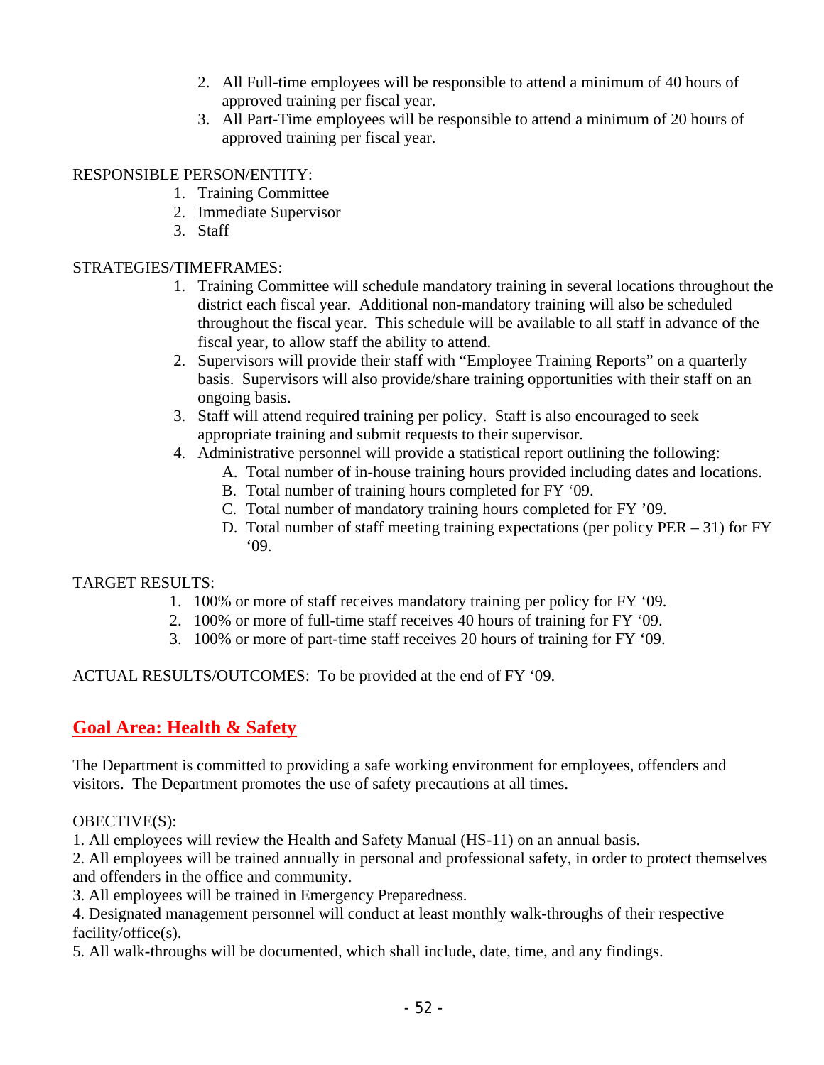2. All Full-time employees will be responsible to attend a minimum of 40 hours of approved training per fiscal year.
3. All Part-Time employees will be responsible to attend a minimum of 20 hours of approved training per fiscal year.

RESPONSIBLE PERSON/ENTITY:

1. Training Committee
2. Immediate Supervisor
3. Staff

STRATEGIES/TIMEFRAMES:

1. Training Committee will schedule mandatory training in several locations throughout the district each fiscal year. Additional non-mandatory training will also be scheduled throughout the fiscal year. This schedule will be available to all staff in advance of the fiscal year, to allow staff the ability to attend.
2. Supervisors will provide their staff with "Employee Training Reports" on a quarterly basis. Supervisors will also provide/share training opportunities with their staff on an ongoing basis.
3. Staff will attend required training per policy. Staff is also encouraged to seek appropriate training and submit requests to their supervisor.
4. Administrative personnel will provide a statistical report outlining the following:
   - A. Total number of in-house training hours provided including dates and locations.
   - B. Total number of training hours completed for FY '09.
   - C. Total number of mandatory training hours completed for FY '09.
   - D. Total number of staff meeting training expectations (per policy PER – 31) for FY '09.

TARGET RESULTS:

1. 100% or more of staff receives mandatory training per policy for FY '09.
2. 100% or more of full-time staff receives 40 hours of training for FY '09.
3. 100% or more of part-time staff receives 20 hours of training for FY '09.

ACTUAL RESULTS/OUTCOMES: To be provided at the end of FY '09.

## Goal Area: Health & Safety

The Department is committed to providing a safe working environment for employees, offenders and visitors. The Department promotes the use of safety precautions at all times.

OBJECTIVE(S):

1. All employees will review the Health and Safety Manual (HS-11) on an annual basis.
2. All employees will be trained annually in personal and professional safety, in order to protect themselves and offenders in the office and community.
3. All employees will be trained in Emergency Preparedness.
4. Designated management personnel will conduct at least monthly walk-throughs of their respective facility/office(s).
5. All walk-throughs will be documented, which shall include, date, time, and any findings.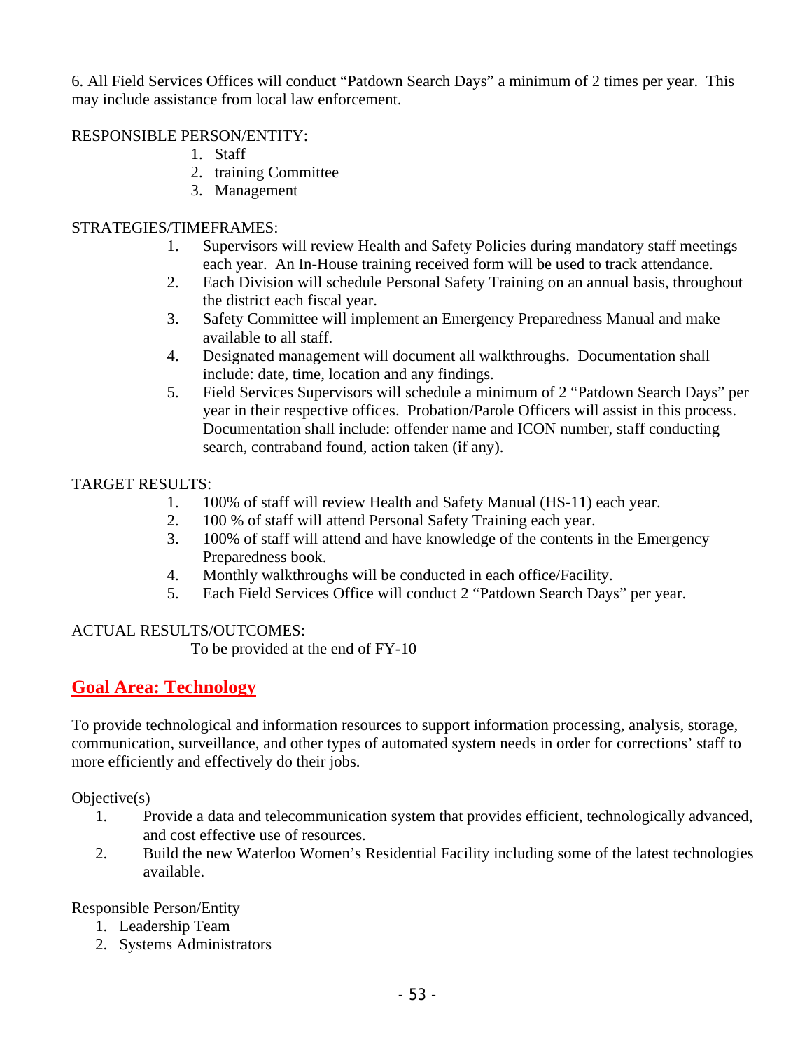6. All Field Services Offices will conduct "Patdown Search Days" a minimum of 2 times per year. This may include assistance from local law enforcement.

RESPONSIBLE PERSON/ENTITY:

1. Staff
2. training Committee
3. Management

STRATEGIES/TIMEFRAMES:

1. Supervisors will review Health and Safety Policies during mandatory staff meetings each year. An In-House training received form will be used to track attendance.
2. Each Division will schedule Personal Safety Training on an annual basis, throughout the district each fiscal year.
3. Safety Committee will implement an Emergency Preparedness Manual and make available to all staff.
4. Designated management will document all walkthroughs. Documentation shall include: date, time, location and any findings.
5. Field Services Supervisors will schedule a minimum of 2 "Patdown Search Days" per year in their respective offices. Probation/Parole Officers will assist in this process. Documentation shall include: offender name and ICON number, staff conducting search, contraband found, action taken (if any).

TARGET RESULTS:

1. 100% of staff will review Health and Safety Manual (HS-11) each year.
2. 100 % of staff will attend Personal Safety Training each year.
3. 100% of staff will attend and have knowledge of the contents in the Emergency Preparedness book.
4. Monthly walkthroughs will be conducted in each office/Facility.
5. Each Field Services Office will conduct 2 "Patdown Search Days" per year.

ACTUAL RESULTS/OUTCOMES:

To be provided at the end of FY-10

## Goal Area: Technology

To provide technological and information resources to support information processing, analysis, storage, communication, surveillance, and other types of automated system needs in order for corrections' staff to more efficiently and effectively do their jobs.

Objective(s)

1. Provide a data and telecommunication system that provides efficient, technologically advanced, and cost effective use of resources.
2. Build the new Waterloo Women's Residential Facility including some of the latest technologies available.

Responsible Person/Entity

1. Leadership Team
2. Systems Administrators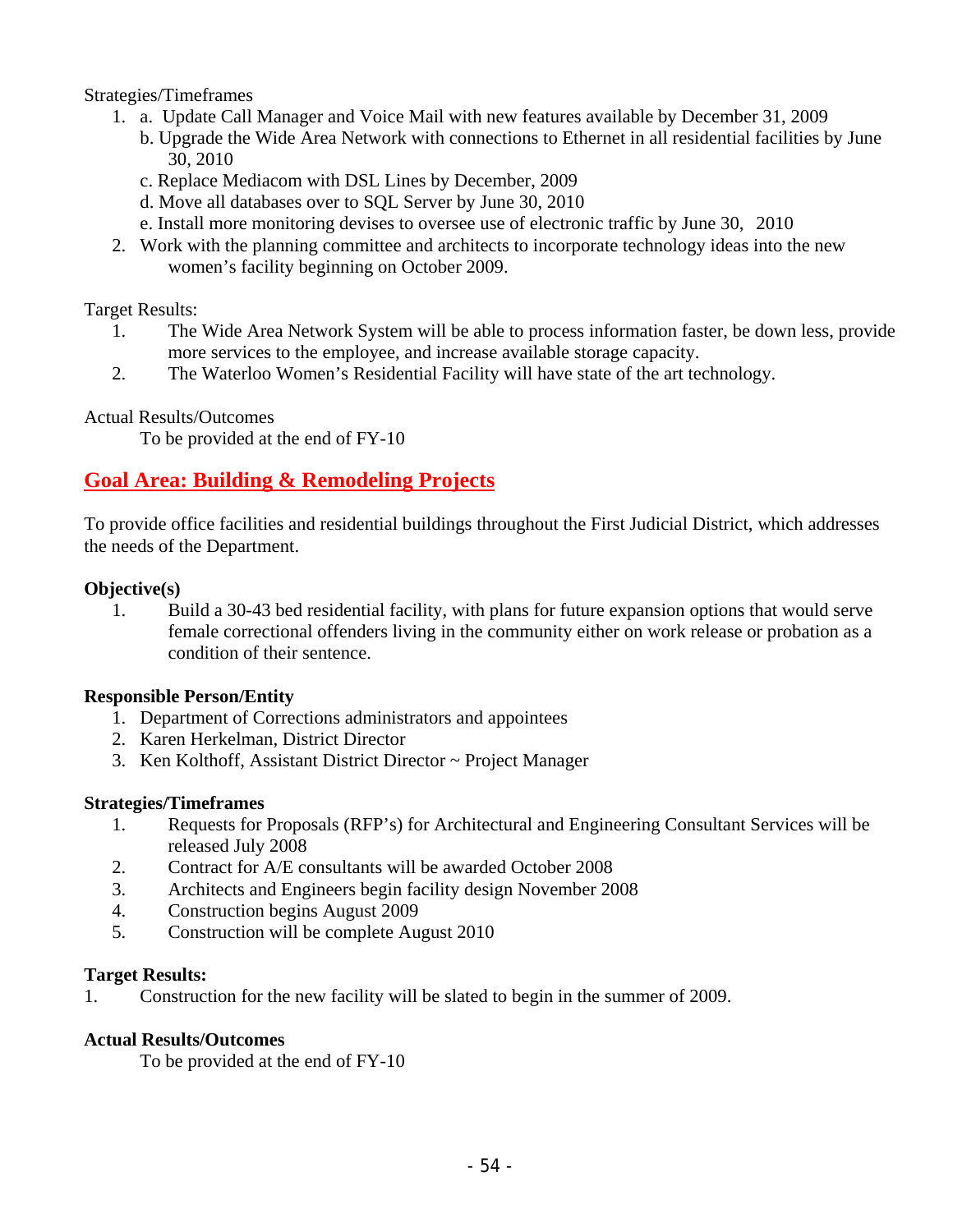Strategies/Timeframes

1. a. Update Call Manager and Voice Mail with new features available by December 31, 2009
   b. Upgrade the Wide Area Network with connections to Ethernet in all residential facilities by June 30, 2010
   c. Replace Mediacom with DSL Lines by December, 2009
   d. Move all databases over to SQL Server by June 30, 2010
   e. Install more monitoring devises to oversee use of electronic traffic by June 30, 2010
2. Work with the planning committee and architects to incorporate technology ideas into the new women's facility beginning on October 2009.

Target Results:

1. The Wide Area Network System will be able to process information faster, be down less, provide more services to the employee, and increase available storage capacity.
2. The Waterloo Women's Residential Facility will have state of the art technology.

Actual Results/Outcomes

To be provided at the end of FY-10

## Goal Area: Building & Remodeling Projects

To provide office facilities and residential buildings throughout the First Judicial District, which addresses the needs of the Department.

**Objective(s)**

1. Build a 30-43 bed residential facility, with plans for future expansion options that would serve female correctional offenders living in the community either on work release or probation as a condition of their sentence.

**Responsible Person/Entity**

1. Department of Corrections administrators and appointees
2. Karen Herkelman, District Director
3. Ken Kolthoff, Assistant District Director ~ Project Manager

**Strategies/Timeframes**

1. Requests for Proposals (RFP's) for Architectural and Engineering Consultant Services will be released July 2008
2. Contract for A/E consultants will be awarded October 2008
3. Architects and Engineers begin facility design November 2008
4. Construction begins August 2009
5. Construction will be complete August 2010

**Target Results:**

1. Construction for the new facility will be slated to begin in the summer of 2009.

**Actual Results/Outcomes**

To be provided at the end of FY-10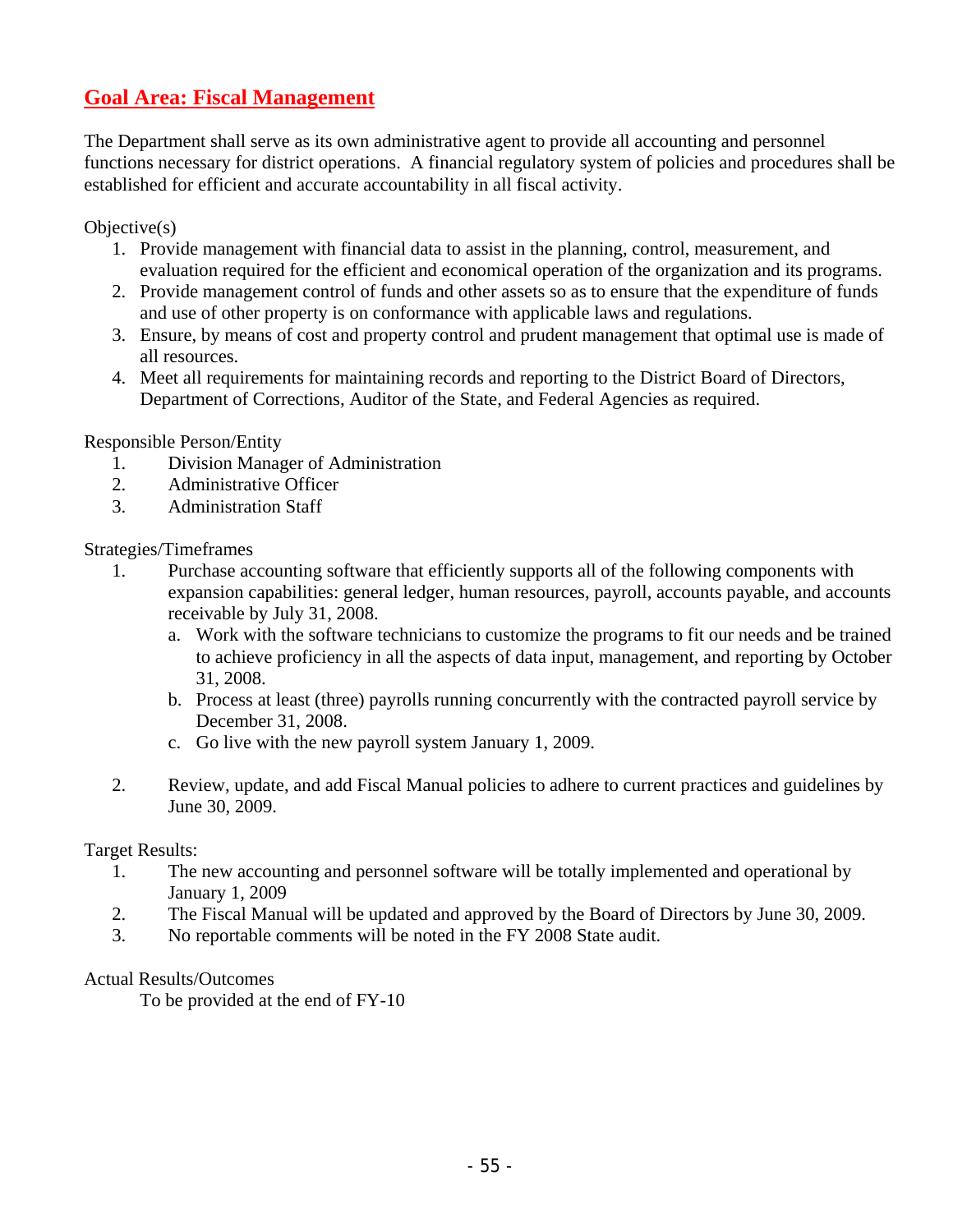## Goal Area: Fiscal Management

The Department shall serve as its own administrative agent to provide all accounting and personnel functions necessary for district operations. A financial regulatory system of policies and procedures shall be established for efficient and accurate accountability in all fiscal activity.

Objective(s)

1. Provide management with financial data to assist in the planning, control, measurement, and evaluation required for the efficient and economical operation of the organization and its programs.
2. Provide management control of funds and other assets so as to ensure that the expenditure of funds and use of other property is on conformance with applicable laws and regulations.
3. Ensure, by means of cost and property control and prudent management that optimal use is made of all resources.
4. Meet all requirements for maintaining records and reporting to the District Board of Directors, Department of Corrections, Auditor of the State, and Federal Agencies as required.

Responsible Person/Entity

1. Division Manager of Administration
2. Administrative Officer
3. Administration Staff

Strategies/Timeframes

1. Purchase accounting software that efficiently supports all of the following components with expansion capabilities: general ledger, human resources, payroll, accounts payable, and accounts receivable by July 31, 2008.
    a. Work with the software technicians to customize the programs to fit our needs and be trained to achieve proficiency in all the aspects of data input, management, and reporting by October 31, 2008.
    b. Process at least (three) payrolls running concurrently with the contracted payroll service by December 31, 2008.
    c. Go live with the new payroll system January 1, 2009.

2. Review, update, and add Fiscal Manual policies to adhere to current practices and guidelines by June 30, 2009.

Target Results:

1. The new accounting and personnel software will be totally implemented and operational by January 1, 2009
2. The Fiscal Manual will be updated and approved by the Board of Directors by June 30, 2009.
3. No reportable comments will be noted in the FY 2008 State audit.

Actual Results/Outcomes

To be provided at the end of FY-10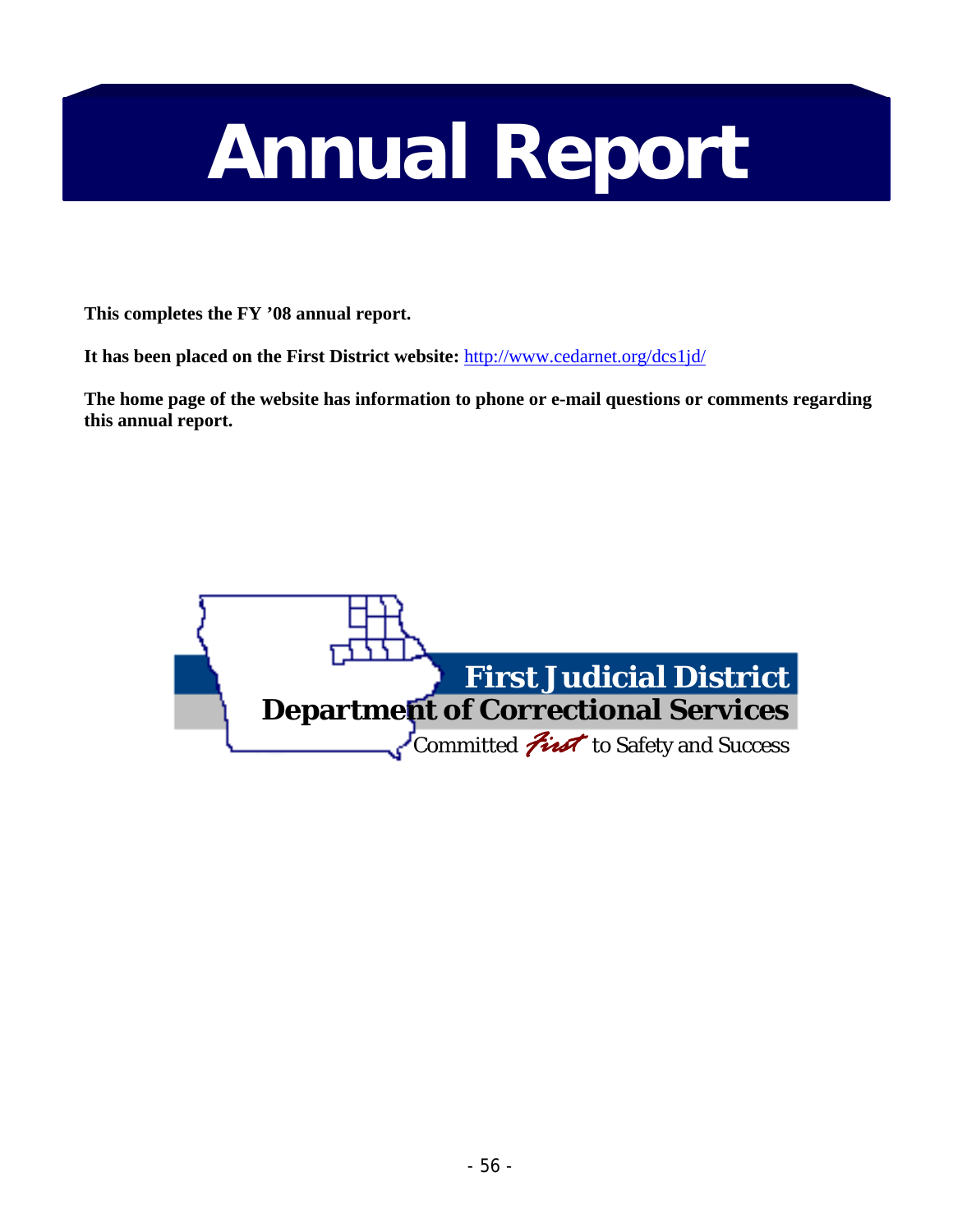# Annual Report

**This completes the FY '08 annual report.**

**It has been placed on the First District website:** http://www.cedarnet.org/dcs1jd/

**The home page of the website has information to phone or e-mail questions or comments regarding this annual report.**

**First Judicial District**

**Department of Correctional Services**

Committed *First* to Safety and Success